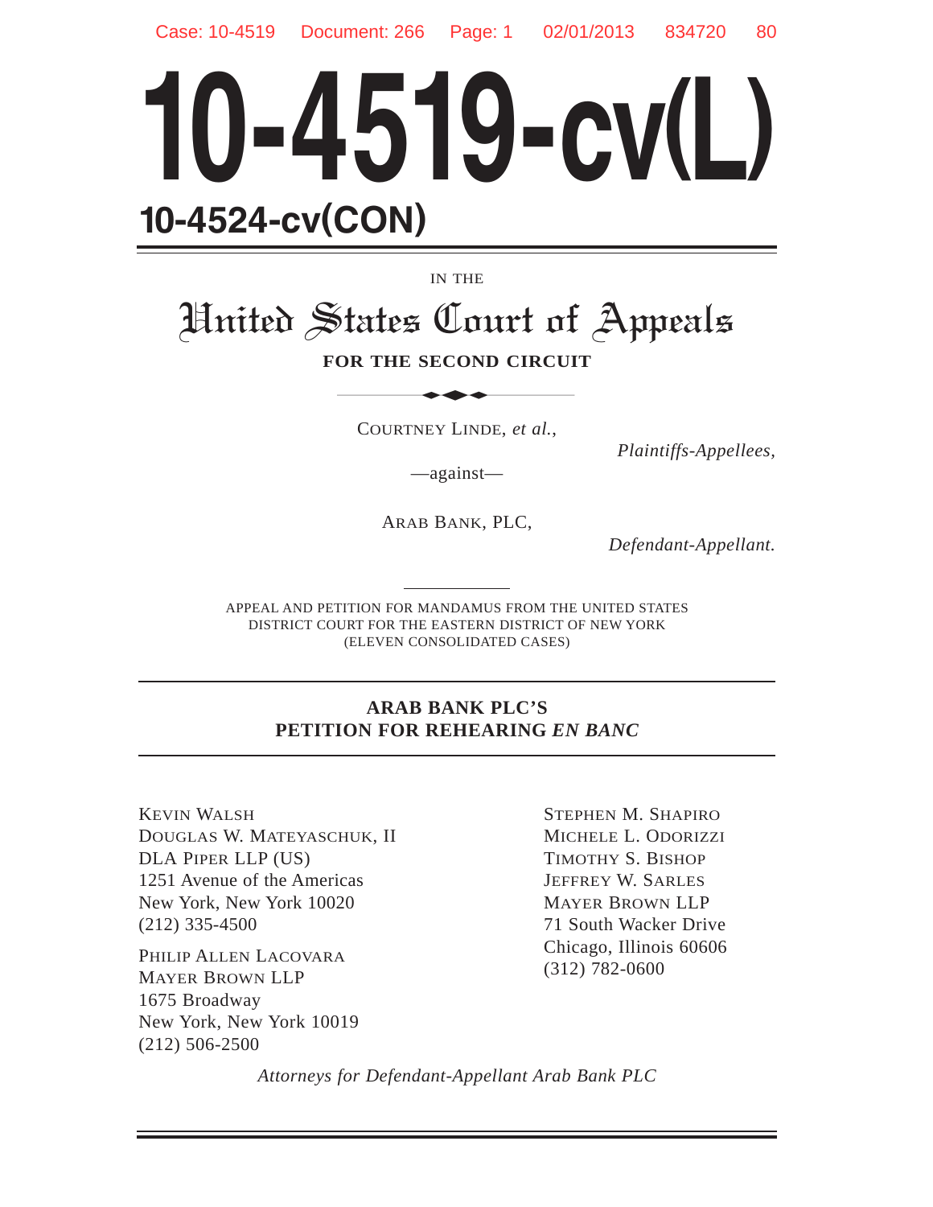# 10-4519-cv(L)

## 10-4524-cv(CON)

IN THE

# United States Court of Appeals

**FOR THE SECOND CIRCUIT**

COURTNEY LINDE, *et al.*,

*Plaintiffs-Appellees,*

—against—

ARAB BANK, PLC,

*Defendant-Appellant.*

APPEAL AND PETITION FOR MANDAMUS FROM THE UNITED STATES DISTRICT COURT FOR THE EASTERN DISTRICT OF NEW YORK (ELEVEN CONSOLIDATED CASES)

**ARAB BANK PLC'S PETITION FOR REHEARING *EN BANC***

KEVIN WALSH
DOUGLAS W. MATEYASCHUK, II
DLA PIPER LLP (US)
1251 Avenue of the Americas
New York, New York 10020
(212) 335-4500

PHILIP ALLEN LACOVARA
MAYER BROWN LLP
1675 Broadway
New York, New York 10019
(212) 506-2500

STEPHEN M. SHAPIRO
MICHELE L. ODORIZZI
TIMOTHY S. BISHOP
JEFFREY W. SARLES
MAYER BROWN LLP
71 South Wacker Drive
Chicago, Illinois 60606
(312) 782-0600

*Attorneys for Defendant-Appellant Arab Bank PLC*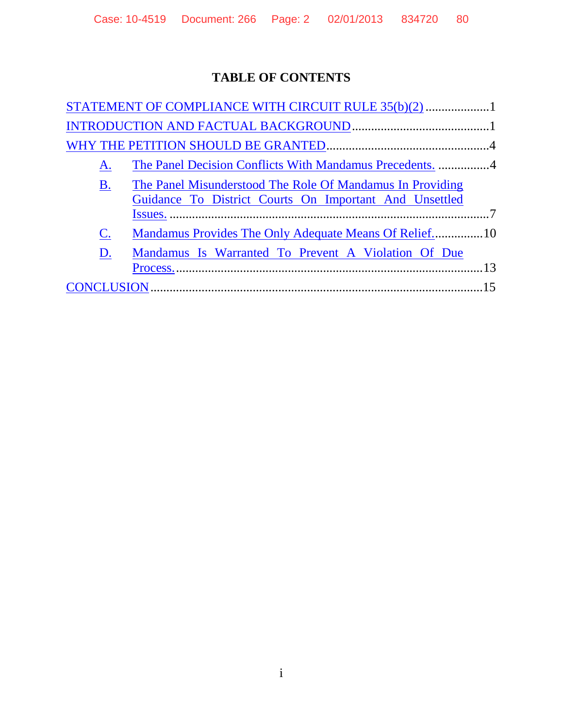## TABLE OF CONTENTS

STATEMENT OF COMPLIANCE WITH CIRCUIT RULE 35(b)(2) .................... 1

INTRODUCTION AND FACTUAL BACKGROUND ........................................... 1

WHY THE PETITION SHOULD BE GRANTED ................................................... 4

- A. The Panel Decision Conflicts With Mandamus Precedents. ................ 4
- B. The Panel Misunderstood The Role Of Mandamus In Providing Guidance To District Courts On Important And Unsettled Issues. ................................................................................................. 7
- C. Mandamus Provides The Only Adequate Means Of Relief. ............... 10
- D. Mandamus Is Warranted To Prevent A Violation Of Due Process. ................................................................................................. 13

CONCLUSION ....................................................................................................... 15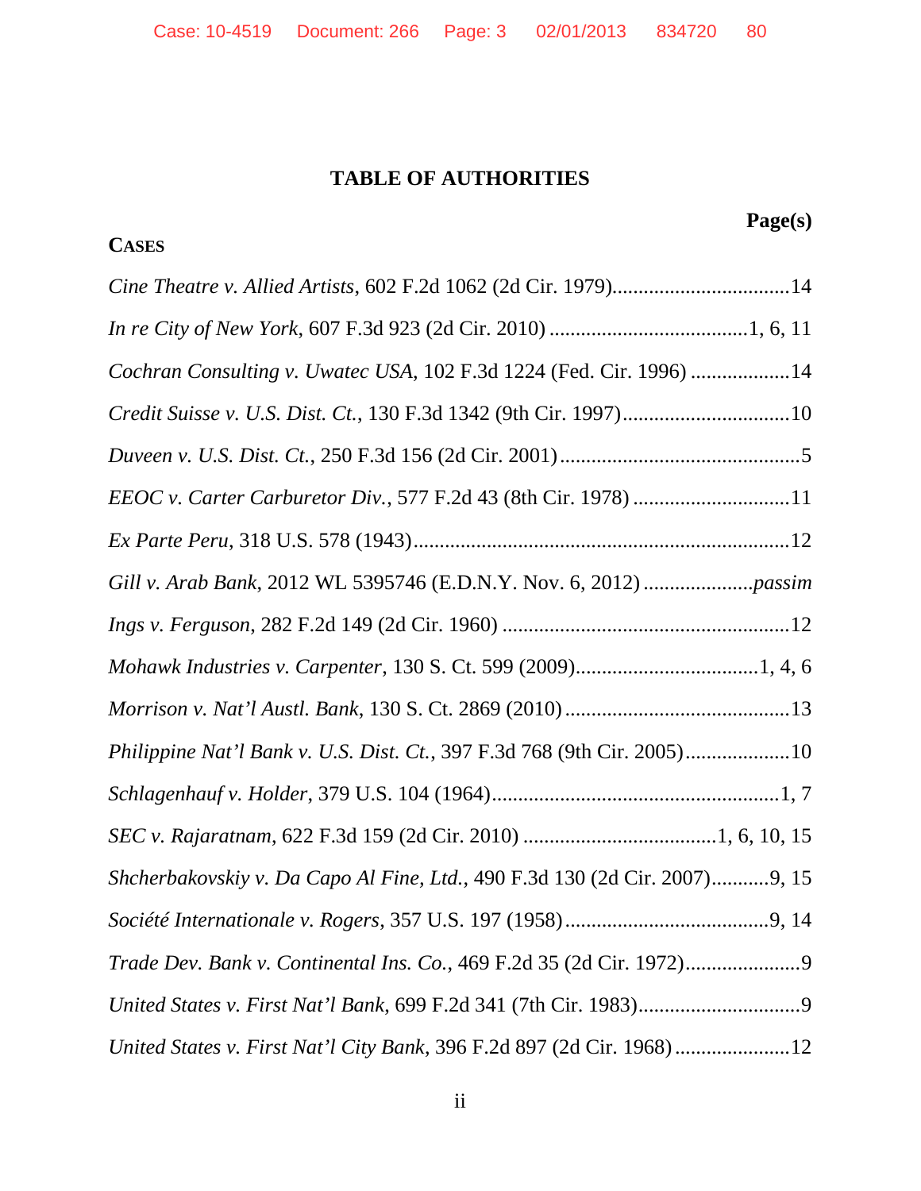# TABLE OF AUTHORITIES

**Page(s)**

**CASES**

*Cine Theatre v. Allied Artists*, 602 F.2d 1062 (2d Cir. 1979)..................................14

*In re City of New York*, 607 F.3d 923 (2d Cir. 2010) ......................................1, 6, 11

*Cochran Consulting v. Uwatec USA*, 102 F.3d 1224 (Fed. Cir. 1996) ...................14

*Credit Suisse v. U.S. Dist. Ct.*, 130 F.3d 1342 (9th Cir. 1997)................................10

*Duveen v. U.S. Dist. Ct.*, 250 F.3d 156 (2d Cir. 2001)..............................................5

*EEOC v. Carter Carburetor Div.*, 577 F.2d 43 (8th Cir. 1978) ..............................11

*Ex Parte Peru*, 318 U.S. 578 (1943)........................................................................12

*Gill v. Arab Bank*, 2012 WL 5395746 (E.D.N.Y. Nov. 6, 2012) .....................*passim*

*Ings v. Ferguson*, 282 F.2d 149 (2d Cir. 1960) .......................................................12

*Mohawk Industries v. Carpenter*, 130 S. Ct. 599 (2009)...................................1, 4, 6

*Morrison v. Nat'l Austl. Bank*, 130 S. Ct. 2869 (2010) ...........................................13

*Philippine Nat'l Bank v. U.S. Dist. Ct.*, 397 F.3d 768 (9th Cir. 2005)....................10

*Schlagenhauf v. Holder*, 379 U.S. 104 (1964).......................................................1, 7

*SEC v. Rajaratnam*, 622 F.3d 159 (2d Cir. 2010) .....................................1, 6, 10, 15

*Shcherbakovskiy v. Da Capo Al Fine, Ltd.*, 490 F.3d 130 (2d Cir. 2007)...........9, 15

*Société Internationale v. Rogers*, 357 U.S. 197 (1958).......................................9, 14

*Trade Dev. Bank v. Continental Ins. Co.*, 469 F.2d 35 (2d Cir. 1972)......................9

*United States v. First Nat'l Bank*, 699 F.2d 341 (7th Cir. 1983)...............................9

*United States v. First Nat'l City Bank*, 396 F.2d 897 (2d Cir. 1968) ......................12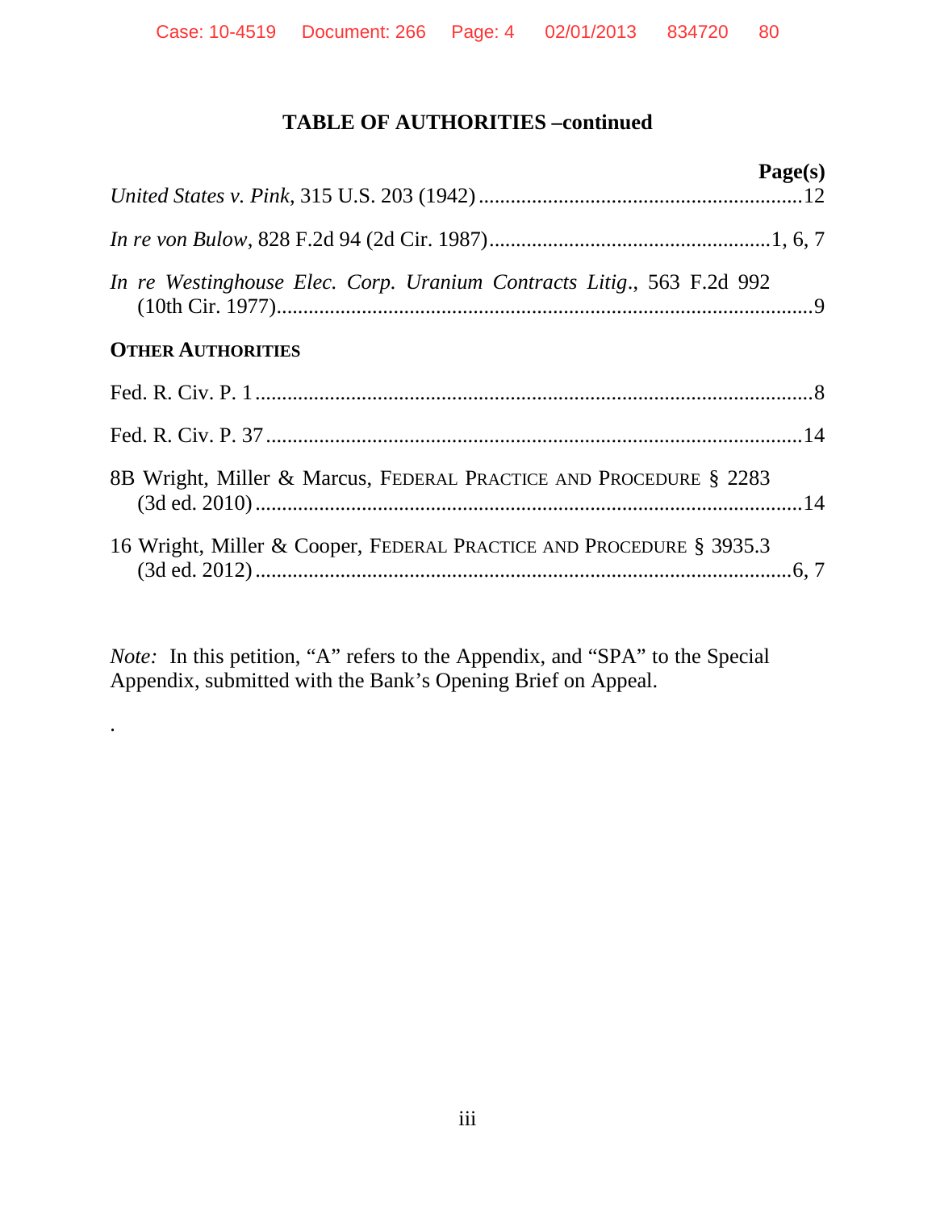## TABLE OF AUTHORITIES –continued

| | Page(s) |
|---|---|
| *United States v. Pink*, 315 U.S. 203 (1942) | 12 |
| *In re von Bulow*, 828 F.2d 94 (2d Cir. 1987) | 1, 6, 7 |
| *In re Westinghouse Elec. Corp. Uranium Contracts Litig.*, 563 F.2d 992 (10th Cir. 1977) | 9 |

**OTHER AUTHORITIES**

| | |
|---|---|
| Fed. R. Civ. P. 1 | 8 |
| Fed. R. Civ. P. 37 | 14 |
| 8B Wright, Miller & Marcus, FEDERAL PRACTICE AND PROCEDURE § 2283 (3d ed. 2010) | 14 |
| 16 Wright, Miller & Cooper, FEDERAL PRACTICE AND PROCEDURE § 3935.3 (3d ed. 2012) | 6, 7 |

*Note:* In this petition, "A" refers to the Appendix, and "SPA" to the Special Appendix, submitted with the Bank's Opening Brief on Appeal.

.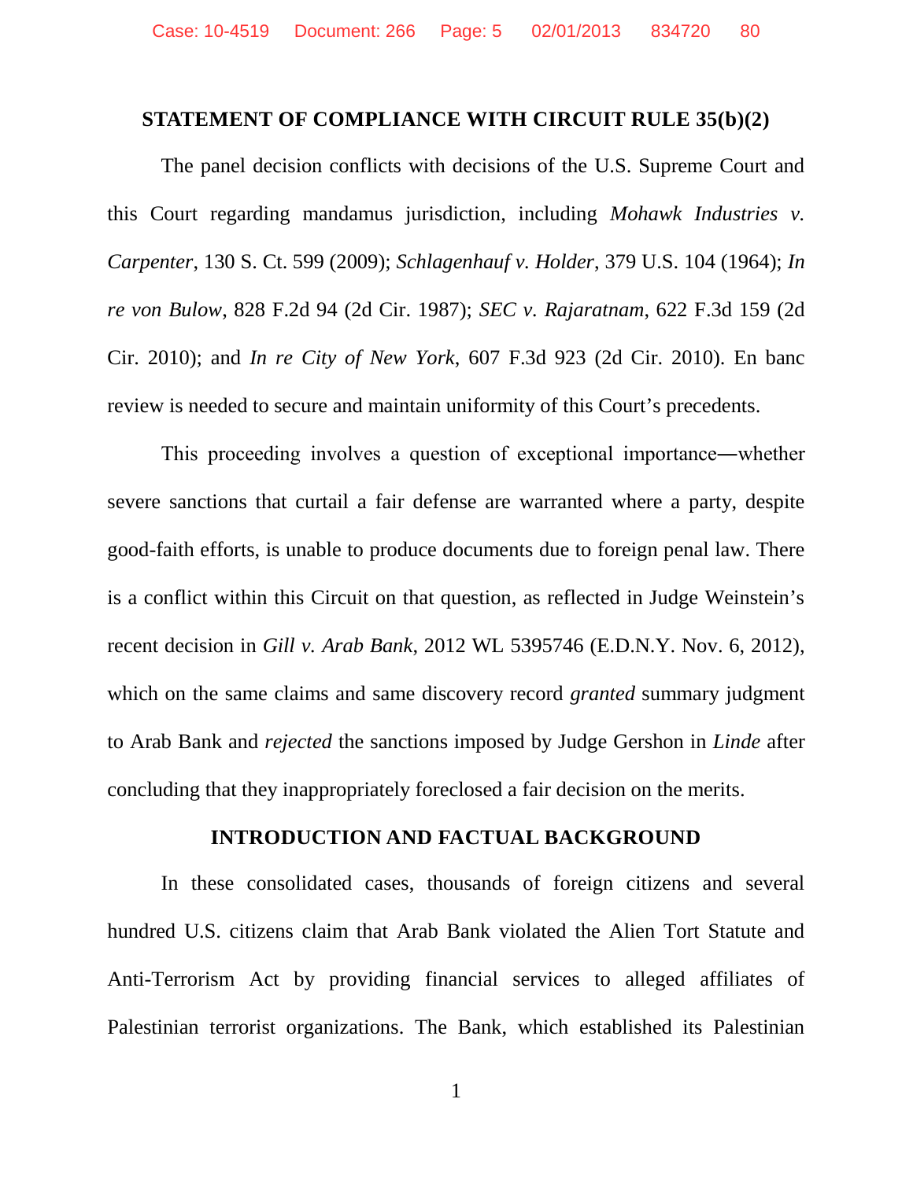## STATEMENT OF COMPLIANCE WITH CIRCUIT RULE 35(b)(2)

The panel decision conflicts with decisions of the U.S. Supreme Court and this Court regarding mandamus jurisdiction, including *Mohawk Industries v. Carpenter*, 130 S. Ct. 599 (2009); *Schlagenhauf v. Holder*, 379 U.S. 104 (1964); *In re von Bulow*, 828 F.2d 94 (2d Cir. 1987); *SEC v. Rajaratnam*, 622 F.3d 159 (2d Cir. 2010); and *In re City of New York*, 607 F.3d 923 (2d Cir. 2010). En banc review is needed to secure and maintain uniformity of this Court's precedents.

This proceeding involves a question of exceptional importance―whether severe sanctions that curtail a fair defense are warranted where a party, despite good-faith efforts, is unable to produce documents due to foreign penal law. There is a conflict within this Circuit on that question, as reflected in Judge Weinstein's recent decision in *Gill v. Arab Bank*, 2012 WL 5395746 (E.D.N.Y. Nov. 6, 2012), which on the same claims and same discovery record *granted* summary judgment to Arab Bank and *rejected* the sanctions imposed by Judge Gershon in *Linde* after concluding that they inappropriately foreclosed a fair decision on the merits.

## INTRODUCTION AND FACTUAL BACKGROUND

In these consolidated cases, thousands of foreign citizens and several hundred U.S. citizens claim that Arab Bank violated the Alien Tort Statute and Anti-Terrorism Act by providing financial services to alleged affiliates of Palestinian terrorist organizations. The Bank, which established its Palestinian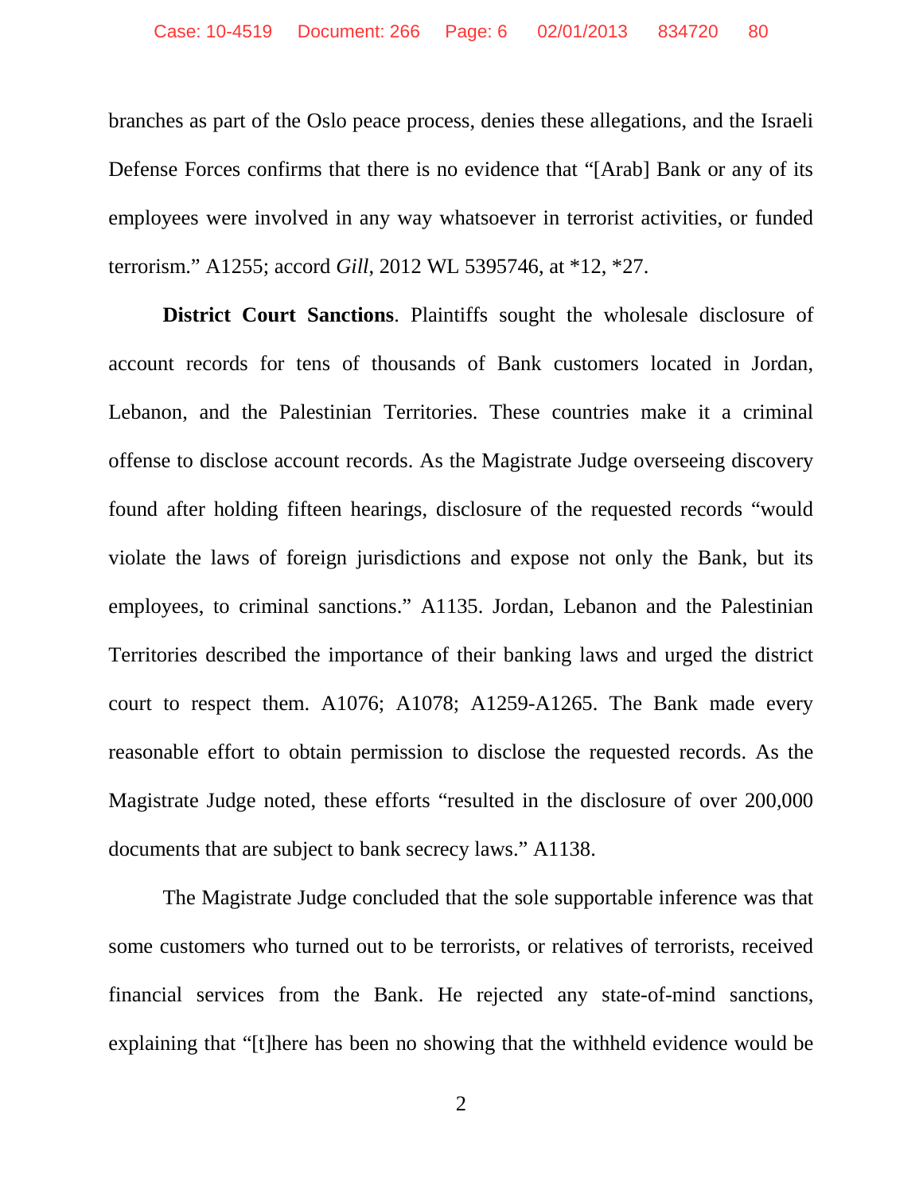branches as part of the Oslo peace process, denies these allegations, and the Israeli Defense Forces confirms that there is no evidence that "[Arab] Bank or any of its employees were involved in any way whatsoever in terrorist activities, or funded terrorism." A1255; accord *Gill*, 2012 WL 5395746, at *12, *27.

**District Court Sanctions**. Plaintiffs sought the wholesale disclosure of account records for tens of thousands of Bank customers located in Jordan, Lebanon, and the Palestinian Territories. These countries make it a criminal offense to disclose account records. As the Magistrate Judge overseeing discovery found after holding fifteen hearings, disclosure of the requested records "would violate the laws of foreign jurisdictions and expose not only the Bank, but its employees, to criminal sanctions." A1135. Jordan, Lebanon and the Palestinian Territories described the importance of their banking laws and urged the district court to respect them. A1076; A1078; A1259-A1265. The Bank made every reasonable effort to obtain permission to disclose the requested records. As the Magistrate Judge noted, these efforts "resulted in the disclosure of over 200,000 documents that are subject to bank secrecy laws." A1138.

The Magistrate Judge concluded that the sole supportable inference was that some customers who turned out to be terrorists, or relatives of terrorists, received financial services from the Bank. He rejected any state-of-mind sanctions, explaining that "[t]here has been no showing that the withheld evidence would be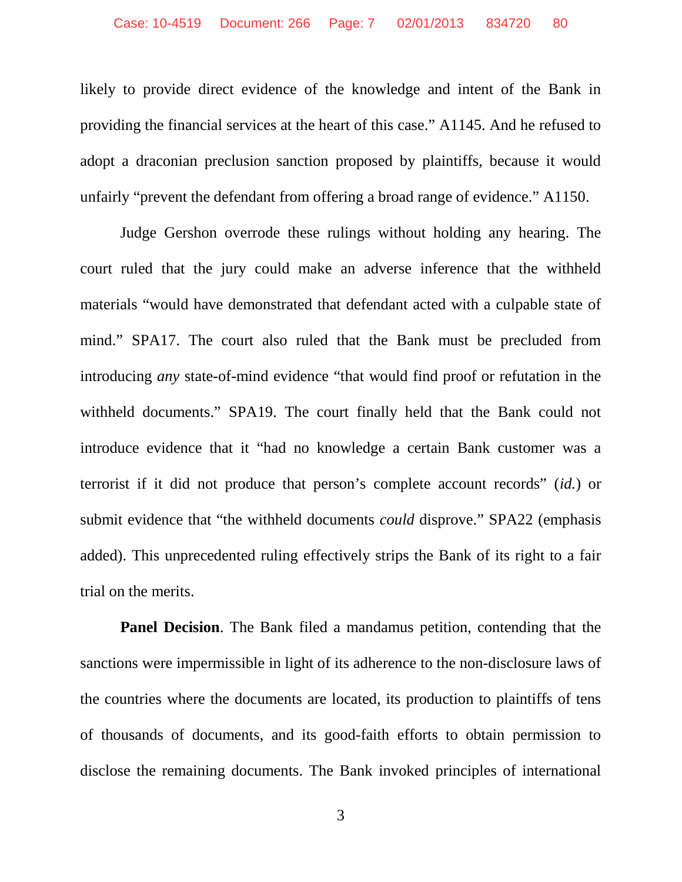likely to provide direct evidence of the knowledge and intent of the Bank in providing the financial services at the heart of this case." A1145. And he refused to adopt a draconian preclusion sanction proposed by plaintiffs, because it would unfairly "prevent the defendant from offering a broad range of evidence." A1150.

Judge Gershon overrode these rulings without holding any hearing. The court ruled that the jury could make an adverse inference that the withheld materials "would have demonstrated that defendant acted with a culpable state of mind." SPA17. The court also ruled that the Bank must be precluded from introducing *any* state-of-mind evidence "that would find proof or refutation in the withheld documents." SPA19. The court finally held that the Bank could not introduce evidence that it "had no knowledge a certain Bank customer was a terrorist if it did not produce that person's complete account records" (*id.*) or submit evidence that "the withheld documents *could* disprove." SPA22 (emphasis added). This unprecedented ruling effectively strips the Bank of its right to a fair trial on the merits.

**Panel Decision**. The Bank filed a mandamus petition, contending that the sanctions were impermissible in light of its adherence to the non-disclosure laws of the countries where the documents are located, its production to plaintiffs of tens of thousands of documents, and its good-faith efforts to obtain permission to disclose the remaining documents. The Bank invoked principles of international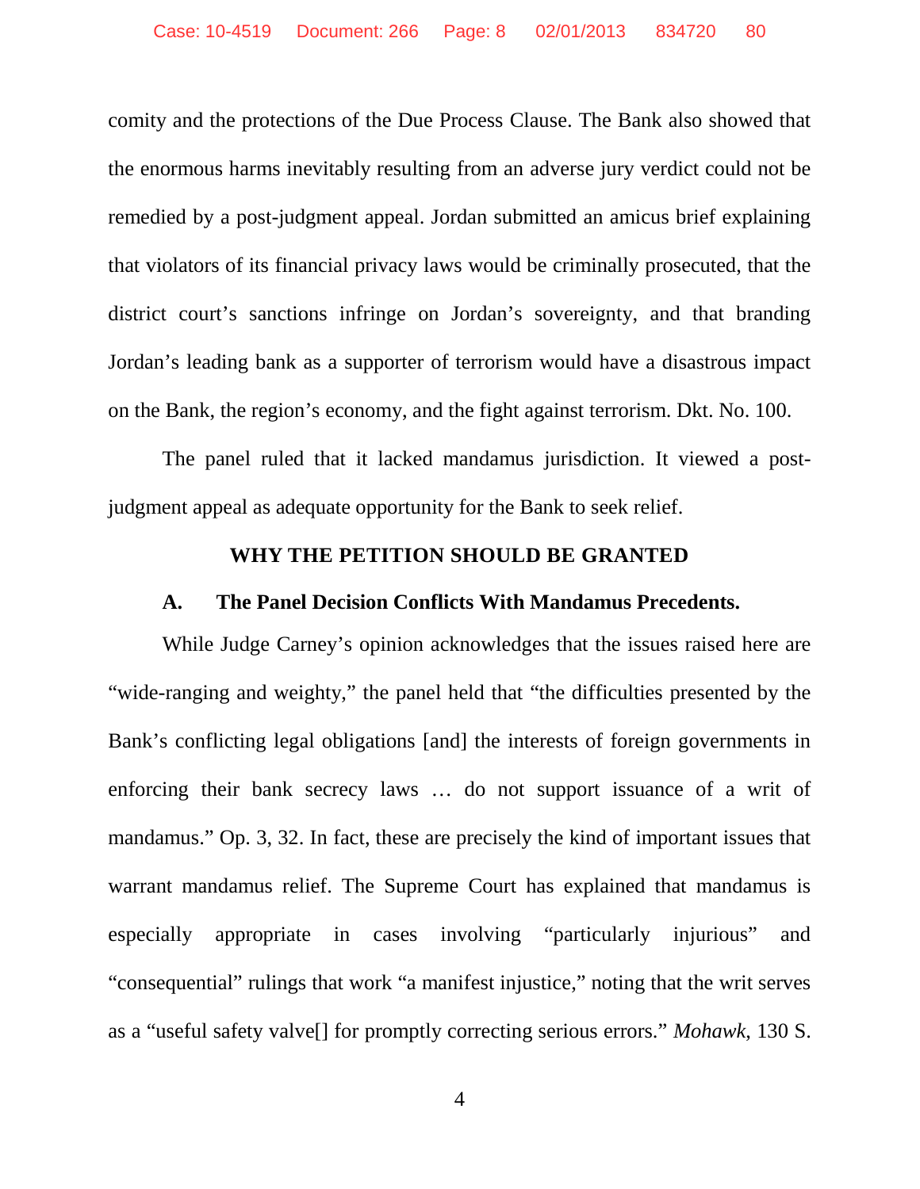comity and the protections of the Due Process Clause. The Bank also showed that the enormous harms inevitably resulting from an adverse jury verdict could not be remedied by a post-judgment appeal. Jordan submitted an amicus brief explaining that violators of its financial privacy laws would be criminally prosecuted, that the district court's sanctions infringe on Jordan's sovereignty, and that branding Jordan's leading bank as a supporter of terrorism would have a disastrous impact on the Bank, the region's economy, and the fight against terrorism. Dkt. No. 100.

The panel ruled that it lacked mandamus jurisdiction. It viewed a post-judgment appeal as adequate opportunity for the Bank to seek relief.

## WHY THE PETITION SHOULD BE GRANTED

### A. The Panel Decision Conflicts With Mandamus Precedents.

While Judge Carney's opinion acknowledges that the issues raised here are "wide-ranging and weighty," the panel held that "the difficulties presented by the Bank's conflicting legal obligations [and] the interests of foreign governments in enforcing their bank secrecy laws … do not support issuance of a writ of mandamus." Op. 3, 32. In fact, these are precisely the kind of important issues that warrant mandamus relief. The Supreme Court has explained that mandamus is especially appropriate in cases involving "particularly injurious" and "consequential" rulings that work "a manifest injustice," noting that the writ serves as a "useful safety valve[] for promptly correcting serious errors." *Mohawk*, 130 S.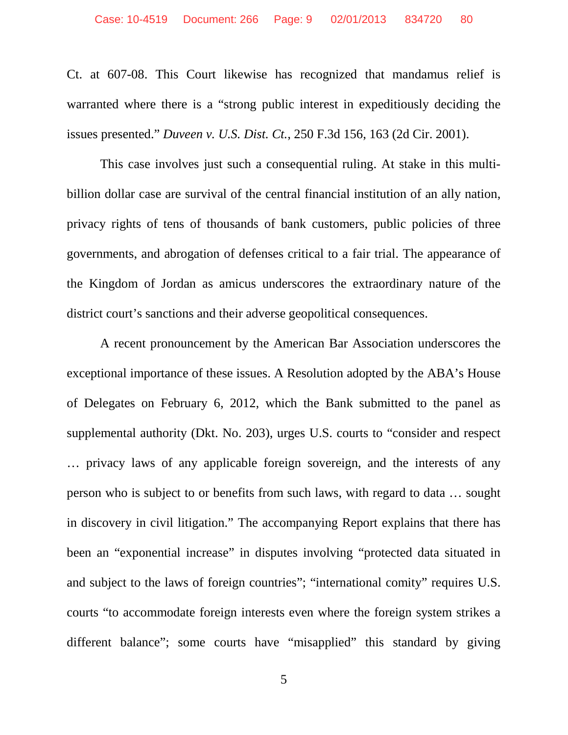Ct. at 607-08. This Court likewise has recognized that mandamus relief is warranted where there is a "strong public interest in expeditiously deciding the issues presented." *Duveen v. U.S. Dist. Ct.*, 250 F.3d 156, 163 (2d Cir. 2001).

This case involves just such a consequential ruling. At stake in this multi-billion dollar case are survival of the central financial institution of an ally nation, privacy rights of tens of thousands of bank customers, public policies of three governments, and abrogation of defenses critical to a fair trial. The appearance of the Kingdom of Jordan as amicus underscores the extraordinary nature of the district court's sanctions and their adverse geopolitical consequences.

A recent pronouncement by the American Bar Association underscores the exceptional importance of these issues. A Resolution adopted by the ABA's House of Delegates on February 6, 2012, which the Bank submitted to the panel as supplemental authority (Dkt. No. 203), urges U.S. courts to "consider and respect … privacy laws of any applicable foreign sovereign, and the interests of any person who is subject to or benefits from such laws, with regard to data … sought in discovery in civil litigation." The accompanying Report explains that there has been an "exponential increase" in disputes involving "protected data situated in and subject to the laws of foreign countries"; "international comity" requires U.S. courts "to accommodate foreign interests even where the foreign system strikes a different balance"; some courts have "misapplied" this standard by giving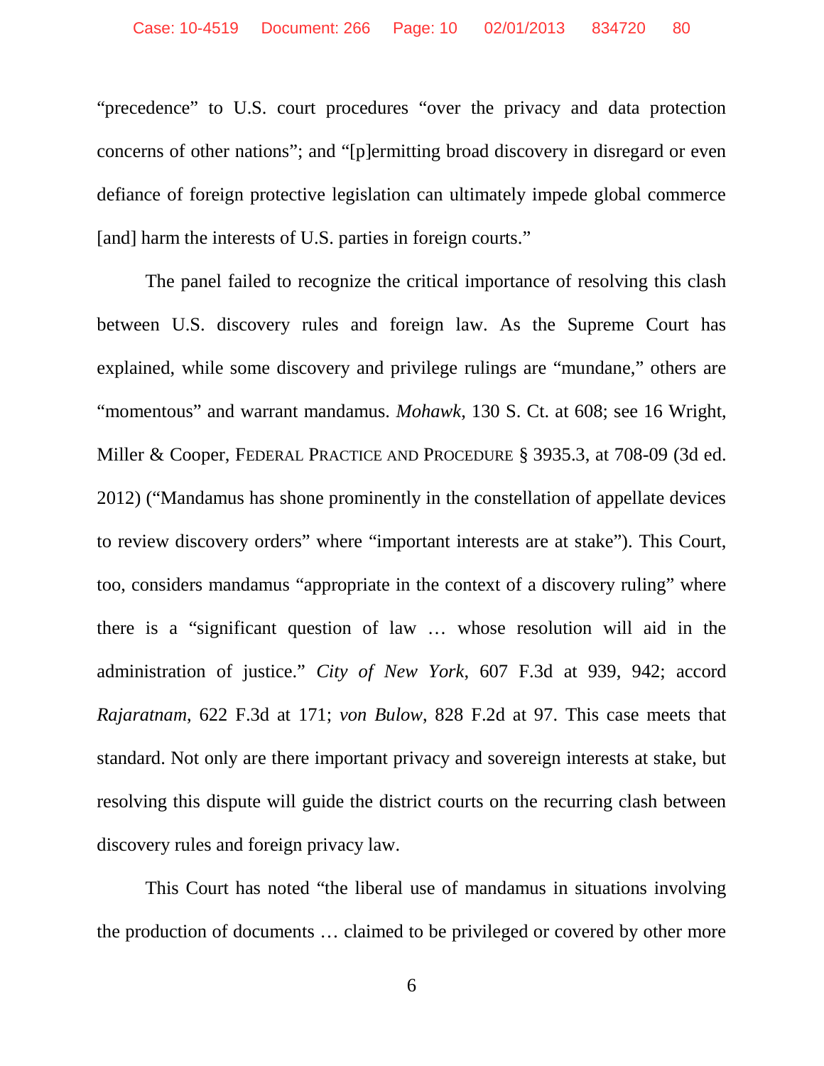"precedence" to U.S. court procedures "over the privacy and data protection concerns of other nations"; and "[p]ermitting broad discovery in disregard or even defiance of foreign protective legislation can ultimately impede global commerce [and] harm the interests of U.S. parties in foreign courts."

The panel failed to recognize the critical importance of resolving this clash between U.S. discovery rules and foreign law. As the Supreme Court has explained, while some discovery and privilege rulings are "mundane," others are "momentous" and warrant mandamus. *Mohawk*, 130 S. Ct. at 608; see 16 Wright, Miller & Cooper, FEDERAL PRACTICE AND PROCEDURE § 3935.3, at 708-09 (3d ed. 2012) ("Mandamus has shone prominently in the constellation of appellate devices to review discovery orders" where "important interests are at stake"). This Court, too, considers mandamus "appropriate in the context of a discovery ruling" where there is a "significant question of law … whose resolution will aid in the administration of justice." *City of New York*, 607 F.3d at 939, 942; accord *Rajaratnam*, 622 F.3d at 171; *von Bulow*, 828 F.2d at 97. This case meets that standard. Not only are there important privacy and sovereign interests at stake, but resolving this dispute will guide the district courts on the recurring clash between discovery rules and foreign privacy law.

This Court has noted "the liberal use of mandamus in situations involving the production of documents … claimed to be privileged or covered by other more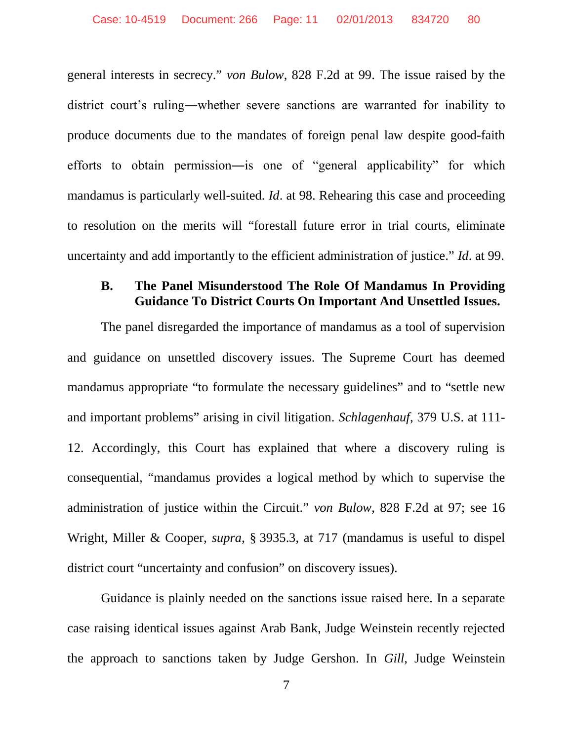general interests in secrecy." *von Bulow*, 828 F.2d at 99. The issue raised by the district court's ruling―whether severe sanctions are warranted for inability to produce documents due to the mandates of foreign penal law despite good-faith efforts to obtain permission―is one of "general applicability" for which mandamus is particularly well-suited. *Id*. at 98. Rehearing this case and proceeding to resolution on the merits will "forestall future error in trial courts, eliminate uncertainty and add importantly to the efficient administration of justice." *Id*. at 99.

### B. The Panel Misunderstood The Role Of Mandamus In Providing Guidance To District Courts On Important And Unsettled Issues.

The panel disregarded the importance of mandamus as a tool of supervision and guidance on unsettled discovery issues. The Supreme Court has deemed mandamus appropriate "to formulate the necessary guidelines" and to "settle new and important problems" arising in civil litigation. *Schlagenhauf*, 379 U.S. at 111-12. Accordingly, this Court has explained that where a discovery ruling is consequential, "mandamus provides a logical method by which to supervise the administration of justice within the Circuit." *von Bulow*, 828 F.2d at 97; see 16 Wright, Miller & Cooper, *supra*, § 3935.3, at 717 (mandamus is useful to dispel district court "uncertainty and confusion" on discovery issues).

Guidance is plainly needed on the sanctions issue raised here. In a separate case raising identical issues against Arab Bank, Judge Weinstein recently rejected the approach to sanctions taken by Judge Gershon. In *Gill*, Judge Weinstein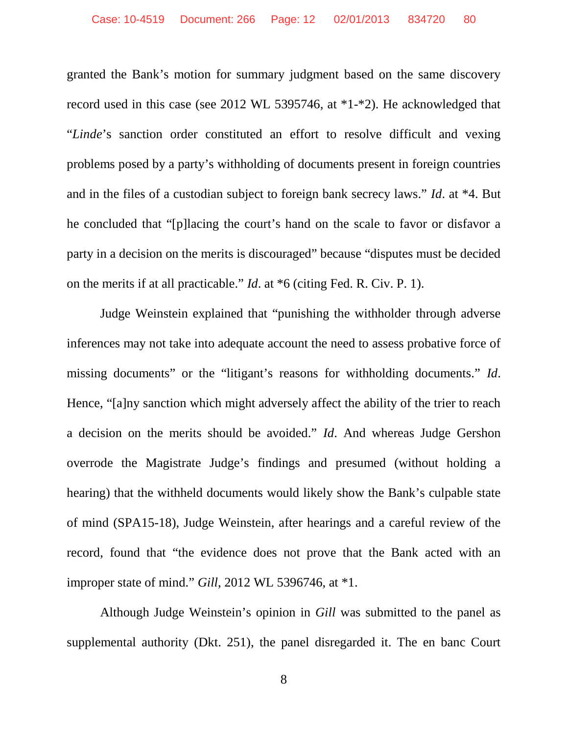granted the Bank's motion for summary judgment based on the same discovery record used in this case (see 2012 WL 5395746, at *1-*2). He acknowledged that "*Linde*'s sanction order constituted an effort to resolve difficult and vexing problems posed by a party's withholding of documents present in foreign countries and in the files of a custodian subject to foreign bank secrecy laws." *Id*. at *4. But he concluded that "[p]lacing the court's hand on the scale to favor or disfavor a party in a decision on the merits is discouraged" because "disputes must be decided on the merits if at all practicable." *Id*. at *6 (citing Fed. R. Civ. P. 1).

Judge Weinstein explained that "punishing the withholder through adverse inferences may not take into adequate account the need to assess probative force of missing documents" or the "litigant's reasons for withholding documents." *Id*. Hence, "[a]ny sanction which might adversely affect the ability of the trier to reach a decision on the merits should be avoided." *Id*. And whereas Judge Gershon overrode the Magistrate Judge's findings and presumed (without holding a hearing) that the withheld documents would likely show the Bank's culpable state of mind (SPA15-18), Judge Weinstein, after hearings and a careful review of the record, found that "the evidence does not prove that the Bank acted with an improper state of mind." *Gill*, 2012 WL 5396746, at *1.

Although Judge Weinstein's opinion in *Gill* was submitted to the panel as supplemental authority (Dkt. 251), the panel disregarded it. The en banc Court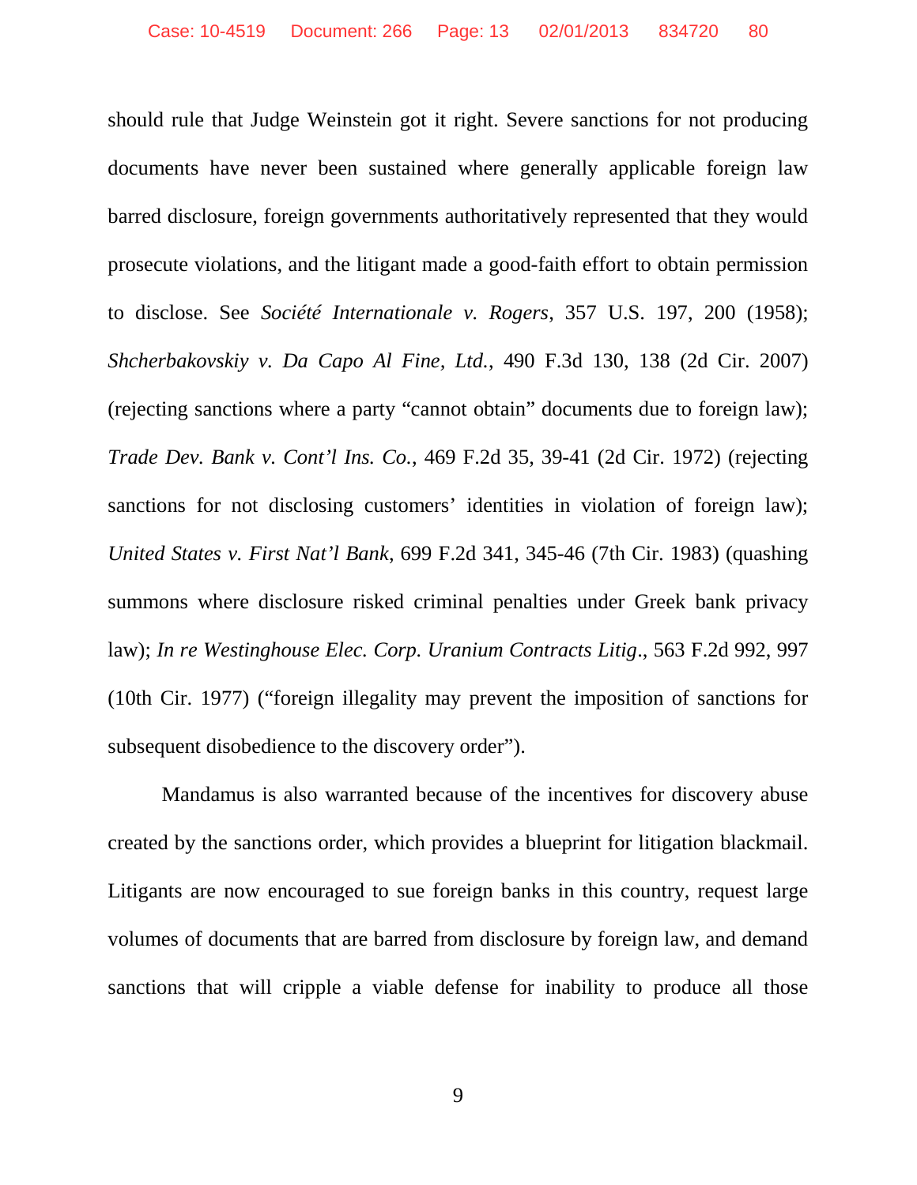should rule that Judge Weinstein got it right. Severe sanctions for not producing documents have never been sustained where generally applicable foreign law barred disclosure, foreign governments authoritatively represented that they would prosecute violations, and the litigant made a good-faith effort to obtain permission to disclose. See *Société Internationale v. Rogers*, 357 U.S. 197, 200 (1958); *Shcherbakovskiy v. Da Capo Al Fine, Ltd.*, 490 F.3d 130, 138 (2d Cir. 2007) (rejecting sanctions where a party "cannot obtain" documents due to foreign law); *Trade Dev. Bank v. Cont'l Ins. Co.*, 469 F.2d 35, 39-41 (2d Cir. 1972) (rejecting sanctions for not disclosing customers' identities in violation of foreign law); *United States v. First Nat'l Bank*, 699 F.2d 341, 345-46 (7th Cir. 1983) (quashing summons where disclosure risked criminal penalties under Greek bank privacy law); *In re Westinghouse Elec. Corp. Uranium Contracts Litig*., 563 F.2d 992, 997 (10th Cir. 1977) ("foreign illegality may prevent the imposition of sanctions for subsequent disobedience to the discovery order").

Mandamus is also warranted because of the incentives for discovery abuse created by the sanctions order, which provides a blueprint for litigation blackmail. Litigants are now encouraged to sue foreign banks in this country, request large volumes of documents that are barred from disclosure by foreign law, and demand sanctions that will cripple a viable defense for inability to produce all those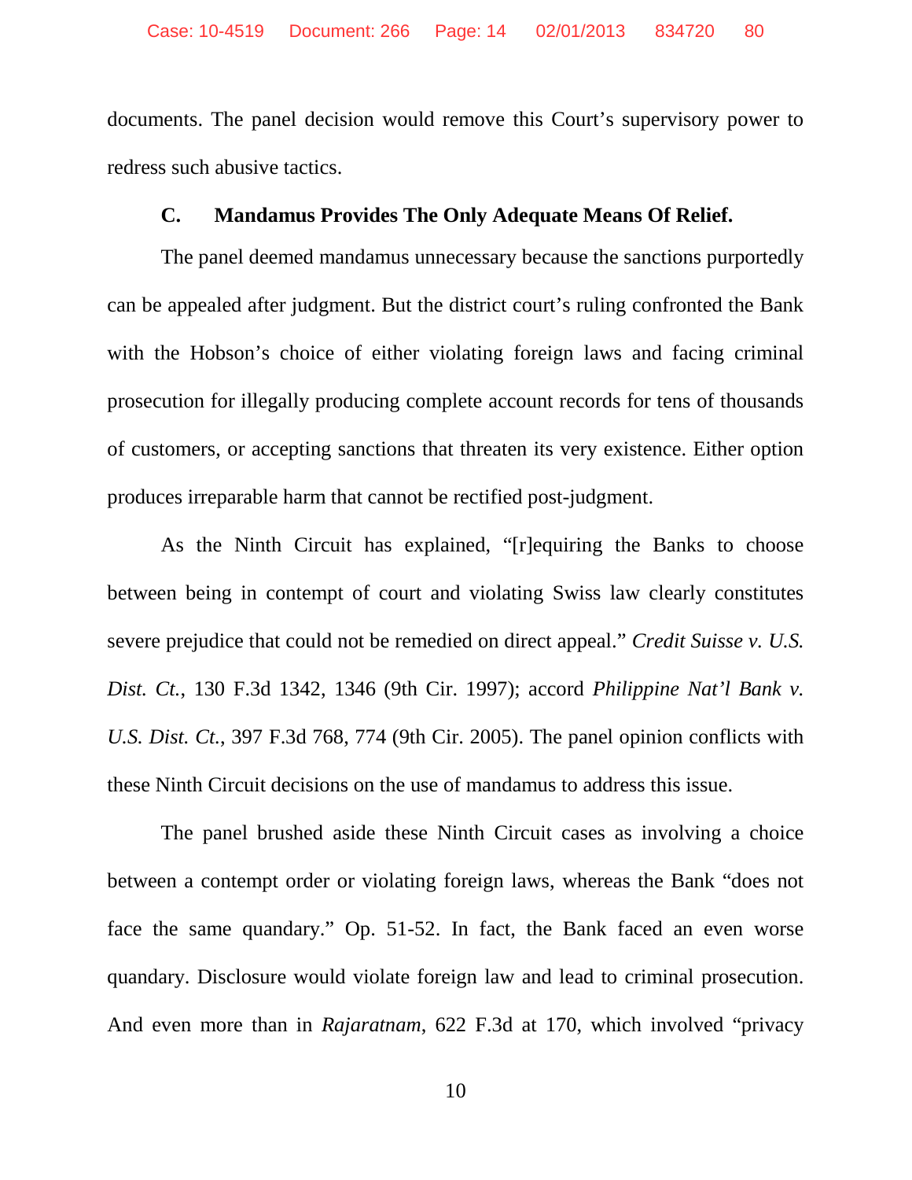documents. The panel decision would remove this Court's supervisory power to redress such abusive tactics.

### C. Mandamus Provides The Only Adequate Means Of Relief.

The panel deemed mandamus unnecessary because the sanctions purportedly can be appealed after judgment. But the district court's ruling confronted the Bank with the Hobson's choice of either violating foreign laws and facing criminal prosecution for illegally producing complete account records for tens of thousands of customers, or accepting sanctions that threaten its very existence. Either option produces irreparable harm that cannot be rectified post-judgment.

As the Ninth Circuit has explained, "[r]equiring the Banks to choose between being in contempt of court and violating Swiss law clearly constitutes severe prejudice that could not be remedied on direct appeal." *Credit Suisse v. U.S. Dist. Ct.*, 130 F.3d 1342, 1346 (9th Cir. 1997); accord *Philippine Nat'l Bank v. U.S. Dist. Ct.*, 397 F.3d 768, 774 (9th Cir. 2005). The panel opinion conflicts with these Ninth Circuit decisions on the use of mandamus to address this issue.

The panel brushed aside these Ninth Circuit cases as involving a choice between a contempt order or violating foreign laws, whereas the Bank "does not face the same quandary." Op. 51-52. In fact, the Bank faced an even worse quandary. Disclosure would violate foreign law and lead to criminal prosecution. And even more than in *Rajaratnam*, 622 F.3d at 170, which involved "privacy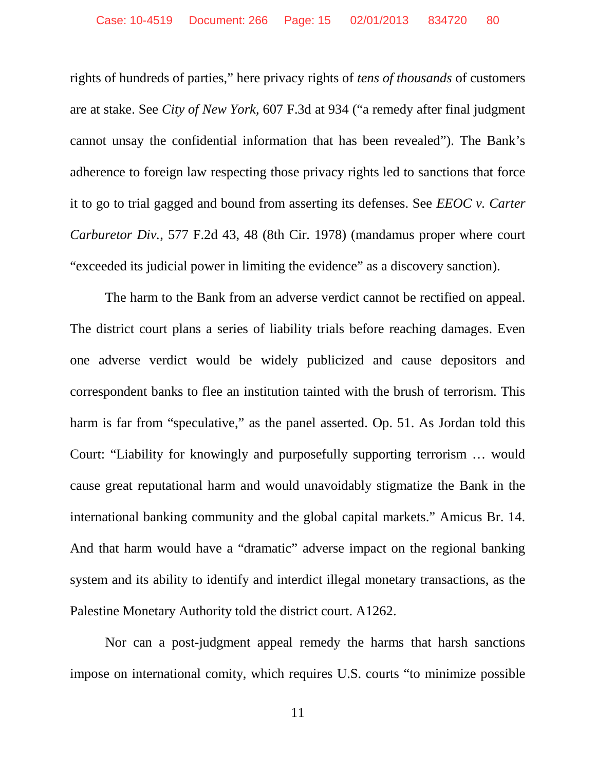rights of hundreds of parties," here privacy rights of *tens of thousands* of customers are at stake. See *City of New York*, 607 F.3d at 934 ("a remedy after final judgment cannot unsay the confidential information that has been revealed"). The Bank's adherence to foreign law respecting those privacy rights led to sanctions that force it to go to trial gagged and bound from asserting its defenses. See *EEOC v. Carter Carburetor Div.*, 577 F.2d 43, 48 (8th Cir. 1978) (mandamus proper where court "exceeded its judicial power in limiting the evidence" as a discovery sanction).

The harm to the Bank from an adverse verdict cannot be rectified on appeal. The district court plans a series of liability trials before reaching damages. Even one adverse verdict would be widely publicized and cause depositors and correspondent banks to flee an institution tainted with the brush of terrorism. This harm is far from "speculative," as the panel asserted. Op. 51. As Jordan told this Court: "Liability for knowingly and purposefully supporting terrorism … would cause great reputational harm and would unavoidably stigmatize the Bank in the international banking community and the global capital markets." Amicus Br. 14. And that harm would have a "dramatic" adverse impact on the regional banking system and its ability to identify and interdict illegal monetary transactions, as the Palestine Monetary Authority told the district court. A1262.

Nor can a post-judgment appeal remedy the harms that harsh sanctions impose on international comity, which requires U.S. courts "to minimize possible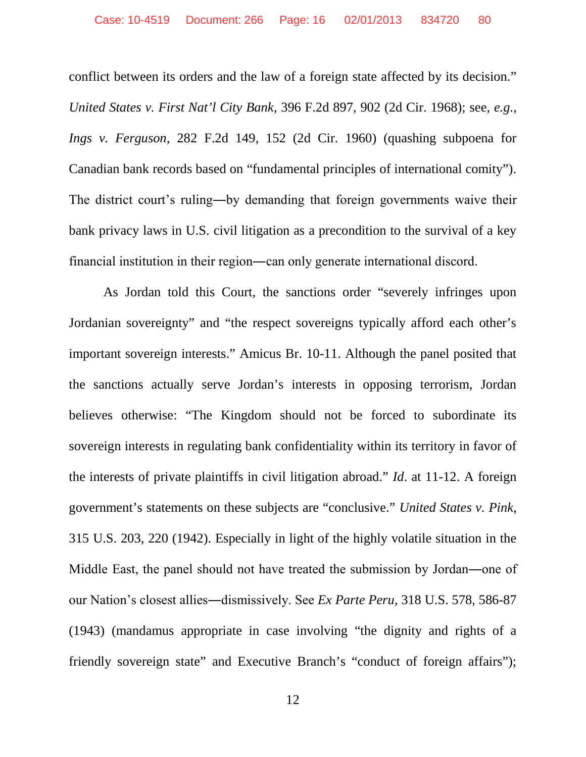conflict between its orders and the law of a foreign state affected by its decision." *United States v. First Nat'l City Bank*, 396 F.2d 897, 902 (2d Cir. 1968); see, *e.g.*, *Ings v. Ferguson*, 282 F.2d 149, 152 (2d Cir. 1960) (quashing subpoena for Canadian bank records based on "fundamental principles of international comity"). The district court's ruling—by demanding that foreign governments waive their bank privacy laws in U.S. civil litigation as a precondition to the survival of a key financial institution in their region—can only generate international discord.

As Jordan told this Court, the sanctions order "severely infringes upon Jordanian sovereignty" and "the respect sovereigns typically afford each other's important sovereign interests." Amicus Br. 10-11. Although the panel posited that the sanctions actually serve Jordan's interests in opposing terrorism, Jordan believes otherwise: "The Kingdom should not be forced to subordinate its sovereign interests in regulating bank confidentiality within its territory in favor of the interests of private plaintiffs in civil litigation abroad." *Id*. at 11-12. A foreign government's statements on these subjects are "conclusive." *United States v. Pink*, 315 U.S. 203, 220 (1942). Especially in light of the highly volatile situation in the Middle East, the panel should not have treated the submission by Jordan—one of our Nation's closest allies—dismissively. See *Ex Parte Peru*, 318 U.S. 578, 586-87 (1943) (mandamus appropriate in case involving "the dignity and rights of a friendly sovereign state" and Executive Branch's "conduct of foreign affairs");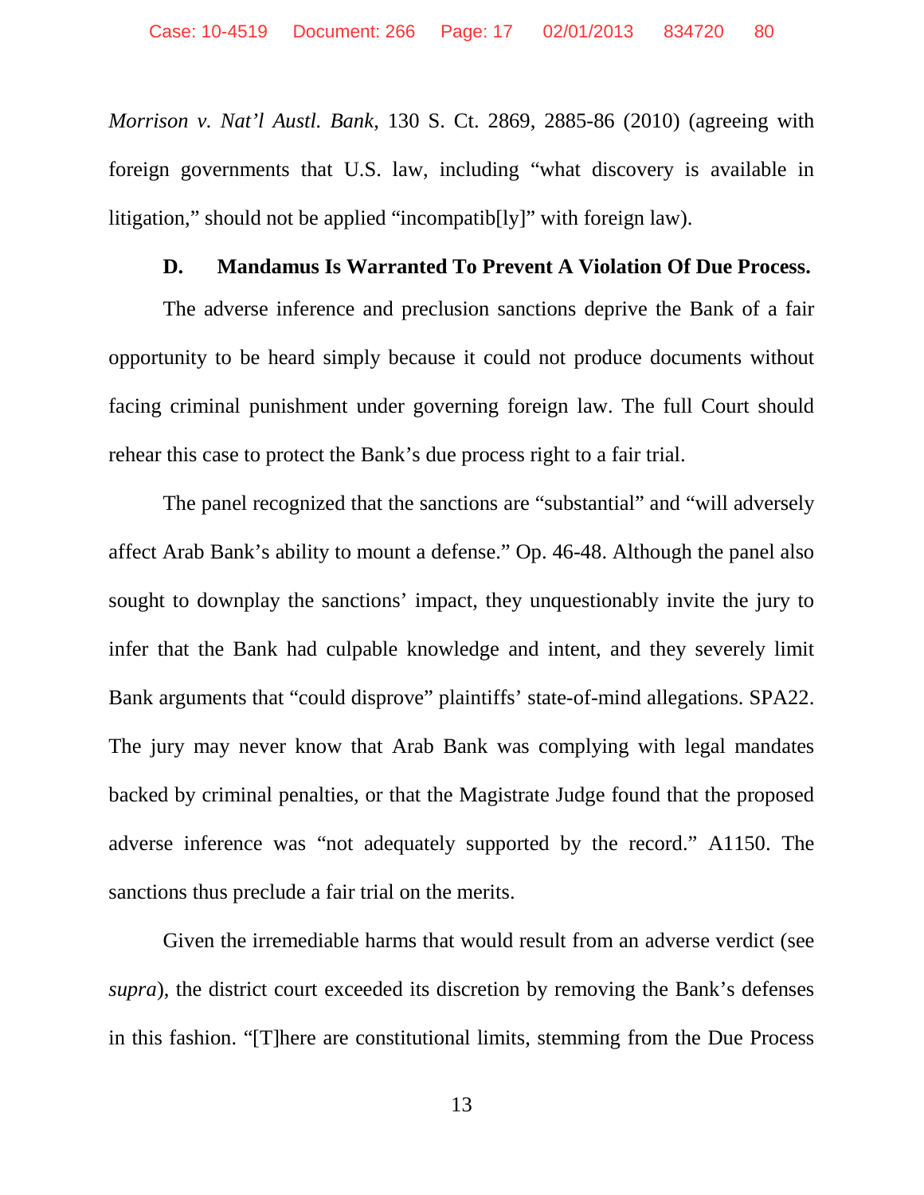*Morrison v. Nat'l Austl. Bank*, 130 S. Ct. 2869, 2885-86 (2010) (agreeing with foreign governments that U.S. law, including "what discovery is available in litigation," should not be applied "incompatib[ly]" with foreign law).

**D. Mandamus Is Warranted To Prevent A Violation Of Due Process.**

The adverse inference and preclusion sanctions deprive the Bank of a fair opportunity to be heard simply because it could not produce documents without facing criminal punishment under governing foreign law. The full Court should rehear this case to protect the Bank's due process right to a fair trial.

The panel recognized that the sanctions are "substantial" and "will adversely affect Arab Bank's ability to mount a defense." Op. 46-48. Although the panel also sought to downplay the sanctions' impact, they unquestionably invite the jury to infer that the Bank had culpable knowledge and intent, and they severely limit Bank arguments that "could disprove" plaintiffs' state-of-mind allegations. SPA22. The jury may never know that Arab Bank was complying with legal mandates backed by criminal penalties, or that the Magistrate Judge found that the proposed adverse inference was "not adequately supported by the record." A1150. The sanctions thus preclude a fair trial on the merits.

Given the irremediable harms that would result from an adverse verdict (see *supra*), the district court exceeded its discretion by removing the Bank's defenses in this fashion. "[T]here are constitutional limits, stemming from the Due Process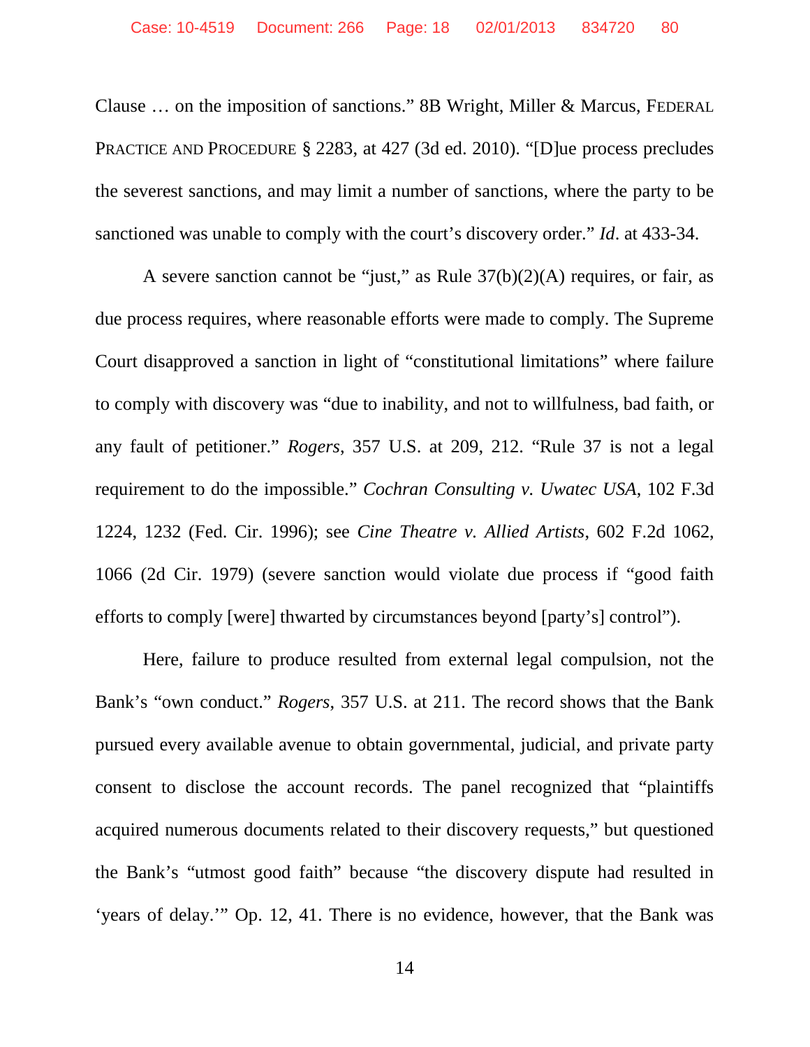Clause … on the imposition of sanctions." 8B Wright, Miller & Marcus, FEDERAL PRACTICE AND PROCEDURE § 2283, at 427 (3d ed. 2010). "[D]ue process precludes the severest sanctions, and may limit a number of sanctions, where the party to be sanctioned was unable to comply with the court's discovery order." *Id*. at 433-34.

A severe sanction cannot be "just," as Rule 37(b)(2)(A) requires, or fair, as due process requires, where reasonable efforts were made to comply. The Supreme Court disapproved a sanction in light of "constitutional limitations" where failure to comply with discovery was "due to inability, and not to willfulness, bad faith, or any fault of petitioner." *Rogers*, 357 U.S. at 209, 212. "Rule 37 is not a legal requirement to do the impossible." *Cochran Consulting v. Uwatec USA*, 102 F.3d 1224, 1232 (Fed. Cir. 1996); see *Cine Theatre v. Allied Artists*, 602 F.2d 1062, 1066 (2d Cir. 1979) (severe sanction would violate due process if "good faith efforts to comply [were] thwarted by circumstances beyond [party's] control").

Here, failure to produce resulted from external legal compulsion, not the Bank's "own conduct." *Rogers*, 357 U.S. at 211. The record shows that the Bank pursued every available avenue to obtain governmental, judicial, and private party consent to disclose the account records. The panel recognized that "plaintiffs acquired numerous documents related to their discovery requests," but questioned the Bank's "utmost good faith" because "the discovery dispute had resulted in 'years of delay.'" Op. 12, 41. There is no evidence, however, that the Bank was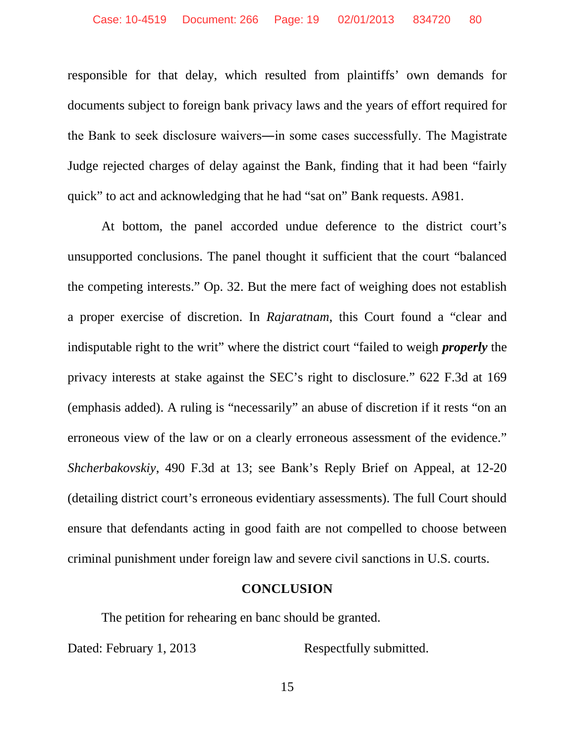responsible for that delay, which resulted from plaintiffs' own demands for documents subject to foreign bank privacy laws and the years of effort required for the Bank to seek disclosure waivers—in some cases successfully. The Magistrate Judge rejected charges of delay against the Bank, finding that it had been "fairly quick" to act and acknowledging that he had "sat on" Bank requests. A981.

At bottom, the panel accorded undue deference to the district court's unsupported conclusions. The panel thought it sufficient that the court "balanced the competing interests." Op. 32. But the mere fact of weighing does not establish a proper exercise of discretion. In *Rajaratnam*, this Court found a "clear and indisputable right to the writ" where the district court "failed to weigh ***properly*** the privacy interests at stake against the SEC's right to disclosure." 622 F.3d at 169 (emphasis added). A ruling is "necessarily" an abuse of discretion if it rests "on an erroneous view of the law or on a clearly erroneous assessment of the evidence." *Shcherbakovskiy*, 490 F.3d at 13; see Bank's Reply Brief on Appeal, at 12-20 (detailing district court's erroneous evidentiary assessments). The full Court should ensure that defendants acting in good faith are not compelled to choose between criminal punishment under foreign law and severe civil sanctions in U.S. courts.

## CONCLUSION

The petition for rehearing en banc should be granted.

Dated: February 1, 2013 Respectfully submitted.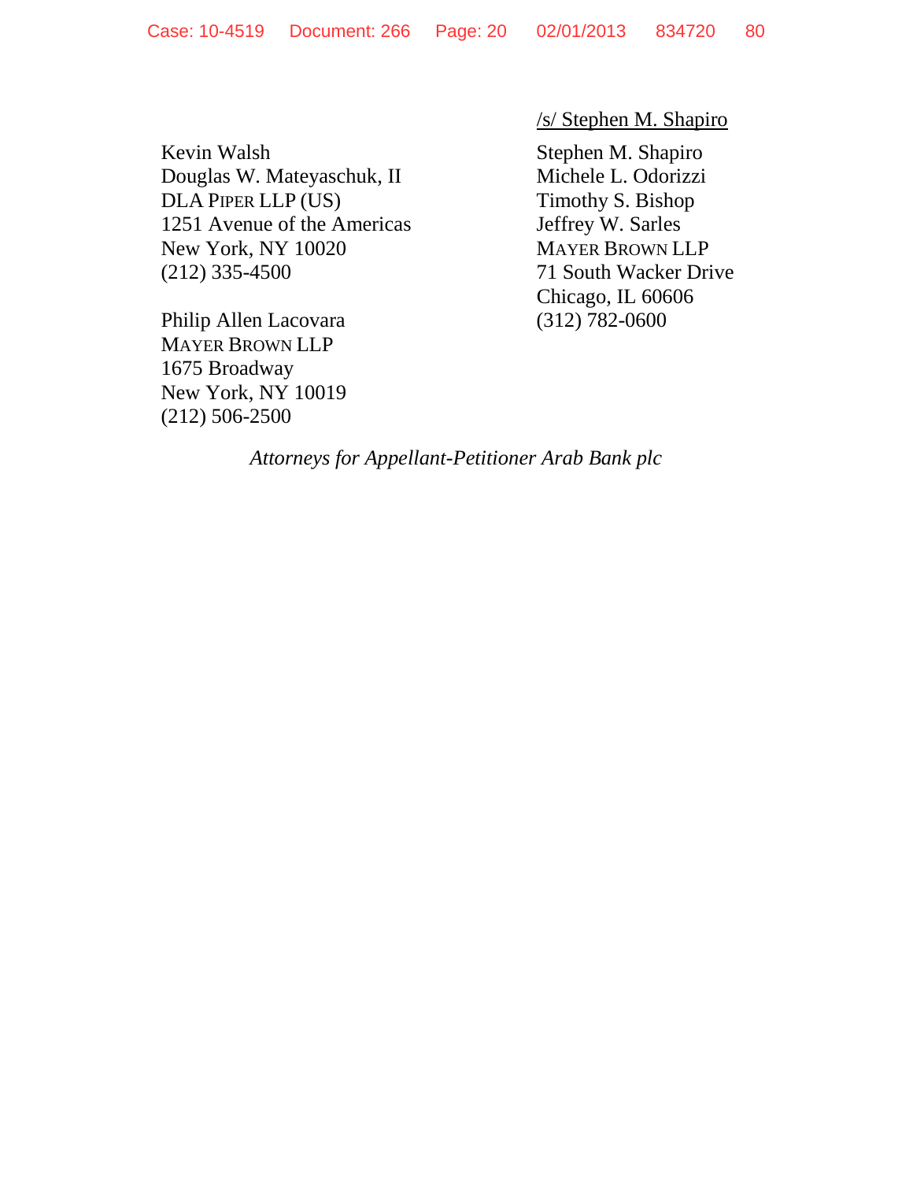/s/ Stephen M. Shapiro

Stephen M. Shapiro
Michele L. Odorizzi
Timothy S. Bishop
Jeffrey W. Sarles
MAYER BROWN LLP
71 South Wacker Drive
Chicago, IL 60606
(312) 782-0600

Kevin Walsh
Douglas W. Mateyaschuk, II
DLA PIPER LLP (US)
1251 Avenue of the Americas
New York, NY 10020
(212) 335-4500

Philip Allen Lacovara
MAYER BROWN LLP
1675 Broadway
New York, NY 10019
(212) 506-2500

*Attorneys for Appellant-Petitioner Arab Bank plc*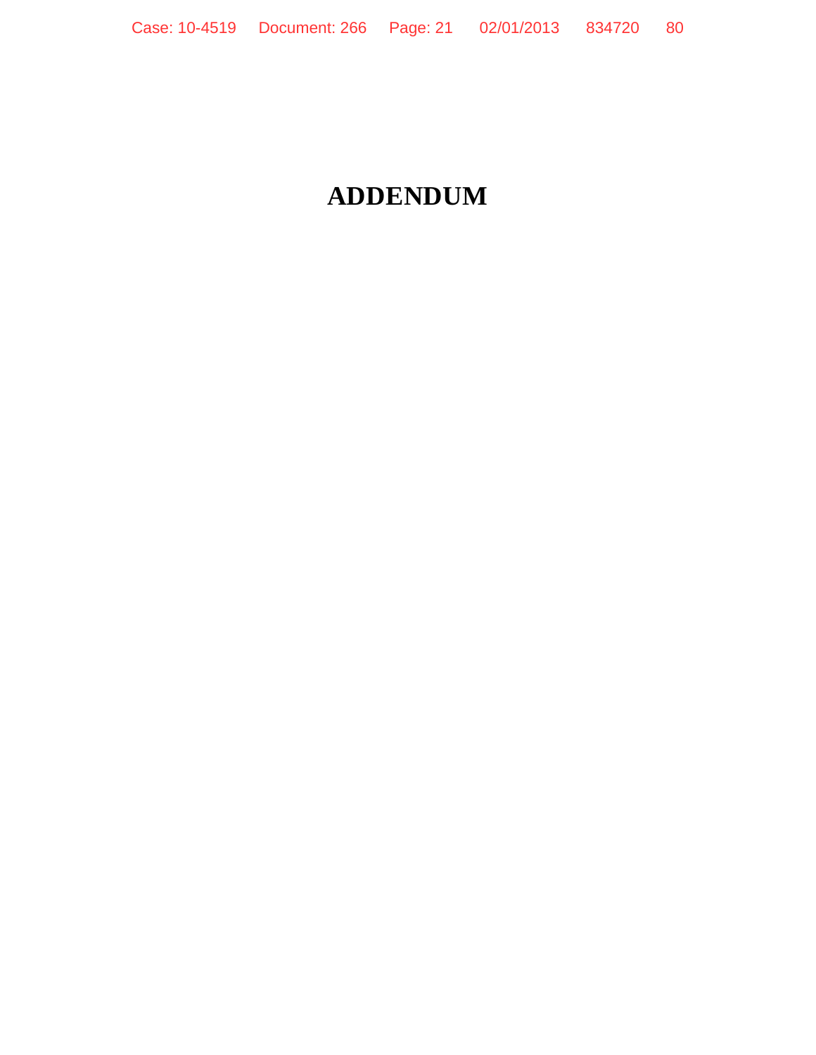# ADDENDUM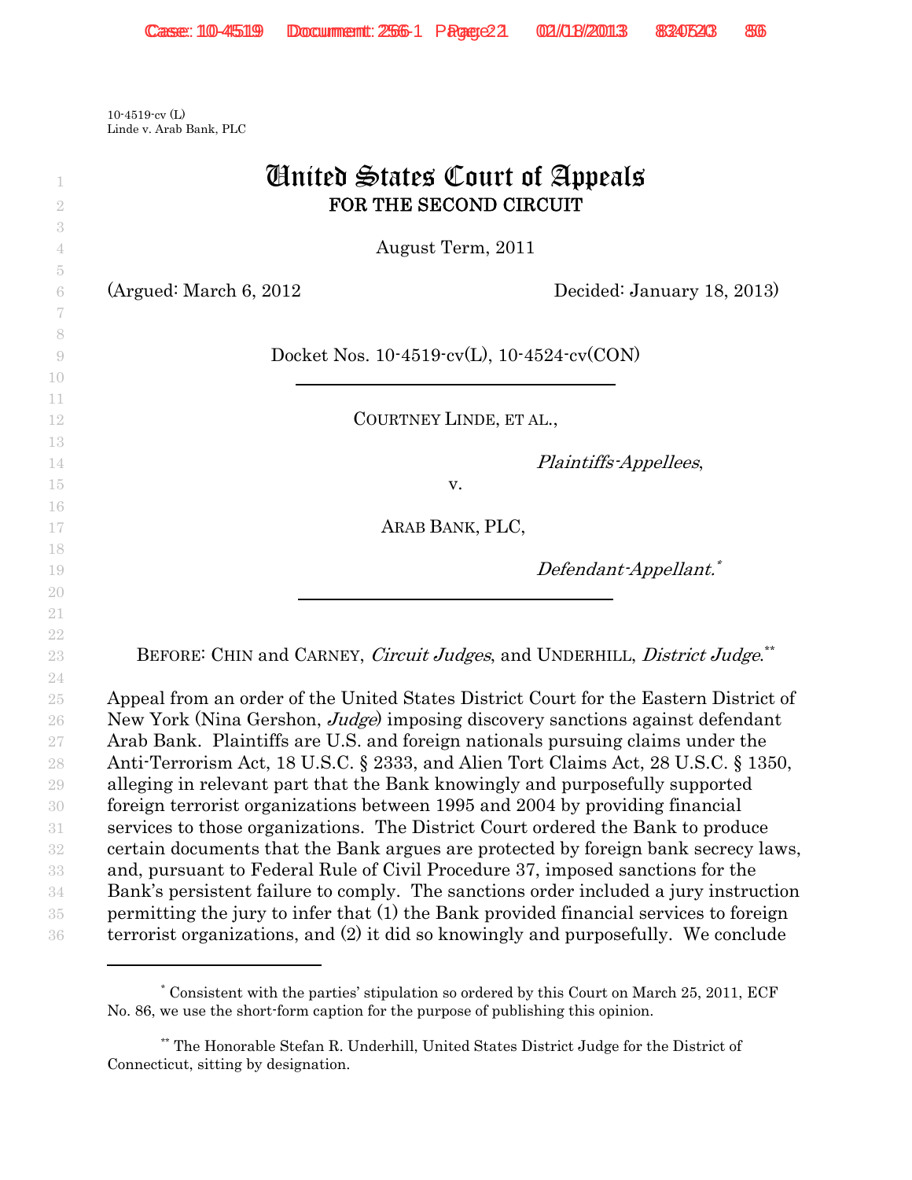10-4519-cv (L)
Linde v. Arab Bank, PLC

# United States Court of Appeals
## FOR THE SECOND CIRCUIT

August Term, 2011

(Argued: March 6, 2012 Decided: January 18, 2013)

Docket Nos. 10-4519-cv(L), 10-4524-cv(CON)

---

COURTNEY LINDE, ET AL.,

*Plaintiffs-Appellees*,

v.

ARAB BANK, PLC,

*Defendant-Appellant.*[*]

---

BEFORE: CHIN and CARNEY, *Circuit Judges*, and UNDERHILL, *District Judge*.[**]

Appeal from an order of the United States District Court for the Eastern District of New York (Nina Gershon, *Judge*) imposing discovery sanctions against defendant Arab Bank. Plaintiffs are U.S. and foreign nationals pursuing claims under the Anti-Terrorism Act, 18 U.S.C. § 2333, and Alien Tort Claims Act, 28 U.S.C. § 1350, alleging in relevant part that the Bank knowingly and purposefully supported foreign terrorist organizations between 1995 and 2004 by providing financial services to those organizations. The District Court ordered the Bank to produce certain documents that the Bank argues are protected by foreign bank secrecy laws, and, pursuant to Federal Rule of Civil Procedure 37, imposed sanctions for the Bank's persistent failure to comply. The sanctions order included a jury instruction permitting the jury to infer that (1) the Bank provided financial services to foreign terrorist organizations, and (2) it did so knowingly and purposefully. We conclude

---

[*] Consistent with the parties' stipulation so ordered by this Court on March 25, 2011, ECF No. 86, we use the short-form caption for the purpose of publishing this opinion.

[**] The Honorable Stefan R. Underhill, United States District Judge for the District of Connecticut, sitting by designation.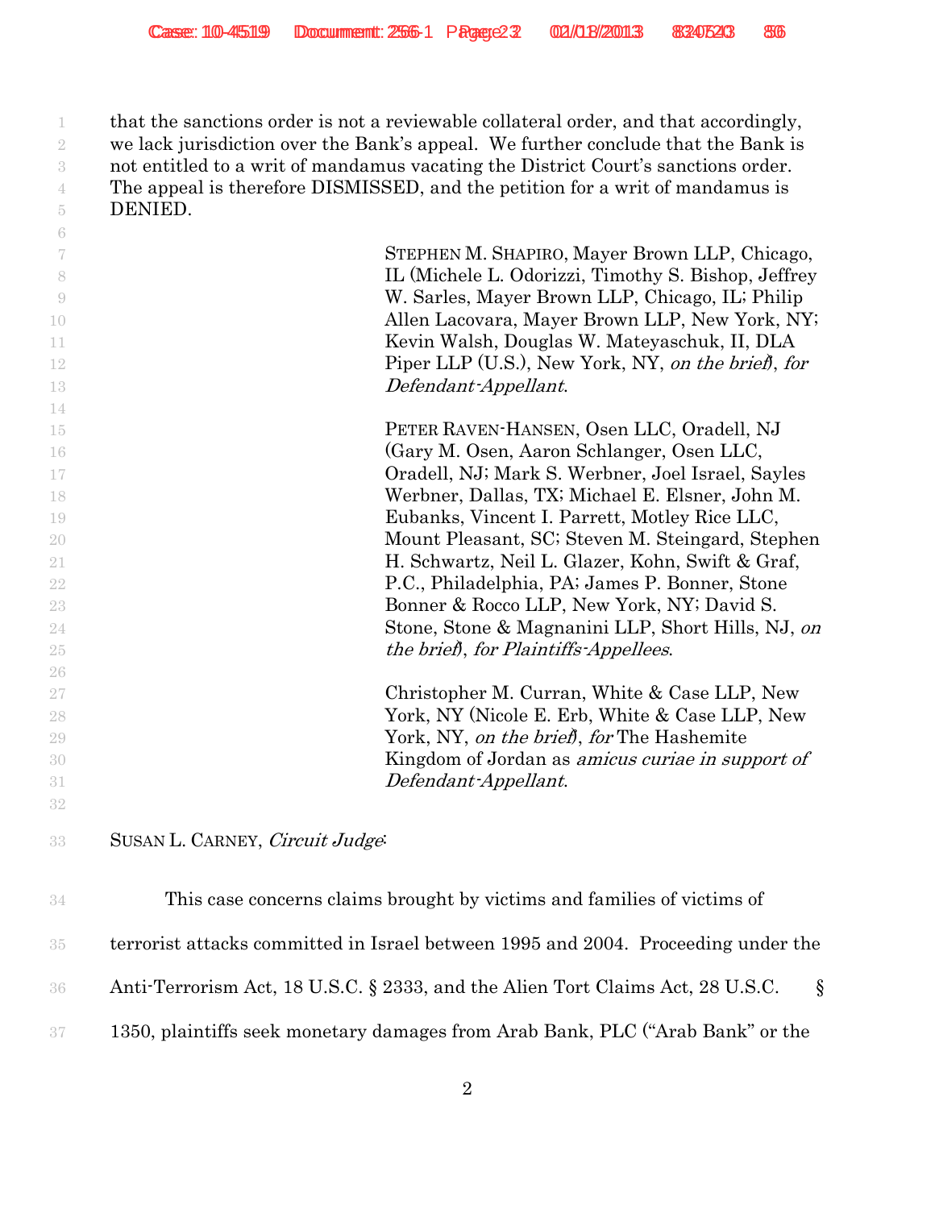that the sanctions order is not a reviewable collateral order, and that accordingly, we lack jurisdiction over the Bank's appeal. We further conclude that the Bank is not entitled to a writ of mandamus vacating the District Court's sanctions order. The appeal is therefore DISMISSED, and the petition for a writ of mandamus is DENIED.

STEPHEN M. SHAPIRO, Mayer Brown LLP, Chicago, IL (Michele L. Odorizzi, Timothy S. Bishop, Jeffrey W. Sarles, Mayer Brown LLP, Chicago, IL; Philip Allen Lacovara, Mayer Brown LLP, New York, NY; Kevin Walsh, Douglas W. Mateyaschuk, II, DLA Piper LLP (U.S.), New York, NY, *on the brief*), *for Defendant-Appellant*.

PETER RAVEN-HANSEN, Osen LLC, Oradell, NJ (Gary M. Osen, Aaron Schlanger, Osen LLC, Oradell, NJ; Mark S. Werbner, Joel Israel, Sayles Werbner, Dallas, TX; Michael E. Elsner, John M. Eubanks, Vincent I. Parrett, Motley Rice LLC, Mount Pleasant, SC; Steven M. Steingard, Stephen H. Schwartz, Neil L. Glazer, Kohn, Swift & Graf, P.C., Philadelphia, PA; James P. Bonner, Stone Bonner & Rocco LLP, New York, NY; David S. Stone, Stone & Magnanini LLP, Short Hills, NJ, *on the brief*), *for Plaintiffs-Appellees*.

Christopher M. Curran, White & Case LLP, New York, NY (Nicole E. Erb, White & Case LLP, New York, NY, *on the brief*), *for* The Hashemite Kingdom of Jordan as *amicus curiae in support of Defendant-Appellant*.

SUSAN L. CARNEY, *Circuit Judge*:

This case concerns claims brought by victims and families of victims of terrorist attacks committed in Israel between 1995 and 2004. Proceeding under the Anti-Terrorism Act, 18 U.S.C. § 2333, and the Alien Tort Claims Act, 28 U.S.C. § 1350, plaintiffs seek monetary damages from Arab Bank, PLC ("Arab Bank" or the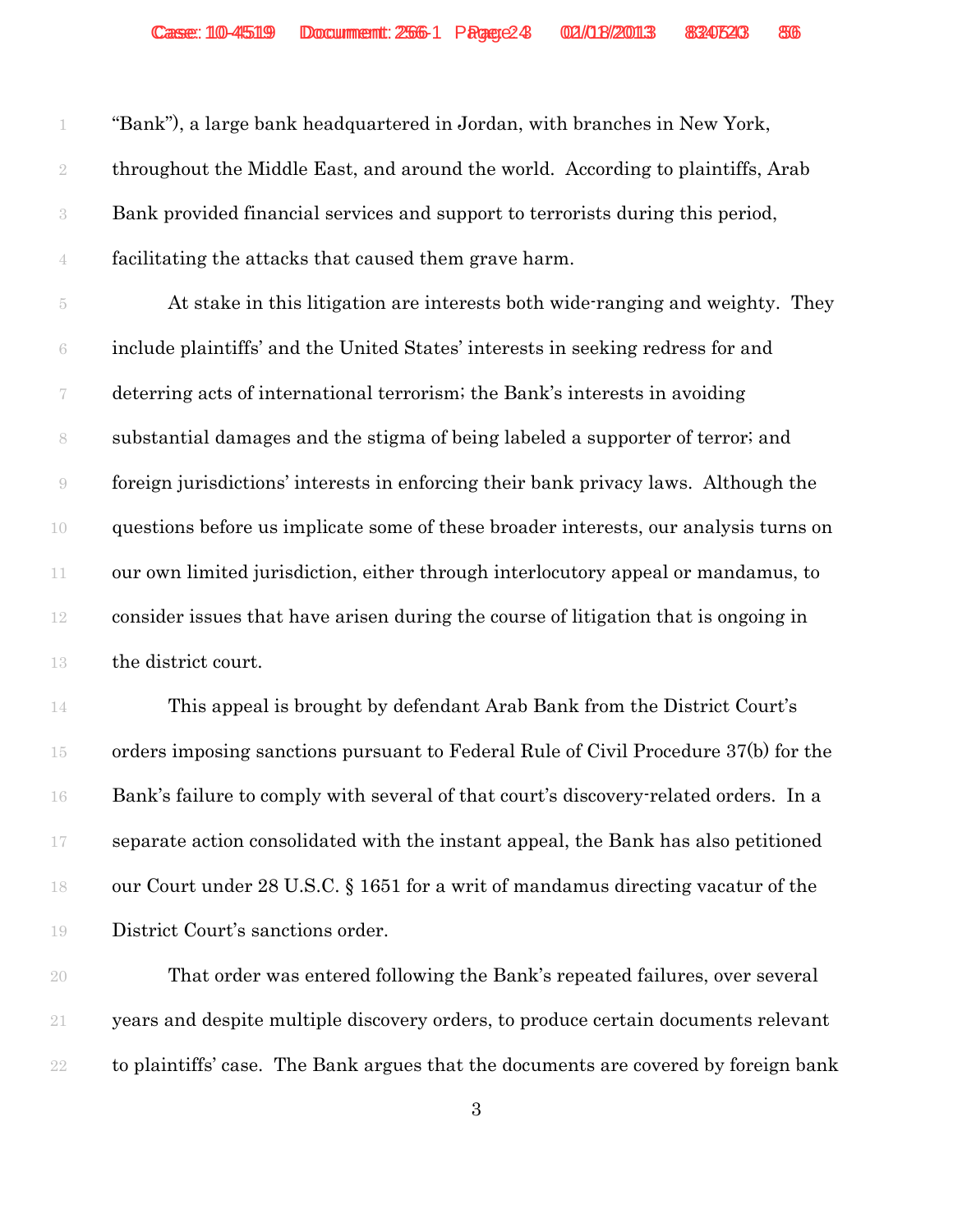"Bank"), a large bank headquartered in Jordan, with branches in New York, throughout the Middle East, and around the world. According to plaintiffs, Arab Bank provided financial services and support to terrorists during this period, facilitating the attacks that caused them grave harm.

At stake in this litigation are interests both wide-ranging and weighty. They include plaintiffs' and the United States' interests in seeking redress for and deterring acts of international terrorism; the Bank's interests in avoiding substantial damages and the stigma of being labeled a supporter of terror; and foreign jurisdictions' interests in enforcing their bank privacy laws. Although the questions before us implicate some of these broader interests, our analysis turns on our own limited jurisdiction, either through interlocutory appeal or mandamus, to consider issues that have arisen during the course of litigation that is ongoing in the district court.

This appeal is brought by defendant Arab Bank from the District Court's orders imposing sanctions pursuant to Federal Rule of Civil Procedure 37(b) for the Bank's failure to comply with several of that court's discovery-related orders. In a separate action consolidated with the instant appeal, the Bank has also petitioned our Court under 28 U.S.C. § 1651 for a writ of mandamus directing vacatur of the District Court's sanctions order.

That order was entered following the Bank's repeated failures, over several years and despite multiple discovery orders, to produce certain documents relevant to plaintiffs' case. The Bank argues that the documents are covered by foreign bank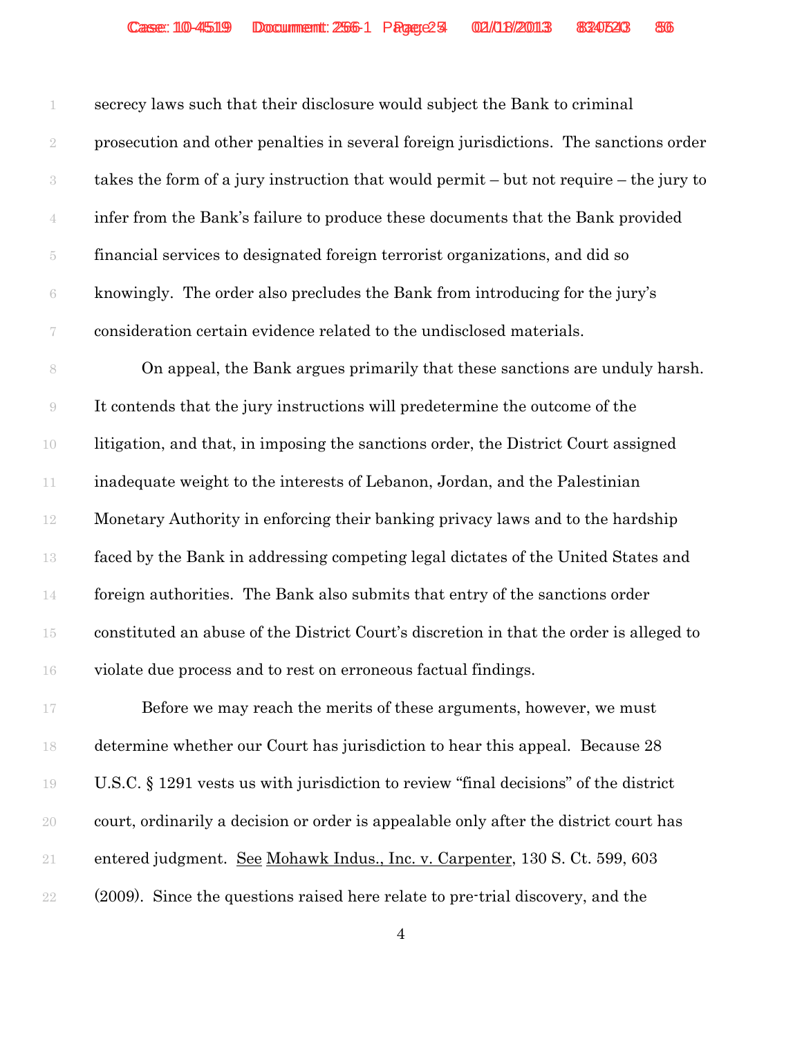secrecy laws such that their disclosure would subject the Bank to criminal prosecution and other penalties in several foreign jurisdictions. The sanctions order takes the form of a jury instruction that would permit – but not require – the jury to infer from the Bank's failure to produce these documents that the Bank provided financial services to designated foreign terrorist organizations, and did so knowingly. The order also precludes the Bank from introducing for the jury's consideration certain evidence related to the undisclosed materials.

On appeal, the Bank argues primarily that these sanctions are unduly harsh. It contends that the jury instructions will predetermine the outcome of the litigation, and that, in imposing the sanctions order, the District Court assigned inadequate weight to the interests of Lebanon, Jordan, and the Palestinian Monetary Authority in enforcing their banking privacy laws and to the hardship faced by the Bank in addressing competing legal dictates of the United States and foreign authorities. The Bank also submits that entry of the sanctions order constituted an abuse of the District Court's discretion in that the order is alleged to violate due process and to rest on erroneous factual findings.

Before we may reach the merits of these arguments, however, we must determine whether our Court has jurisdiction to hear this appeal. Because 28 U.S.C. § 1291 vests us with jurisdiction to review "final decisions" of the district court, ordinarily a decision or order is appealable only after the district court has entered judgment. See Mohawk Indus., Inc. v. Carpenter, 130 S. Ct. 599, 603 (2009). Since the questions raised here relate to pre-trial discovery, and the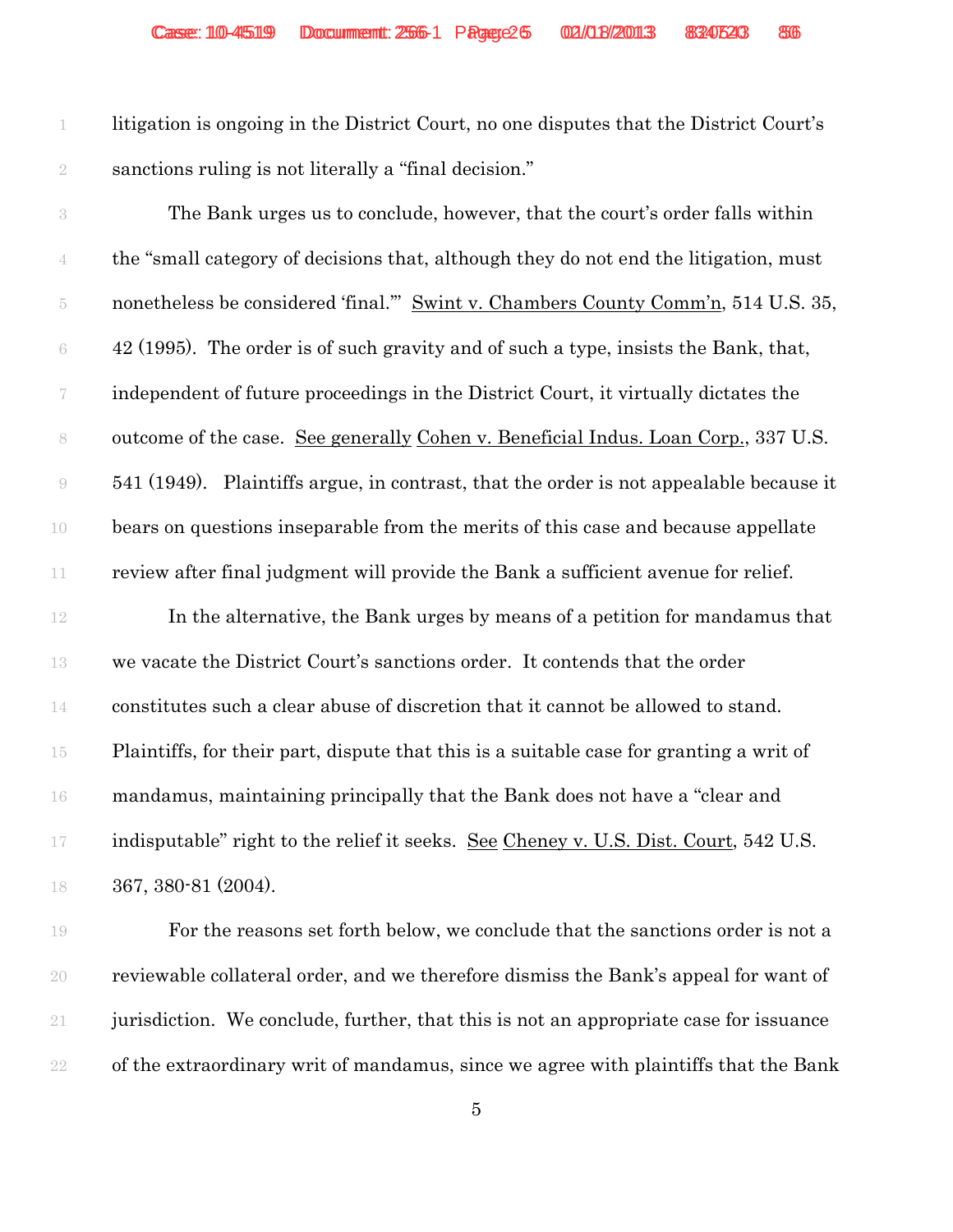litigation is ongoing in the District Court, no one disputes that the District Court's sanctions ruling is not literally a "final decision."

The Bank urges us to conclude, however, that the court's order falls within the "small category of decisions that, although they do not end the litigation, must nonetheless be considered 'final.'" Swint v. Chambers County Comm'n, 514 U.S. 35, 42 (1995). The order is of such gravity and of such a type, insists the Bank, that, independent of future proceedings in the District Court, it virtually dictates the outcome of the case. See generally Cohen v. Beneficial Indus. Loan Corp., 337 U.S. 541 (1949). Plaintiffs argue, in contrast, that the order is not appealable because it bears on questions inseparable from the merits of this case and because appellate review after final judgment will provide the Bank a sufficient avenue for relief.

In the alternative, the Bank urges by means of a petition for mandamus that we vacate the District Court's sanctions order. It contends that the order constitutes such a clear abuse of discretion that it cannot be allowed to stand. Plaintiffs, for their part, dispute that this is a suitable case for granting a writ of mandamus, maintaining principally that the Bank does not have a "clear and indisputable" right to the relief it seeks. See Cheney v. U.S. Dist. Court, 542 U.S. 367, 380-81 (2004).

For the reasons set forth below, we conclude that the sanctions order is not a reviewable collateral order, and we therefore dismiss the Bank's appeal for want of jurisdiction. We conclude, further, that this is not an appropriate case for issuance of the extraordinary writ of mandamus, since we agree with plaintiffs that the Bank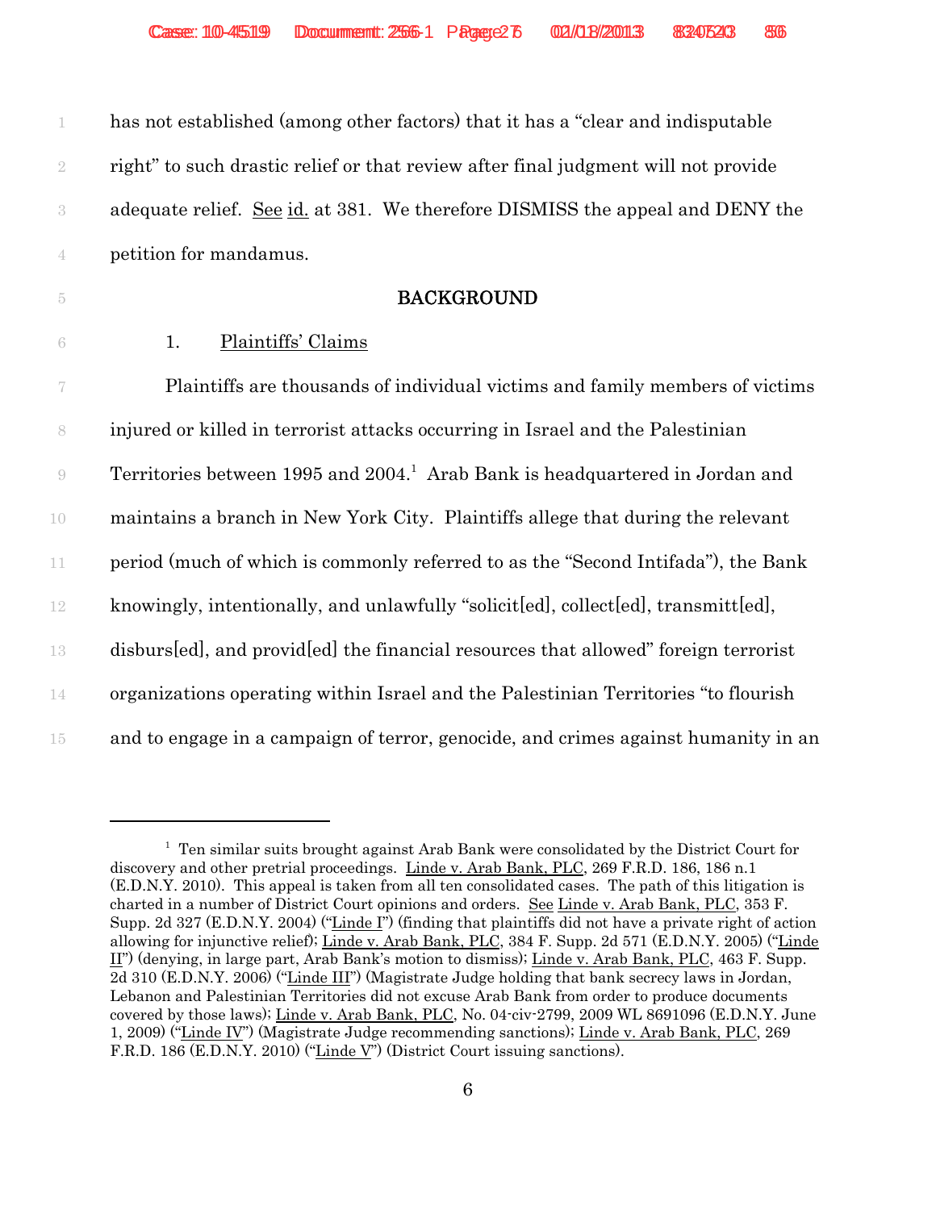has not established (among other factors) that it has a "clear and indisputable right" to such drastic relief or that review after final judgment will not provide adequate relief. See id. at 381. We therefore DISMISS the appeal and DENY the petition for mandamus.

## BACKGROUND

### 1. Plaintiffs' Claims

Plaintiffs are thousands of individual victims and family members of victims injured or killed in terrorist attacks occurring in Israel and the Palestinian Territories between 1995 and 2004.[1] Arab Bank is headquartered in Jordan and maintains a branch in New York City. Plaintiffs allege that during the relevant period (much of which is commonly referred to as the "Second Intifada"), the Bank knowingly, intentionally, and unlawfully "solicit[ed], collect[ed], transmitt[ed], disburs[ed], and provid[ed] the financial resources that allowed" foreign terrorist organizations operating within Israel and the Palestinian Territories "to flourish and to engage in a campaign of terror, genocide, and crimes against humanity in an

---

[1] Ten similar suits brought against Arab Bank were consolidated by the District Court for discovery and other pretrial proceedings. Linde v. Arab Bank, PLC, 269 F.R.D. 186, 186 n.1 (E.D.N.Y. 2010). This appeal is taken from all ten consolidated cases. The path of this litigation is charted in a number of District Court opinions and orders. See Linde v. Arab Bank, PLC, 353 F. Supp. 2d 327 (E.D.N.Y. 2004) ("Linde I") (finding that plaintiffs did not have a private right of action allowing for injunctive relief); Linde v. Arab Bank, PLC, 384 F. Supp. 2d 571 (E.D.N.Y. 2005) ("Linde II") (denying, in large part, Arab Bank's motion to dismiss); Linde v. Arab Bank, PLC, 463 F. Supp. 2d 310 (E.D.N.Y. 2006) ("Linde III") (Magistrate Judge holding that bank secrecy laws in Jordan, Lebanon and Palestinian Territories did not excuse Arab Bank from order to produce documents covered by those laws); Linde v. Arab Bank, PLC, No. 04-civ-2799, 2009 WL 8691096 (E.D.N.Y. June 1, 2009) ("Linde IV") (Magistrate Judge recommending sanctions); Linde v. Arab Bank, PLC, 269 F.R.D. 186 (E.D.N.Y. 2010) ("Linde V") (District Court issuing sanctions).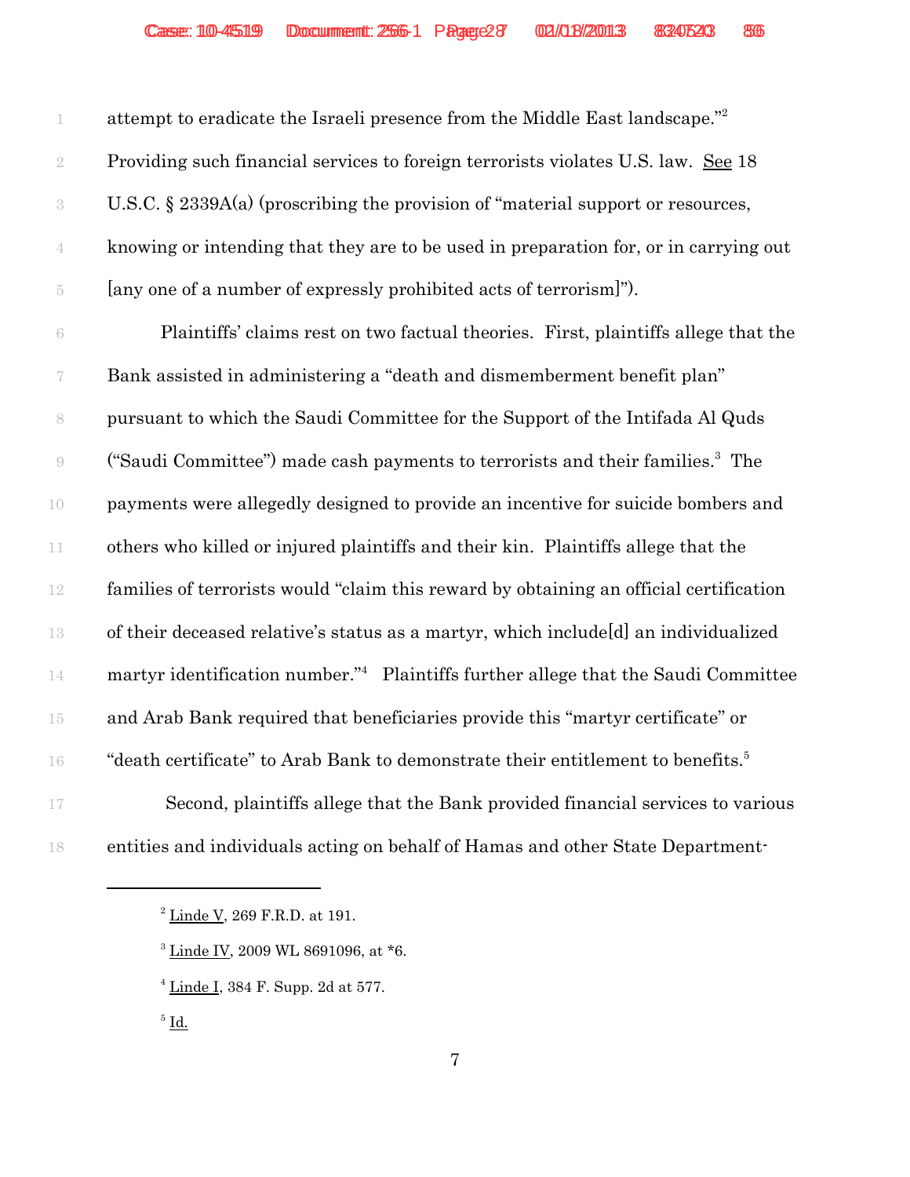attempt to eradicate the Israeli presence from the Middle East landscape."[2] Providing such financial services to foreign terrorists violates U.S. law. See 18 U.S.C. § 2339A(a) (proscribing the provision of "material support or resources, knowing or intending that they are to be used in preparation for, or in carrying out [any one of a number of expressly prohibited acts of terrorism]").

Plaintiffs' claims rest on two factual theories. First, plaintiffs allege that the Bank assisted in administering a "death and dismemberment benefit plan" pursuant to which the Saudi Committee for the Support of the Intifada Al Quds ("Saudi Committee") made cash payments to terrorists and their families.[3] The payments were allegedly designed to provide an incentive for suicide bombers and others who killed or injured plaintiffs and their kin. Plaintiffs allege that the families of terrorists would "claim this reward by obtaining an official certification of their deceased relative's status as a martyr, which include[d] an individualized martyr identification number."[4] Plaintiffs further allege that the Saudi Committee and Arab Bank required that beneficiaries provide this "martyr certificate" or "death certificate" to Arab Bank to demonstrate their entitlement to benefits.[5]

Second, plaintiffs allege that the Bank provided financial services to various entities and individuals acting on behalf of Hamas and other State Department-

---

[2] Linde V, 269 F.R.D. at 191.

[3] Linde IV, 2009 WL 8691096, at *6.

[4] Linde I, 384 F. Supp. 2d at 577.

[5] Id.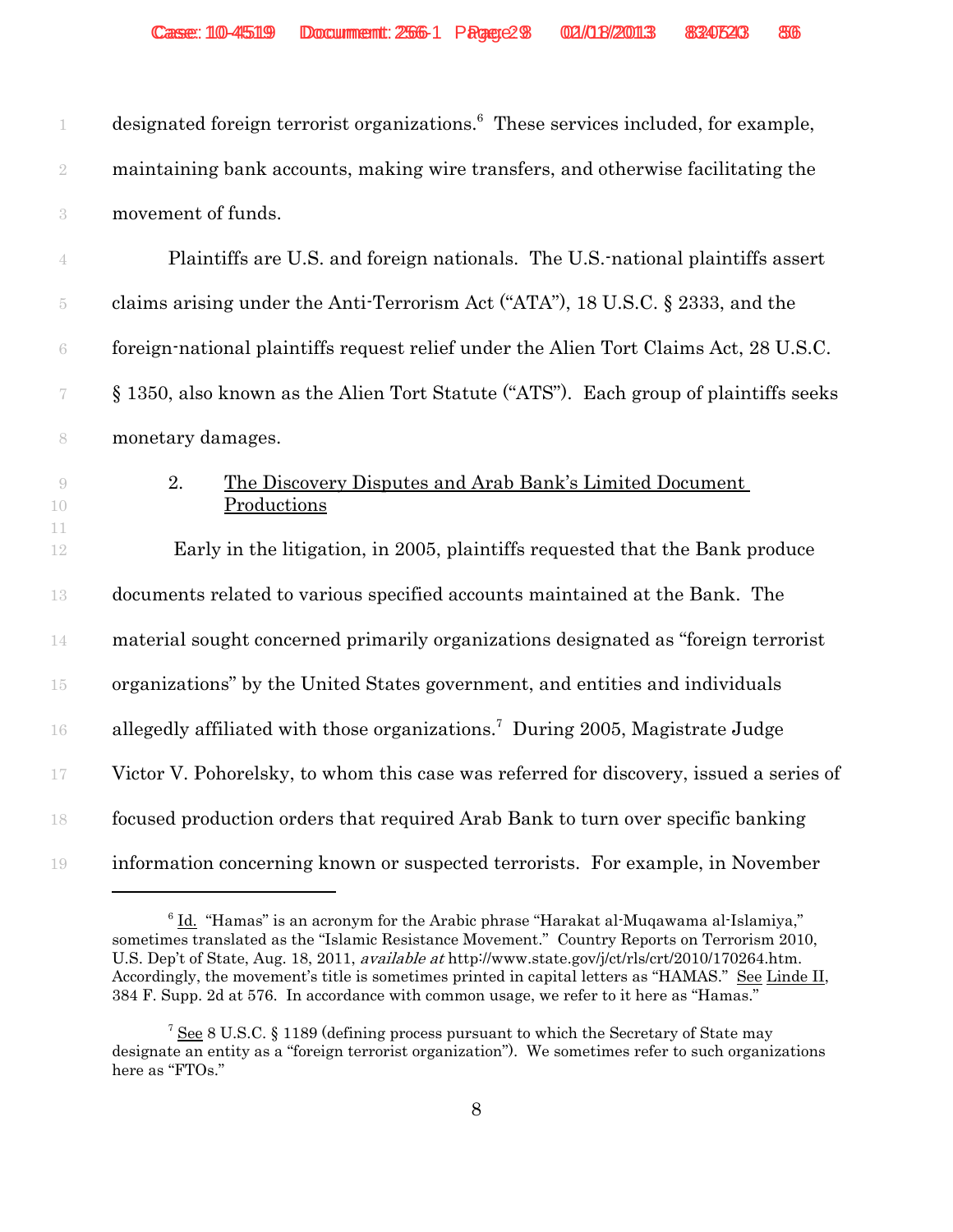designated foreign terrorist organizations.[6] These services included, for example, maintaining bank accounts, making wire transfers, and otherwise facilitating the movement of funds.

Plaintiffs are U.S. and foreign nationals. The U.S.-national plaintiffs assert claims arising under the Anti-Terrorism Act ("ATA"), 18 U.S.C. § 2333, and the foreign-national plaintiffs request relief under the Alien Tort Claims Act, 28 U.S.C. § 1350, also known as the Alien Tort Statute ("ATS"). Each group of plaintiffs seeks monetary damages.

### 2. The Discovery Disputes and Arab Bank's Limited Document Productions

Early in the litigation, in 2005, plaintiffs requested that the Bank produce documents related to various specified accounts maintained at the Bank. The material sought concerned primarily organizations designated as "foreign terrorist organizations" by the United States government, and entities and individuals allegedly affiliated with those organizations.[7] During 2005, Magistrate Judge Victor V. Pohorelsky, to whom this case was referred for discovery, issued a series of focused production orders that required Arab Bank to turn over specific banking information concerning known or suspected terrorists. For example, in November

---

[6] Id. "Hamas" is an acronym for the Arabic phrase "Harakat al-Muqawama al-Islamiya," sometimes translated as the "Islamic Resistance Movement." Country Reports on Terrorism 2010, U.S. Dep't of State, Aug. 18, 2011, *available at* http://www.state.gov/j/ct/rls/crt/2010/170264.htm. Accordingly, the movement's title is sometimes printed in capital letters as "HAMAS." See Linde II, 384 F. Supp. 2d at 576. In accordance with common usage, we refer to it here as "Hamas."

[7] See 8 U.S.C. § 1189 (defining process pursuant to which the Secretary of State may designate an entity as a "foreign terrorist organization"). We sometimes refer to such organizations here as "FTOs."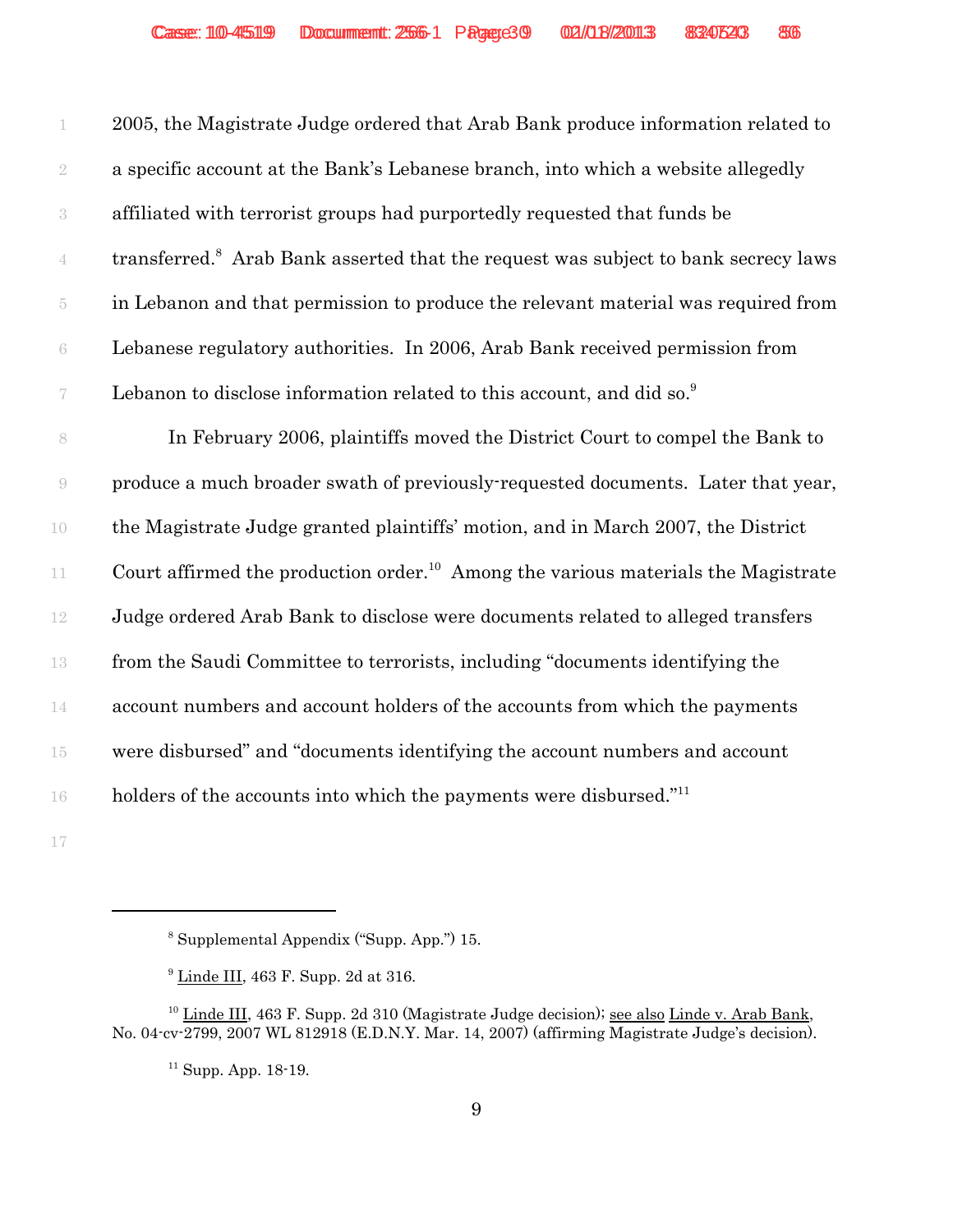2005, the Magistrate Judge ordered that Arab Bank produce information related to a specific account at the Bank's Lebanese branch, into which a website allegedly affiliated with terrorist groups had purportedly requested that funds be transferred.[8] Arab Bank asserted that the request was subject to bank secrecy laws in Lebanon and that permission to produce the relevant material was required from Lebanese regulatory authorities. In 2006, Arab Bank received permission from Lebanon to disclose information related to this account, and did so.[9]

In February 2006, plaintiffs moved the District Court to compel the Bank to produce a much broader swath of previously-requested documents. Later that year, the Magistrate Judge granted plaintiffs' motion, and in March 2007, the District Court affirmed the production order.[10] Among the various materials the Magistrate Judge ordered Arab Bank to disclose were documents related to alleged transfers from the Saudi Committee to terrorists, including "documents identifying the account numbers and account holders of the accounts from which the payments were disbursed" and "documents identifying the account numbers and account holders of the accounts into which the payments were disbursed."[11]

---

[8] Supplemental Appendix ("Supp. App.") 15.

[9] Linde III, 463 F. Supp. 2d at 316.

[10] Linde III, 463 F. Supp. 2d 310 (Magistrate Judge decision); see also Linde v. Arab Bank, No. 04-cv-2799, 2007 WL 812918 (E.D.N.Y. Mar. 14, 2007) (affirming Magistrate Judge's decision).

[11] Supp. App. 18-19.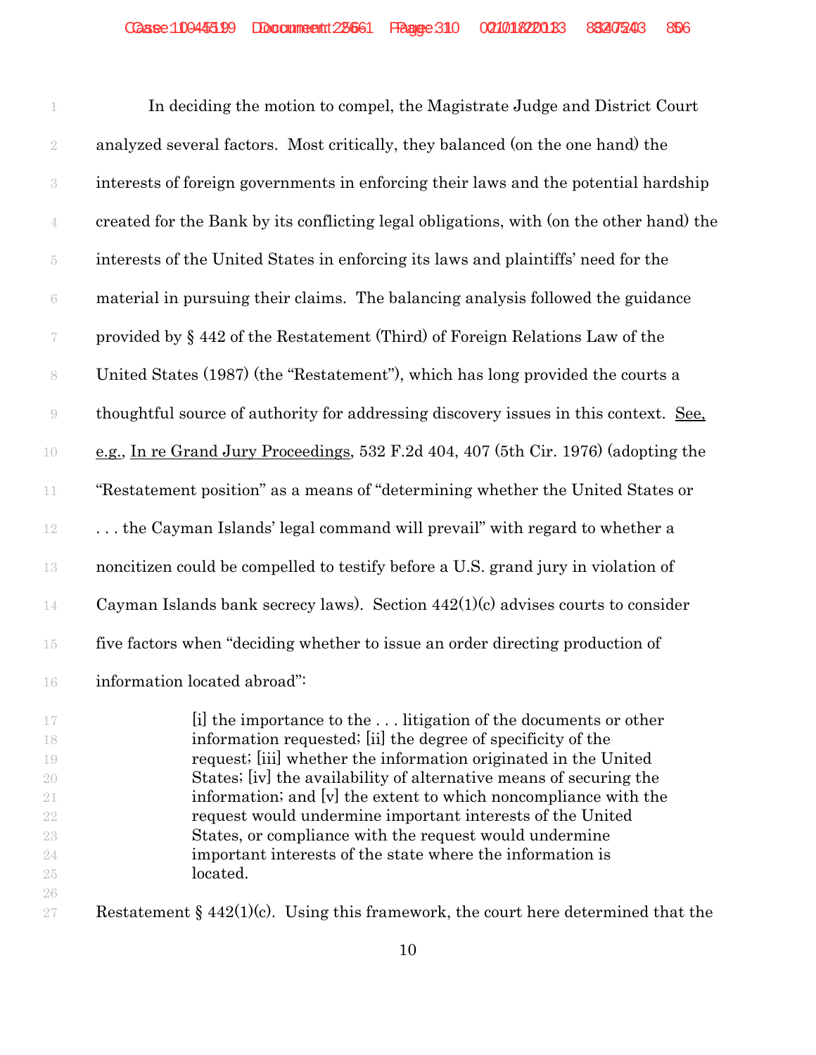In deciding the motion to compel, the Magistrate Judge and District Court analyzed several factors. Most critically, they balanced (on the one hand) the interests of foreign governments in enforcing their laws and the potential hardship created for the Bank by its conflicting legal obligations, with (on the other hand) the interests of the United States in enforcing its laws and plaintiffs' need for the material in pursuing their claims. The balancing analysis followed the guidance provided by § 442 of the Restatement (Third) of Foreign Relations Law of the United States (1987) (the "Restatement"), which has long provided the courts a thoughtful source of authority for addressing discovery issues in this context. See, e.g., In re Grand Jury Proceedings, 532 F.2d 404, 407 (5th Cir. 1976) (adopting the "Restatement position" as a means of "determining whether the United States or . . . the Cayman Islands' legal command will prevail" with regard to whether a noncitizen could be compelled to testify before a U.S. grand jury in violation of Cayman Islands bank secrecy laws). Section 442(1)(c) advises courts to consider five factors when "deciding whether to issue an order directing production of information located abroad":

> [i] the importance to the . . . litigation of the documents or other information requested; [ii] the degree of specificity of the request; [iii] whether the information originated in the United States; [iv] the availability of alternative means of securing the information; and [v] the extent to which noncompliance with the request would undermine important interests of the United States, or compliance with the request would undermine important interests of the state where the information is located.

Restatement § 442(1)(c). Using this framework, the court here determined that the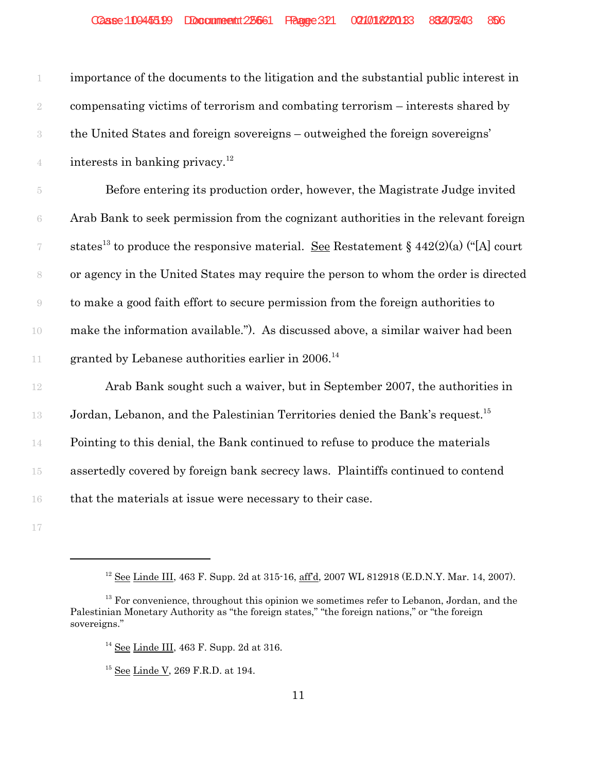importance of the documents to the litigation and the substantial public interest in compensating victims of terrorism and combating terrorism – interests shared by the United States and foreign sovereigns – outweighed the foreign sovereigns' interests in banking privacy.[12]

Before entering its production order, however, the Magistrate Judge invited Arab Bank to seek permission from the cognizant authorities in the relevant foreign states[13] to produce the responsive material. See Restatement § 442(2)(a) ("[A] court or agency in the United States may require the person to whom the order is directed to make a good faith effort to secure permission from the foreign authorities to make the information available."). As discussed above, a similar waiver had been granted by Lebanese authorities earlier in 2006.[14]

Arab Bank sought such a waiver, but in September 2007, the authorities in Jordan, Lebanon, and the Palestinian Territories denied the Bank's request.[15] Pointing to this denial, the Bank continued to refuse to produce the materials assertedly covered by foreign bank secrecy laws. Plaintiffs continued to contend that the materials at issue were necessary to their case.

---

[12] See Linde III, 463 F. Supp. 2d at 315-16, aff'd, 2007 WL 812918 (E.D.N.Y. Mar. 14, 2007).

[13] For convenience, throughout this opinion we sometimes refer to Lebanon, Jordan, and the Palestinian Monetary Authority as "the foreign states," "the foreign nations," or "the foreign sovereigns."

[14] See Linde III, 463 F. Supp. 2d at 316.

[15] See Linde V, 269 F.R.D. at 194.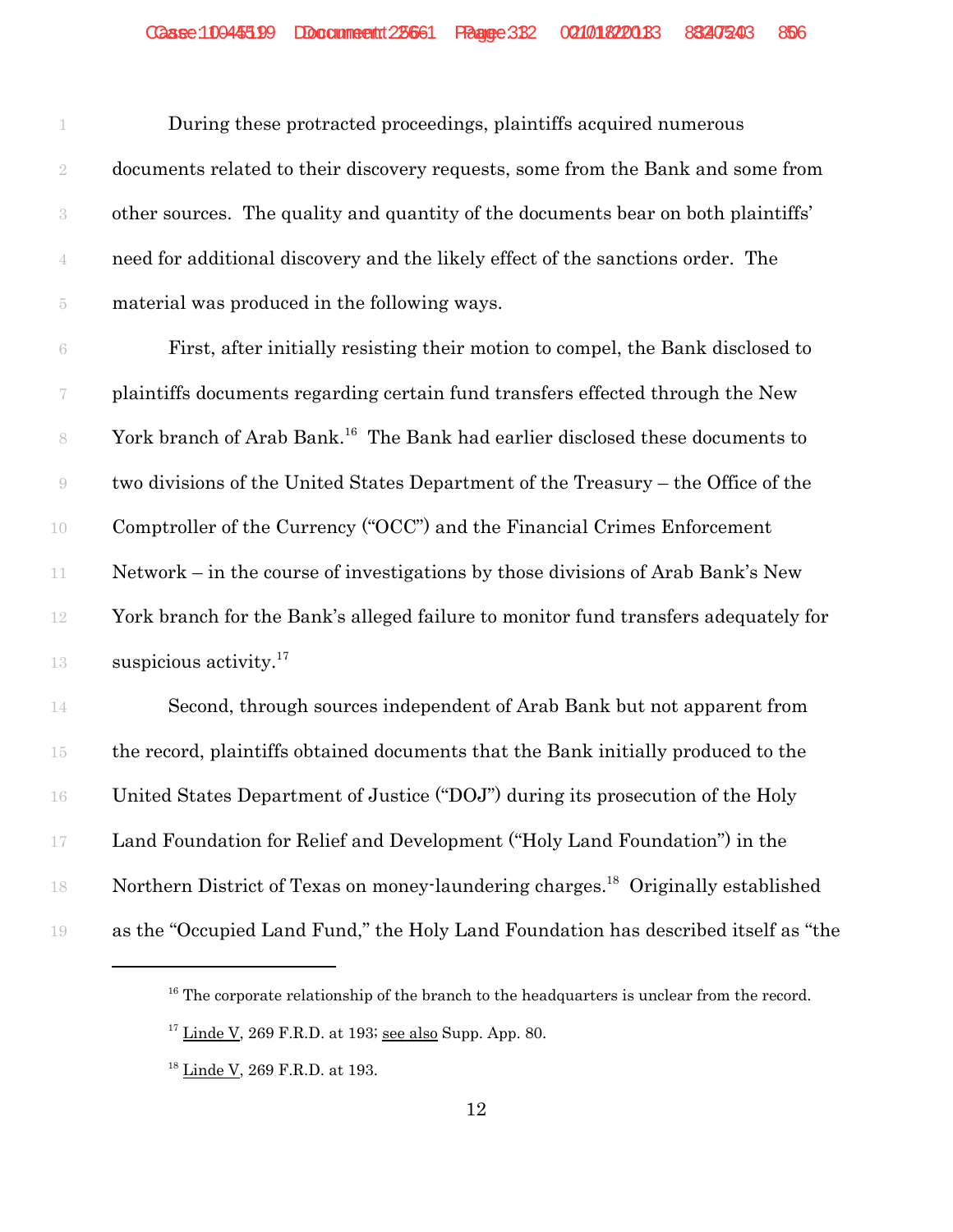During these protracted proceedings, plaintiffs acquired numerous documents related to their discovery requests, some from the Bank and some from other sources. The quality and quantity of the documents bear on both plaintiffs' need for additional discovery and the likely effect of the sanctions order. The material was produced in the following ways.

First, after initially resisting their motion to compel, the Bank disclosed to plaintiffs documents regarding certain fund transfers effected through the New York branch of Arab Bank.[16] The Bank had earlier disclosed these documents to two divisions of the United States Department of the Treasury – the Office of the Comptroller of the Currency ("OCC") and the Financial Crimes Enforcement Network – in the course of investigations by those divisions of Arab Bank's New York branch for the Bank's alleged failure to monitor fund transfers adequately for suspicious activity.[17]

Second, through sources independent of Arab Bank but not apparent from the record, plaintiffs obtained documents that the Bank initially produced to the United States Department of Justice ("DOJ") during its prosecution of the Holy Land Foundation for Relief and Development ("Holy Land Foundation") in the Northern District of Texas on money-laundering charges.[18] Originally established as the "Occupied Land Fund," the Holy Land Foundation has described itself as "the

---

[16] The corporate relationship of the branch to the headquarters is unclear from the record.

[17] Linde V, 269 F.R.D. at 193; see also Supp. App. 80.

[18] Linde V, 269 F.R.D. at 193.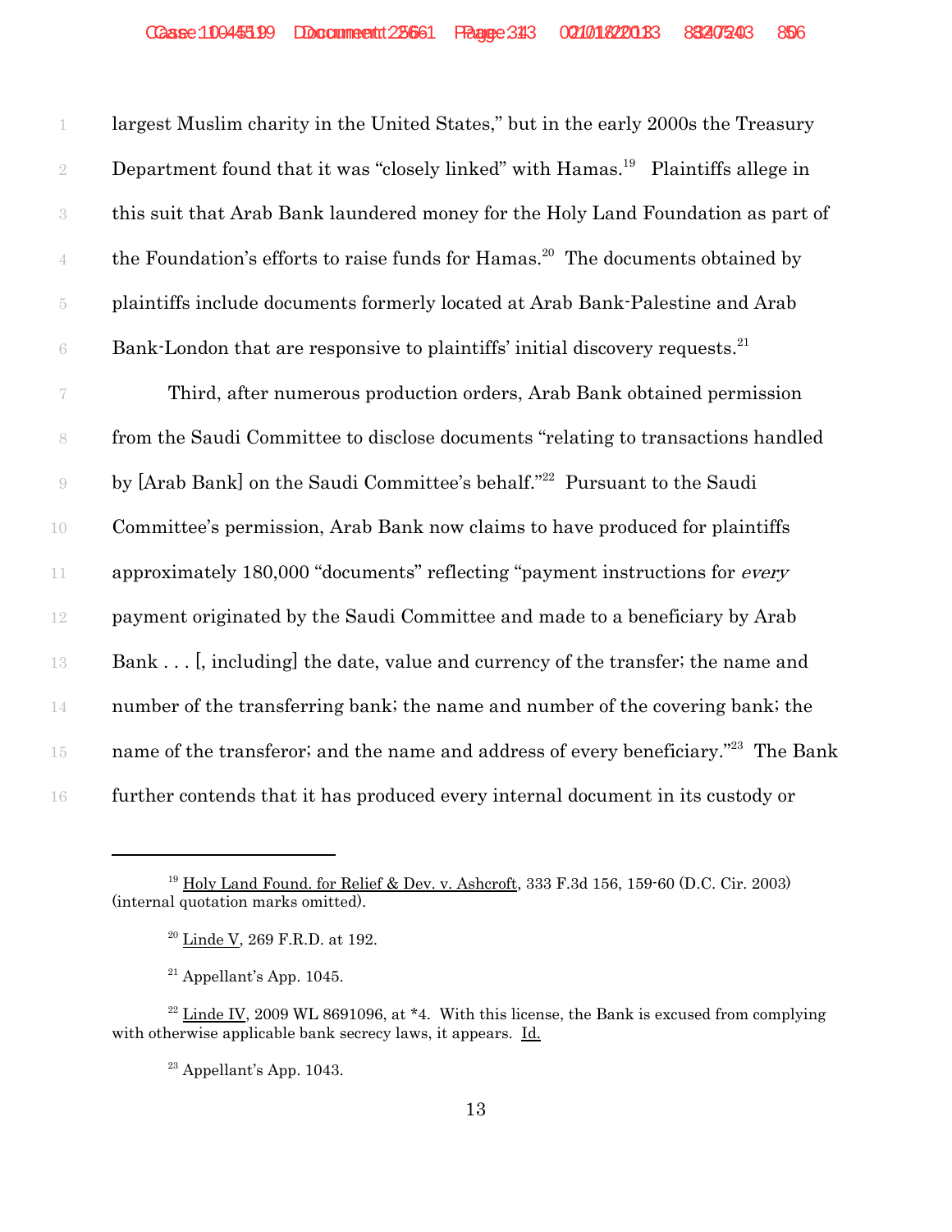largest Muslim charity in the United States," but in the early 2000s the Treasury Department found that it was "closely linked" with Hamas.[19] Plaintiffs allege in this suit that Arab Bank laundered money for the Holy Land Foundation as part of the Foundation's efforts to raise funds for Hamas.[20] The documents obtained by plaintiffs include documents formerly located at Arab Bank-Palestine and Arab Bank-London that are responsive to plaintiffs' initial discovery requests.[21]

Third, after numerous production orders, Arab Bank obtained permission from the Saudi Committee to disclose documents "relating to transactions handled by [Arab Bank] on the Saudi Committee's behalf."[22] Pursuant to the Saudi Committee's permission, Arab Bank now claims to have produced for plaintiffs approximately 180,000 "documents" reflecting "payment instructions for *every* payment originated by the Saudi Committee and made to a beneficiary by Arab Bank . . . [, including] the date, value and currency of the transfer; the name and number of the transferring bank; the name and number of the covering bank; the name of the transferor; and the name and address of every beneficiary."[23] The Bank further contends that it has produced every internal document in its custody or

---

[19] Holy Land Found. for Relief & Dev. v. Ashcroft, 333 F.3d 156, 159-60 (D.C. Cir. 2003) (internal quotation marks omitted).

[20] Linde V, 269 F.R.D. at 192.

[21] Appellant's App. 1045.

[22] Linde IV, 2009 WL 8691096, at *4. With this license, the Bank is excused from complying with otherwise applicable bank secrecy laws, it appears. Id.

[23] Appellant's App. 1043.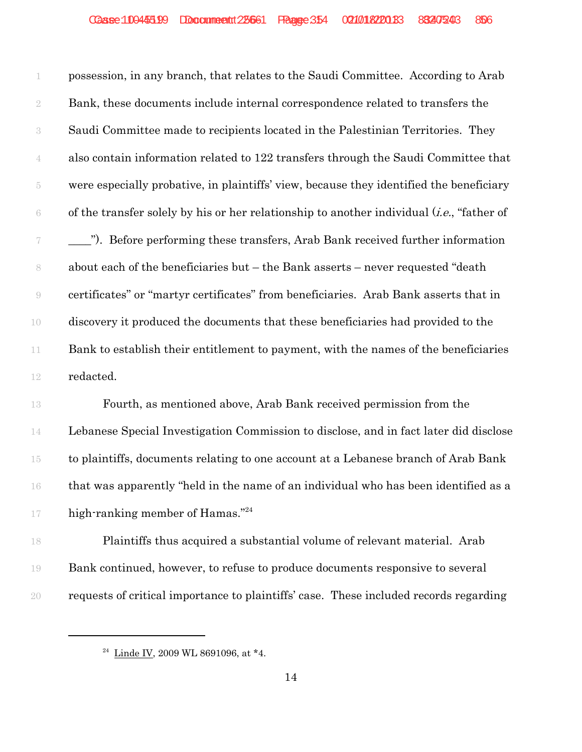possession, in any branch, that relates to the Saudi Committee. According to Arab Bank, these documents include internal correspondence related to transfers the Saudi Committee made to recipients located in the Palestinian Territories. They also contain information related to 122 transfers through the Saudi Committee that were especially probative, in plaintiffs' view, because they identified the beneficiary of the transfer solely by his or her relationship to another individual (*i.e.*, "father of ____"). Before performing these transfers, Arab Bank received further information about each of the beneficiaries but – the Bank asserts – never requested "death certificates" or "martyr certificates" from beneficiaries. Arab Bank asserts that in discovery it produced the documents that these beneficiaries had provided to the Bank to establish their entitlement to payment, with the names of the beneficiaries redacted.

Fourth, as mentioned above, Arab Bank received permission from the Lebanese Special Investigation Commission to disclose, and in fact later did disclose to plaintiffs, documents relating to one account at a Lebanese branch of Arab Bank that was apparently "held in the name of an individual who has been identified as a high-ranking member of Hamas."[24]

Plaintiffs thus acquired a substantial volume of relevant material. Arab Bank continued, however, to refuse to produce documents responsive to several requests of critical importance to plaintiffs' case. These included records regarding

---

[24] Linde IV, 2009 WL 8691096, at *4.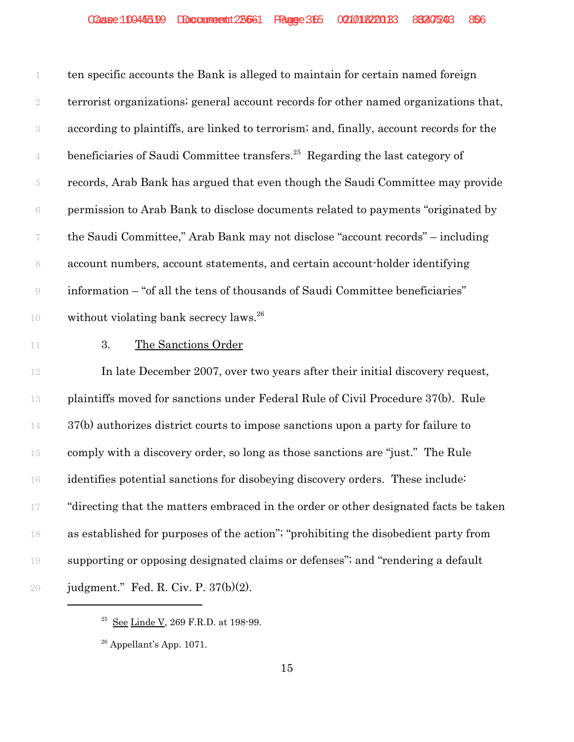ten specific accounts the Bank is alleged to maintain for certain named foreign terrorist organizations; general account records for other named organizations that, according to plaintiffs, are linked to terrorism; and, finally, account records for the beneficiaries of Saudi Committee transfers.[25] Regarding the last category of records, Arab Bank has argued that even though the Saudi Committee may provide permission to Arab Bank to disclose documents related to payments "originated by the Saudi Committee," Arab Bank may not disclose "account records" – including account numbers, account statements, and certain account-holder identifying information – "of all the tens of thousands of Saudi Committee beneficiaries" without violating bank secrecy laws.[26]

3. The Sanctions Order

In late December 2007, over two years after their initial discovery request, plaintiffs moved for sanctions under Federal Rule of Civil Procedure 37(b). Rule 37(b) authorizes district courts to impose sanctions upon a party for failure to comply with a discovery order, so long as those sanctions are "just." The Rule identifies potential sanctions for disobeying discovery orders. These include: "directing that the matters embraced in the order or other designated facts be taken as established for purposes of the action"; "prohibiting the disobedient party from supporting or opposing designated claims or defenses"; and "rendering a default judgment." Fed. R. Civ. P. 37(b)(2).

---

[25] See Linde V, 269 F.R.D. at 198-99.

[26] Appellant's App. 1071.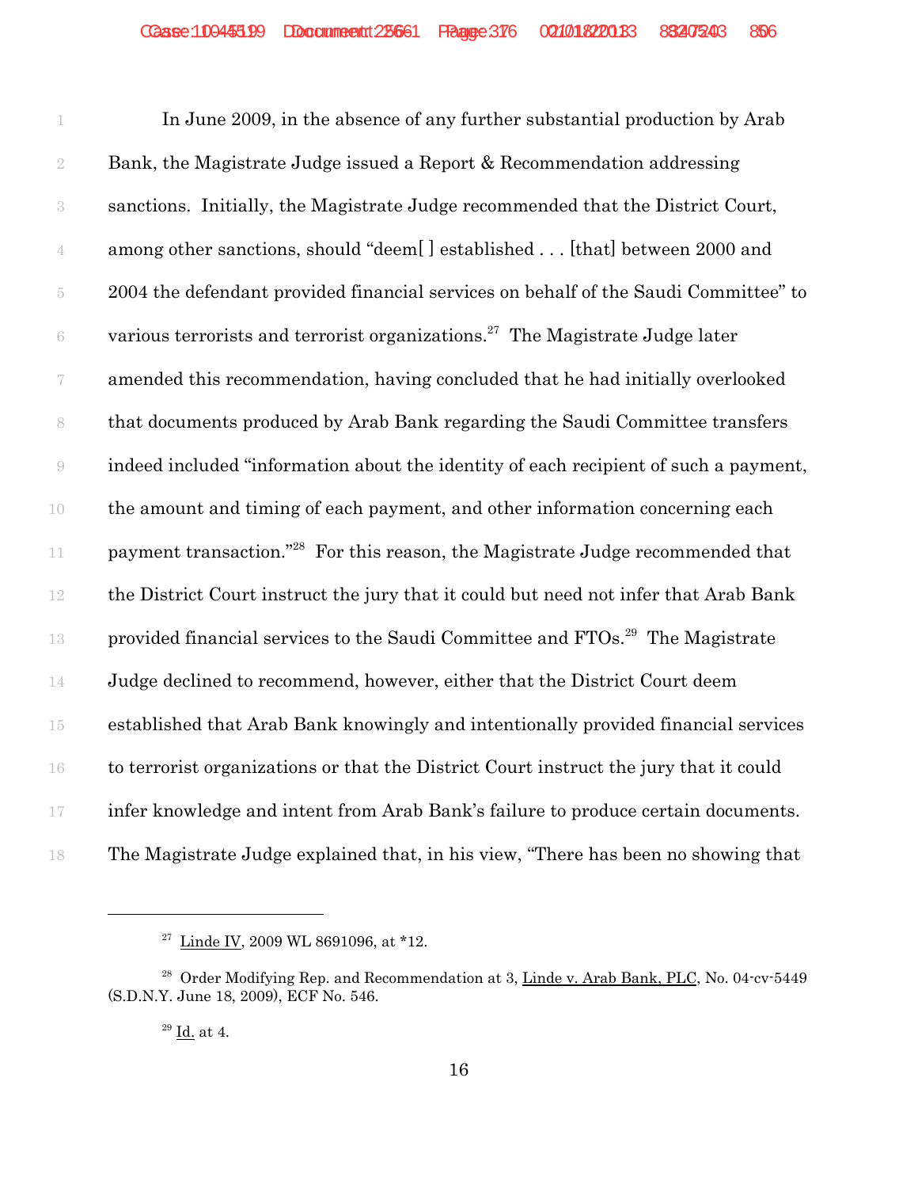In June 2009, in the absence of any further substantial production by Arab Bank, the Magistrate Judge issued a Report & Recommendation addressing sanctions. Initially, the Magistrate Judge recommended that the District Court, among other sanctions, should "deem[ ] established . . . [that] between 2000 and 2004 the defendant provided financial services on behalf of the Saudi Committee" to various terrorists and terrorist organizations.[27] The Magistrate Judge later amended this recommendation, having concluded that he had initially overlooked that documents produced by Arab Bank regarding the Saudi Committee transfers indeed included "information about the identity of each recipient of such a payment, the amount and timing of each payment, and other information concerning each payment transaction."[28] For this reason, the Magistrate Judge recommended that the District Court instruct the jury that it could but need not infer that Arab Bank provided financial services to the Saudi Committee and FTOs.[29] The Magistrate Judge declined to recommend, however, either that the District Court deem established that Arab Bank knowingly and intentionally provided financial services to terrorist organizations or that the District Court instruct the jury that it could infer knowledge and intent from Arab Bank's failure to produce certain documents. The Magistrate Judge explained that, in his view, "There has been no showing that

---

[27] Linde IV, 2009 WL 8691096, at *12.

[28] Order Modifying Rep. and Recommendation at 3, Linde v. Arab Bank, PLC, No. 04-cv-5449 (S.D.N.Y. June 18, 2009), ECF No. 546.

[29] Id. at 4.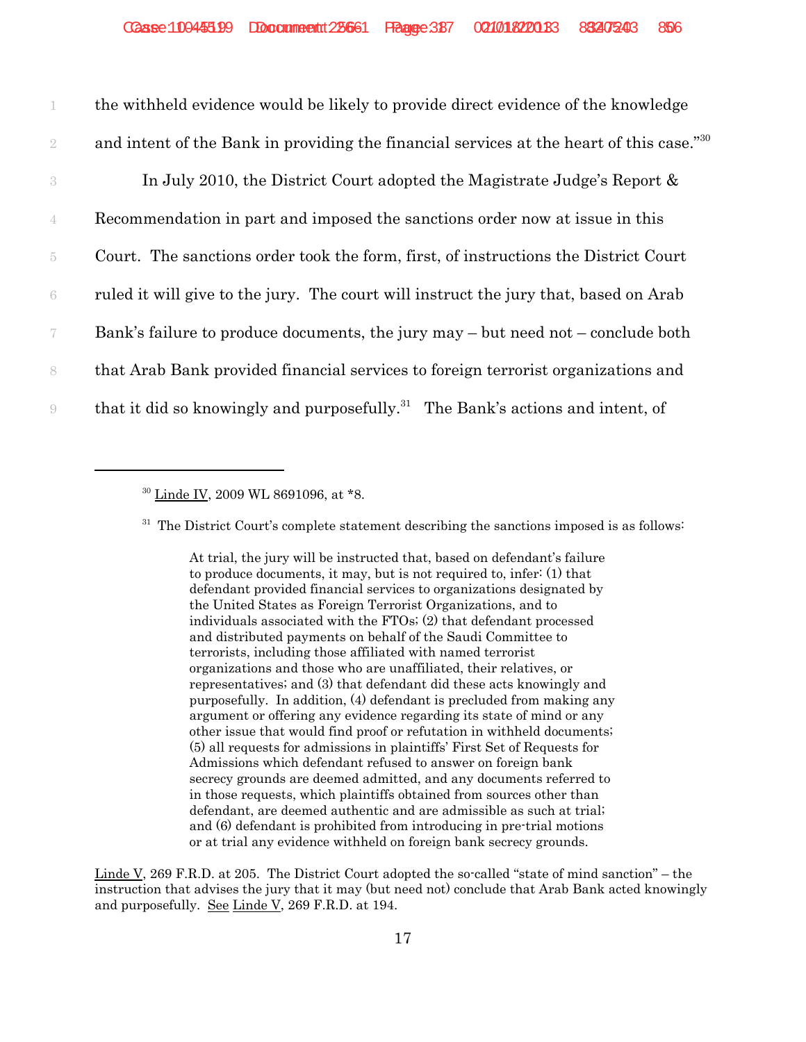the withheld evidence would be likely to provide direct evidence of the knowledge and intent of the Bank in providing the financial services at the heart of this case."[30]

In July 2010, the District Court adopted the Magistrate Judge's Report & Recommendation in part and imposed the sanctions order now at issue in this Court. The sanctions order took the form, first, of instructions the District Court ruled it will give to the jury. The court will instruct the jury that, based on Arab Bank's failure to produce documents, the jury may – but need not – conclude both that Arab Bank provided financial services to foreign terrorist organizations and that it did so knowingly and purposefully.[31] The Bank's actions and intent, of

---

[30] Linde IV, 2009 WL 8691096, at *8.

[31] The District Court's complete statement describing the sanctions imposed is as follows:

> At trial, the jury will be instructed that, based on defendant's failure to produce documents, it may, but is not required to, infer: (1) that defendant provided financial services to organizations designated by the United States as Foreign Terrorist Organizations, and to individuals associated with the FTOs; (2) that defendant processed and distributed payments on behalf of the Saudi Committee to terrorists, including those affiliated with named terrorist organizations and those who are unaffiliated, their relatives, or representatives; and (3) that defendant did these acts knowingly and purposefully. In addition, (4) defendant is precluded from making any argument or offering any evidence regarding its state of mind or any other issue that would find proof or refutation in withheld documents; (5) all requests for admissions in plaintiffs' First Set of Requests for Admissions which defendant refused to answer on foreign bank secrecy grounds are deemed admitted, and any documents referred to in those requests, which plaintiffs obtained from sources other than defendant, are deemed authentic and are admissible as such at trial; and (6) defendant is prohibited from introducing in pre-trial motions or at trial any evidence withheld on foreign bank secrecy grounds.

Linde V, 269 F.R.D. at 205. The District Court adopted the so-called "state of mind sanction" – the instruction that advises the jury that it may (but need not) conclude that Arab Bank acted knowingly and purposefully. See Linde V, 269 F.R.D. at 194.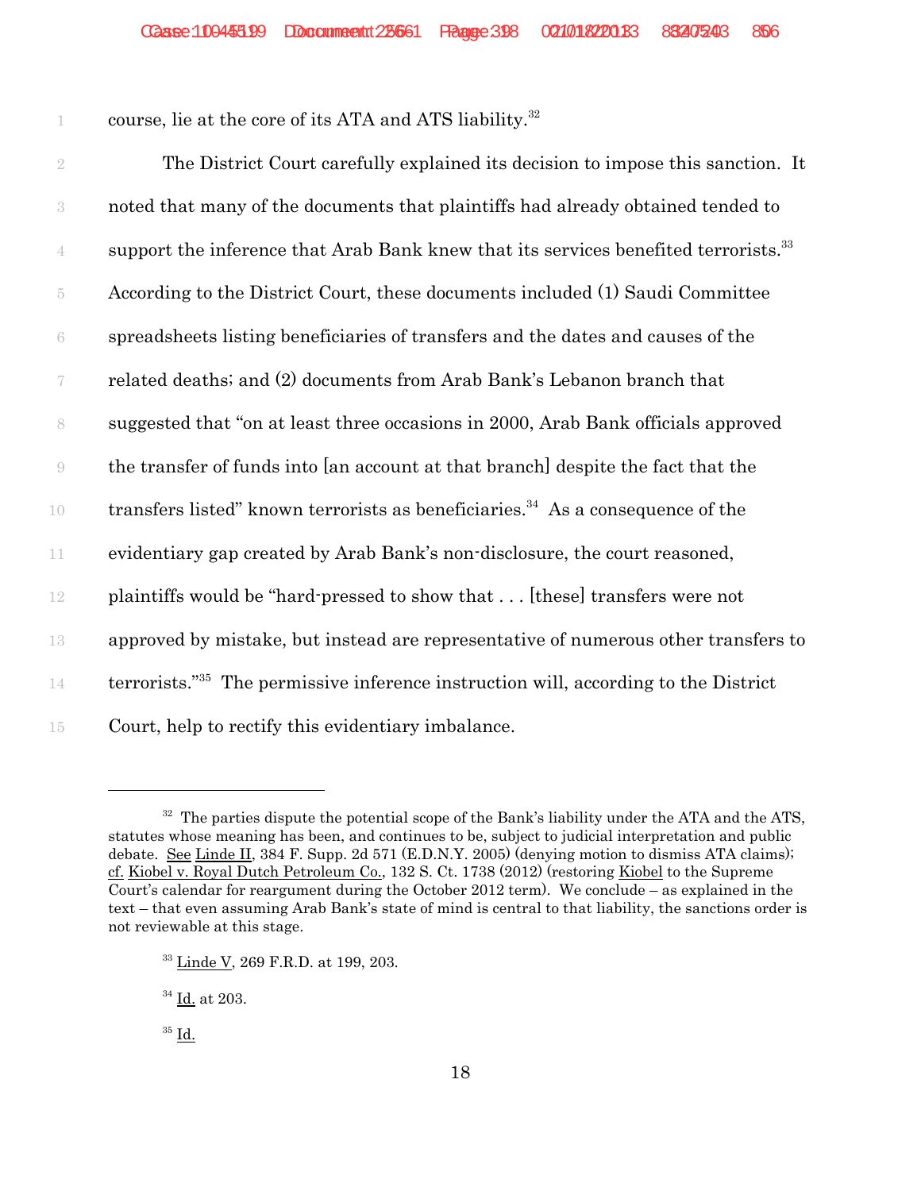course, lie at the core of its ATA and ATS liability.[32]

The District Court carefully explained its decision to impose this sanction. It noted that many of the documents that plaintiffs had already obtained tended to support the inference that Arab Bank knew that its services benefited terrorists.[33] According to the District Court, these documents included (1) Saudi Committee spreadsheets listing beneficiaries of transfers and the dates and causes of the related deaths; and (2) documents from Arab Bank's Lebanon branch that suggested that "on at least three occasions in 2000, Arab Bank officials approved the transfer of funds into [an account at that branch] despite the fact that the transfers listed" known terrorists as beneficiaries.[34] As a consequence of the evidentiary gap created by Arab Bank's non-disclosure, the court reasoned, plaintiffs would be "hard-pressed to show that . . . [these] transfers were not approved by mistake, but instead are representative of numerous other transfers to terrorists."[35] The permissive inference instruction will, according to the District Court, help to rectify this evidentiary imbalance.

---

[32] The parties dispute the potential scope of the Bank's liability under the ATA and the ATS, statutes whose meaning has been, and continues to be, subject to judicial interpretation and public debate. See Linde II, 384 F. Supp. 2d 571 (E.D.N.Y. 2005) (denying motion to dismiss ATA claims); cf. Kiobel v. Royal Dutch Petroleum Co., 132 S. Ct. 1738 (2012) (restoring Kiobel to the Supreme Court's calendar for reargument during the October 2012 term). We conclude – as explained in the text – that even assuming Arab Bank's state of mind is central to that liability, the sanctions order is not reviewable at this stage.

[33] Linde V, 269 F.R.D. at 199, 203.

[34] Id. at 203.

[35] Id.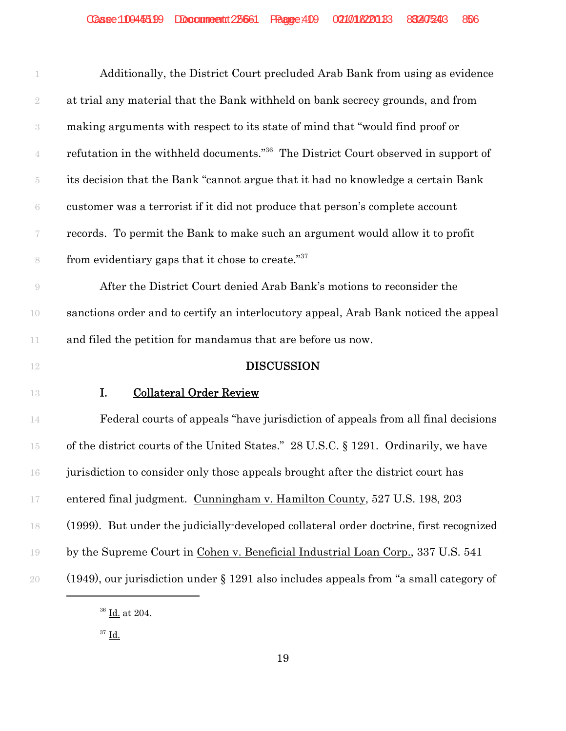Additionally, the District Court precluded Arab Bank from using as evidence at trial any material that the Bank withheld on bank secrecy grounds, and from making arguments with respect to its state of mind that "would find proof or refutation in the withheld documents."[36] The District Court observed in support of its decision that the Bank "cannot argue that it had no knowledge a certain Bank customer was a terrorist if it did not produce that person's complete account records. To permit the Bank to make such an argument would allow it to profit from evidentiary gaps that it chose to create."[37]

After the District Court denied Arab Bank's motions to reconsider the sanctions order and to certify an interlocutory appeal, Arab Bank noticed the appeal and filed the petition for mandamus that are before us now.

## DISCUSSION

### I. Collateral Order Review

Federal courts of appeals "have jurisdiction of appeals from all final decisions of the district courts of the United States." 28 U.S.C. § 1291. Ordinarily, we have jurisdiction to consider only those appeals brought after the district court has entered final judgment. Cunningham v. Hamilton County, 527 U.S. 198, 203 (1999). But under the judicially-developed collateral order doctrine, first recognized by the Supreme Court in Cohen v. Beneficial Industrial Loan Corp., 337 U.S. 541 (1949), our jurisdiction under § 1291 also includes appeals from "a small category of

---

[36] Id. at 204.

[37] Id.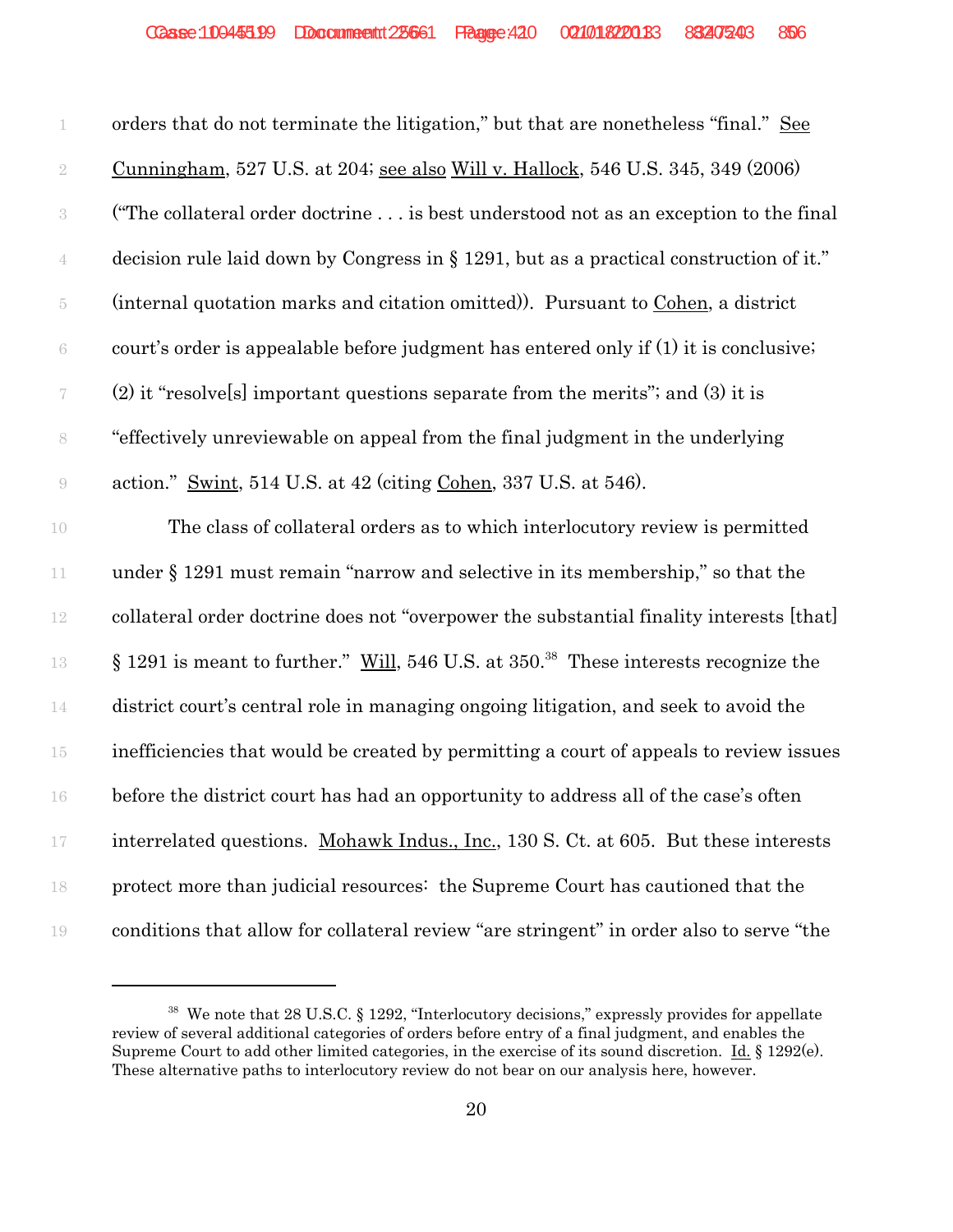orders that do not terminate the litigation," but that are nonetheless "final." See Cunningham, 527 U.S. at 204; see also Will v. Hallock, 546 U.S. 345, 349 (2006) ("The collateral order doctrine . . . is best understood not as an exception to the final decision rule laid down by Congress in § 1291, but as a practical construction of it." (internal quotation marks and citation omitted)). Pursuant to Cohen, a district court's order is appealable before judgment has entered only if (1) it is conclusive; (2) it "resolve[s] important questions separate from the merits"; and (3) it is "effectively unreviewable on appeal from the final judgment in the underlying action." Swint, 514 U.S. at 42 (citing Cohen, 337 U.S. at 546).

The class of collateral orders as to which interlocutory review is permitted under § 1291 must remain "narrow and selective in its membership," so that the collateral order doctrine does not "overpower the substantial finality interests [that] § 1291 is meant to further." Will, 546 U.S. at 350.[38] These interests recognize the district court's central role in managing ongoing litigation, and seek to avoid the inefficiencies that would be created by permitting a court of appeals to review issues before the district court has had an opportunity to address all of the case's often interrelated questions. Mohawk Indus., Inc., 130 S. Ct. at 605. But these interests protect more than judicial resources: the Supreme Court has cautioned that the conditions that allow for collateral review "are stringent" in order also to serve "the

[38] We note that 28 U.S.C. § 1292, "Interlocutory decisions," expressly provides for appellate review of several additional categories of orders before entry of a final judgment, and enables the Supreme Court to add other limited categories, in the exercise of its sound discretion. Id. § 1292(e). These alternative paths to interlocutory review do not bear on our analysis here, however.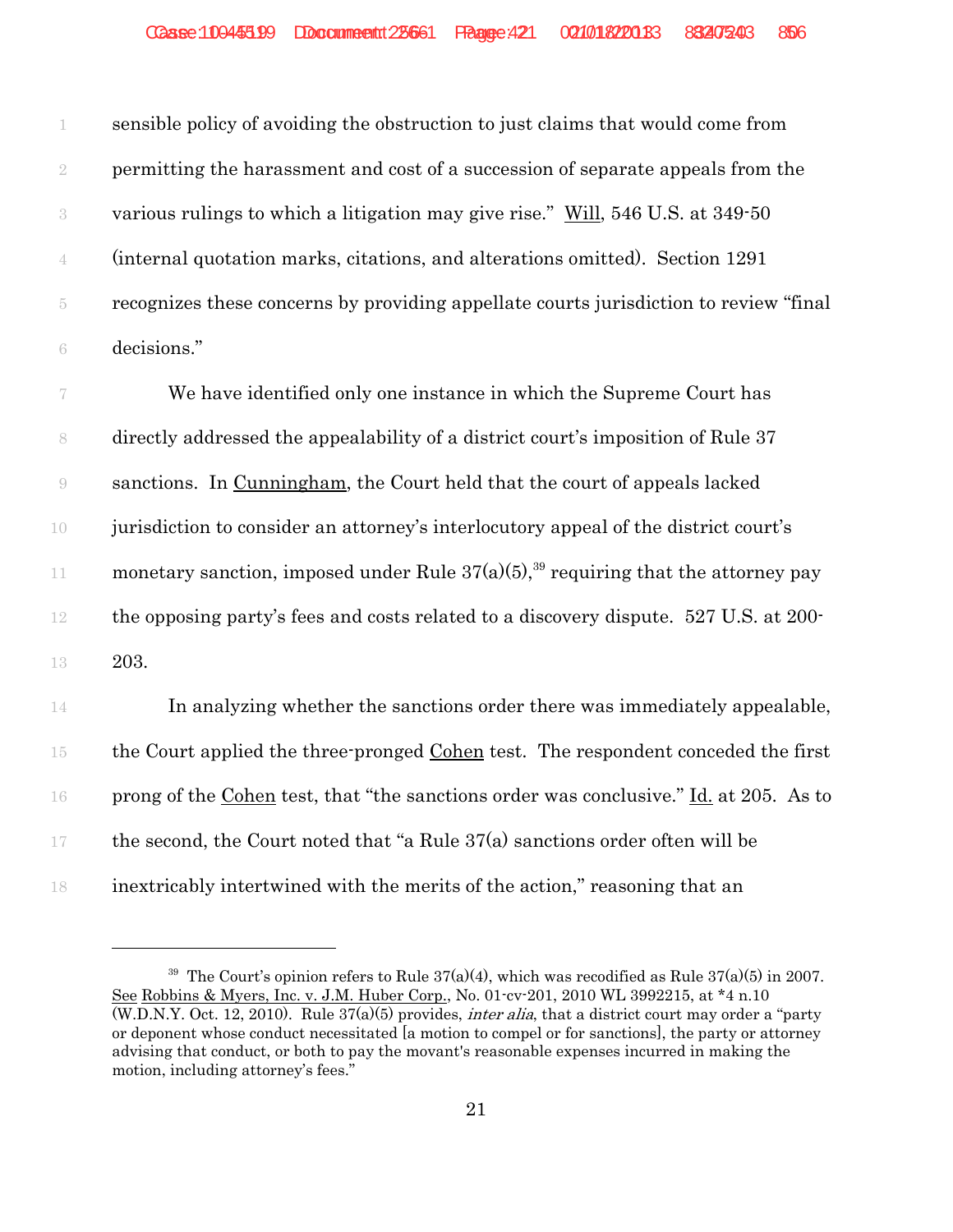sensible policy of avoiding the obstruction to just claims that would come from permitting the harassment and cost of a succession of separate appeals from the various rulings to which a litigation may give rise." Will, 546 U.S. at 349-50 (internal quotation marks, citations, and alterations omitted). Section 1291 recognizes these concerns by providing appellate courts jurisdiction to review "final decisions."

We have identified only one instance in which the Supreme Court has directly addressed the appealability of a district court's imposition of Rule 37 sanctions. In Cunningham, the Court held that the court of appeals lacked jurisdiction to consider an attorney's interlocutory appeal of the district court's monetary sanction, imposed under Rule 37(a)(5),[39] requiring that the attorney pay the opposing party's fees and costs related to a discovery dispute. 527 U.S. at 200-203.

In analyzing whether the sanctions order there was immediately appealable, the Court applied the three-pronged Cohen test. The respondent conceded the first prong of the Cohen test, that "the sanctions order was conclusive." Id. at 205. As to the second, the Court noted that "a Rule 37(a) sanctions order often will be inextricably intertwined with the merits of the action," reasoning that an

---

[39] The Court's opinion refers to Rule 37(a)(4), which was recodified as Rule 37(a)(5) in 2007. See Robbins & Myers, Inc. v. J.M. Huber Corp., No. 01-cv-201, 2010 WL 3992215, at *4 n.10 (W.D.N.Y. Oct. 12, 2010). Rule 37(a)(5) provides, *inter alia*, that a district court may order a "party or deponent whose conduct necessitated [a motion to compel or for sanctions], the party or attorney advising that conduct, or both to pay the movant's reasonable expenses incurred in making the motion, including attorney's fees."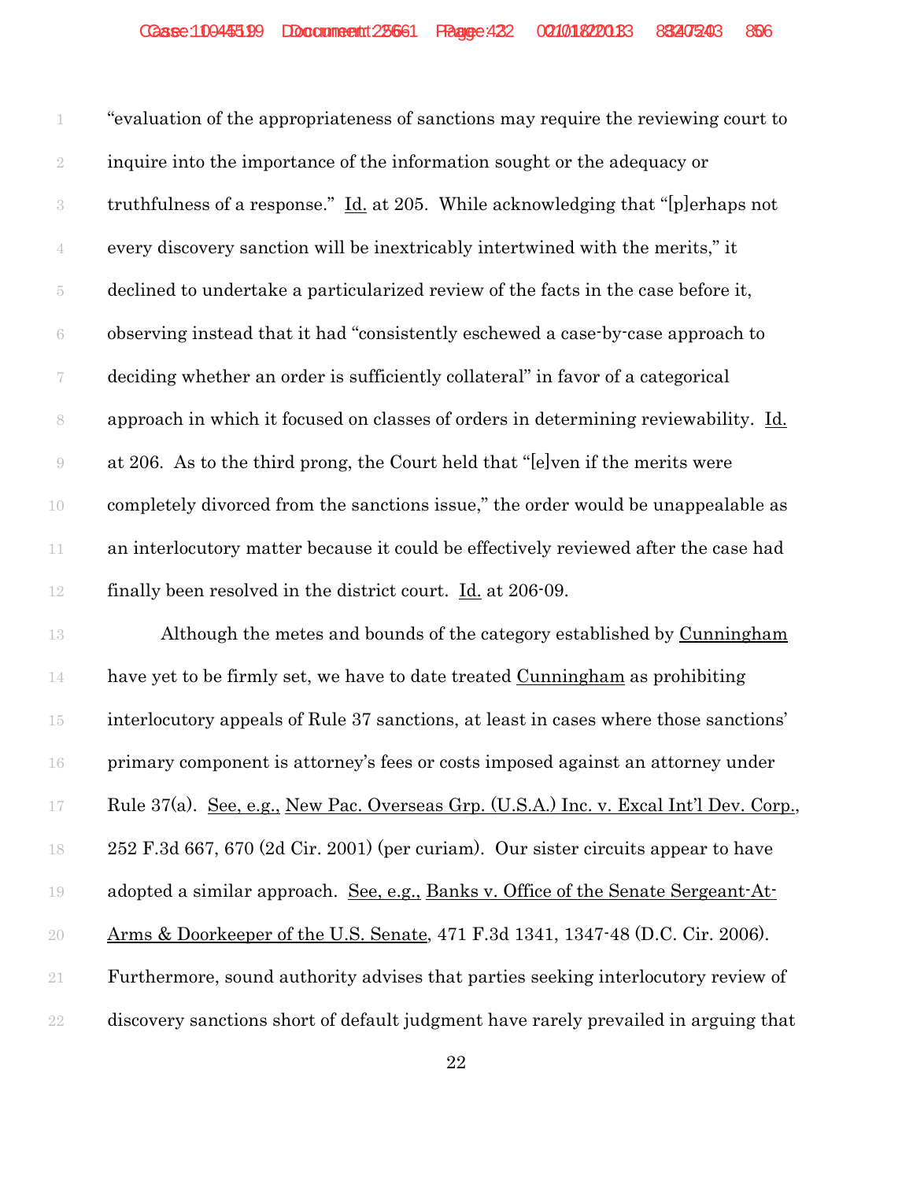"evaluation of the appropriateness of sanctions may require the reviewing court to inquire into the importance of the information sought or the adequacy or truthfulness of a response." Id. at 205. While acknowledging that "[p]erhaps not every discovery sanction will be inextricably intertwined with the merits," it declined to undertake a particularized review of the facts in the case before it, observing instead that it had "consistently eschewed a case-by-case approach to deciding whether an order is sufficiently collateral" in favor of a categorical approach in which it focused on classes of orders in determining reviewability. Id. at 206. As to the third prong, the Court held that "[e]ven if the merits were completely divorced from the sanctions issue," the order would be unappealable as an interlocutory matter because it could be effectively reviewed after the case had finally been resolved in the district court. Id. at 206-09.

Although the metes and bounds of the category established by Cunningham have yet to be firmly set, we have to date treated Cunningham as prohibiting interlocutory appeals of Rule 37 sanctions, at least in cases where those sanctions' primary component is attorney's fees or costs imposed against an attorney under Rule 37(a). See, e.g., New Pac. Overseas Grp. (U.S.A.) Inc. v. Excal Int'l Dev. Corp., 252 F.3d 667, 670 (2d Cir. 2001) (per curiam). Our sister circuits appear to have adopted a similar approach. See, e.g., Banks v. Office of the Senate Sergeant-At-Arms & Doorkeeper of the U.S. Senate, 471 F.3d 1341, 1347-48 (D.C. Cir. 2006). Furthermore, sound authority advises that parties seeking interlocutory review of discovery sanctions short of default judgment have rarely prevailed in arguing that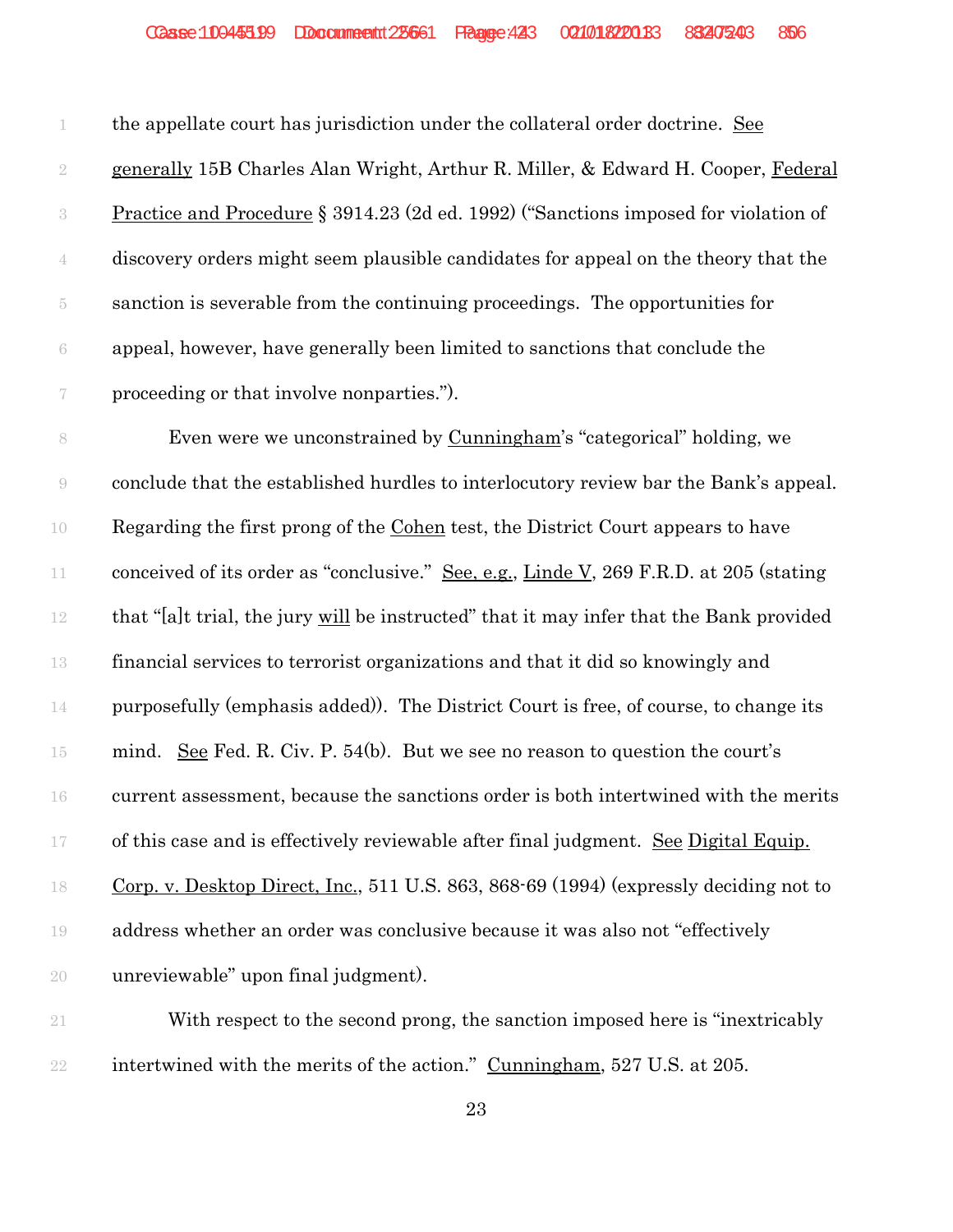the appellate court has jurisdiction under the collateral order doctrine. See generally 15B Charles Alan Wright, Arthur R. Miller, & Edward H. Cooper, Federal Practice and Procedure § 3914.23 (2d ed. 1992) ("Sanctions imposed for violation of discovery orders might seem plausible candidates for appeal on the theory that the sanction is severable from the continuing proceedings. The opportunities for appeal, however, have generally been limited to sanctions that conclude the proceeding or that involve nonparties.").

Even were we unconstrained by Cunningham's "categorical" holding, we conclude that the established hurdles to interlocutory review bar the Bank's appeal. Regarding the first prong of the Cohen test, the District Court appears to have conceived of its order as "conclusive." See, e.g., Linde V, 269 F.R.D. at 205 (stating that "[a]t trial, the jury will be instructed" that it may infer that the Bank provided financial services to terrorist organizations and that it did so knowingly and purposefully (emphasis added)). The District Court is free, of course, to change its mind. See Fed. R. Civ. P. 54(b). But we see no reason to question the court's current assessment, because the sanctions order is both intertwined with the merits of this case and is effectively reviewable after final judgment. See Digital Equip. Corp. v. Desktop Direct, Inc., 511 U.S. 863, 868-69 (1994) (expressly deciding not to address whether an order was conclusive because it was also not "effectively unreviewable" upon final judgment).

With respect to the second prong, the sanction imposed here is "inextricably intertwined with the merits of the action." Cunningham, 527 U.S. at 205.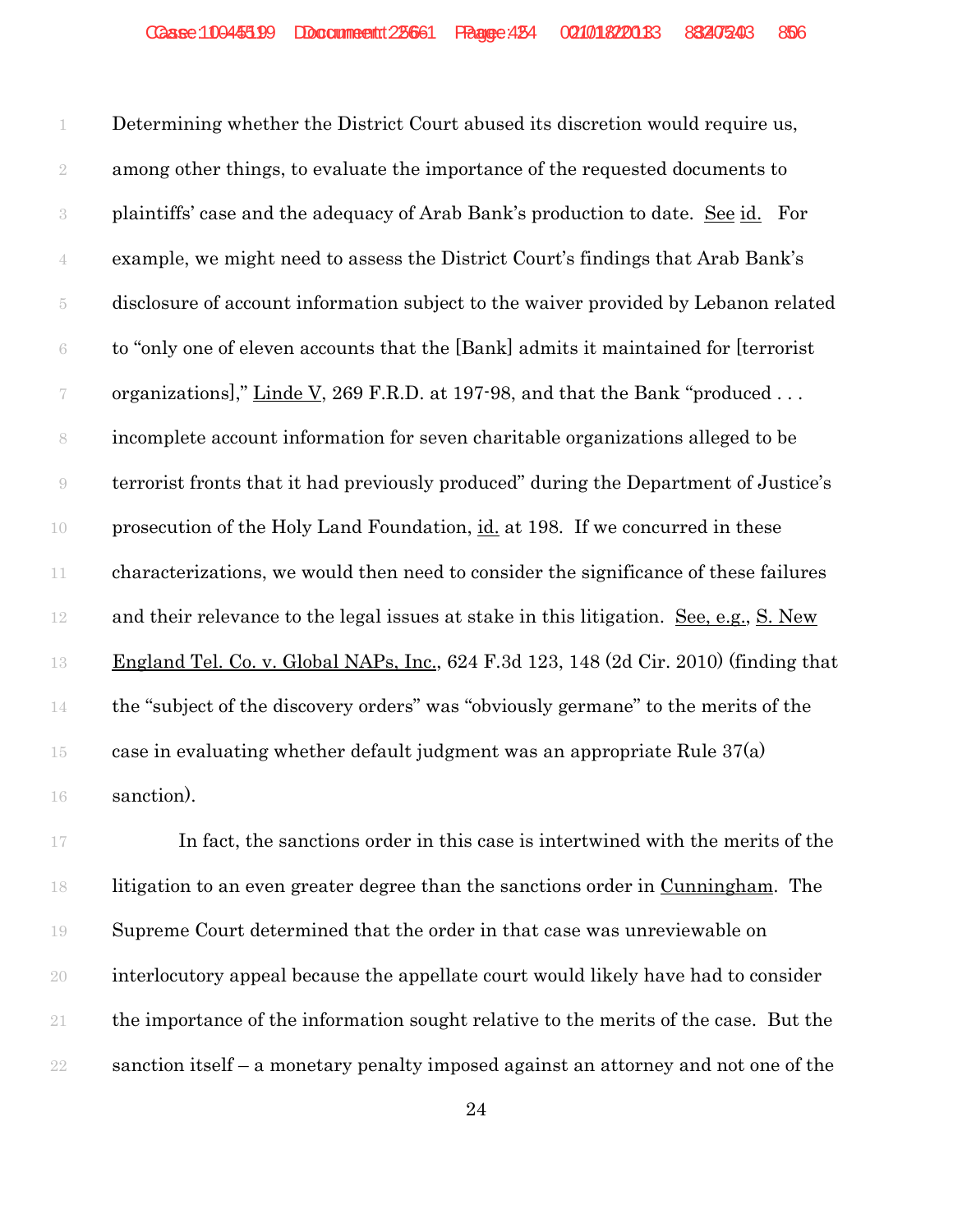Determining whether the District Court abused its discretion would require us, among other things, to evaluate the importance of the requested documents to plaintiffs' case and the adequacy of Arab Bank's production to date. See id. For example, we might need to assess the District Court's findings that Arab Bank's disclosure of account information subject to the waiver provided by Lebanon related to "only one of eleven accounts that the [Bank] admits it maintained for [terrorist organizations]," Linde V, 269 F.R.D. at 197-98, and that the Bank "produced . . . incomplete account information for seven charitable organizations alleged to be terrorist fronts that it had previously produced" during the Department of Justice's prosecution of the Holy Land Foundation, id. at 198. If we concurred in these characterizations, we would then need to consider the significance of these failures and their relevance to the legal issues at stake in this litigation. See, e.g., S. New England Tel. Co. v. Global NAPs, Inc., 624 F.3d 123, 148 (2d Cir. 2010) (finding that the "subject of the discovery orders" was "obviously germane" to the merits of the case in evaluating whether default judgment was an appropriate Rule 37(a) sanction).

In fact, the sanctions order in this case is intertwined with the merits of the litigation to an even greater degree than the sanctions order in Cunningham. The Supreme Court determined that the order in that case was unreviewable on interlocutory appeal because the appellate court would likely have had to consider the importance of the information sought relative to the merits of the case. But the sanction itself – a monetary penalty imposed against an attorney and not one of the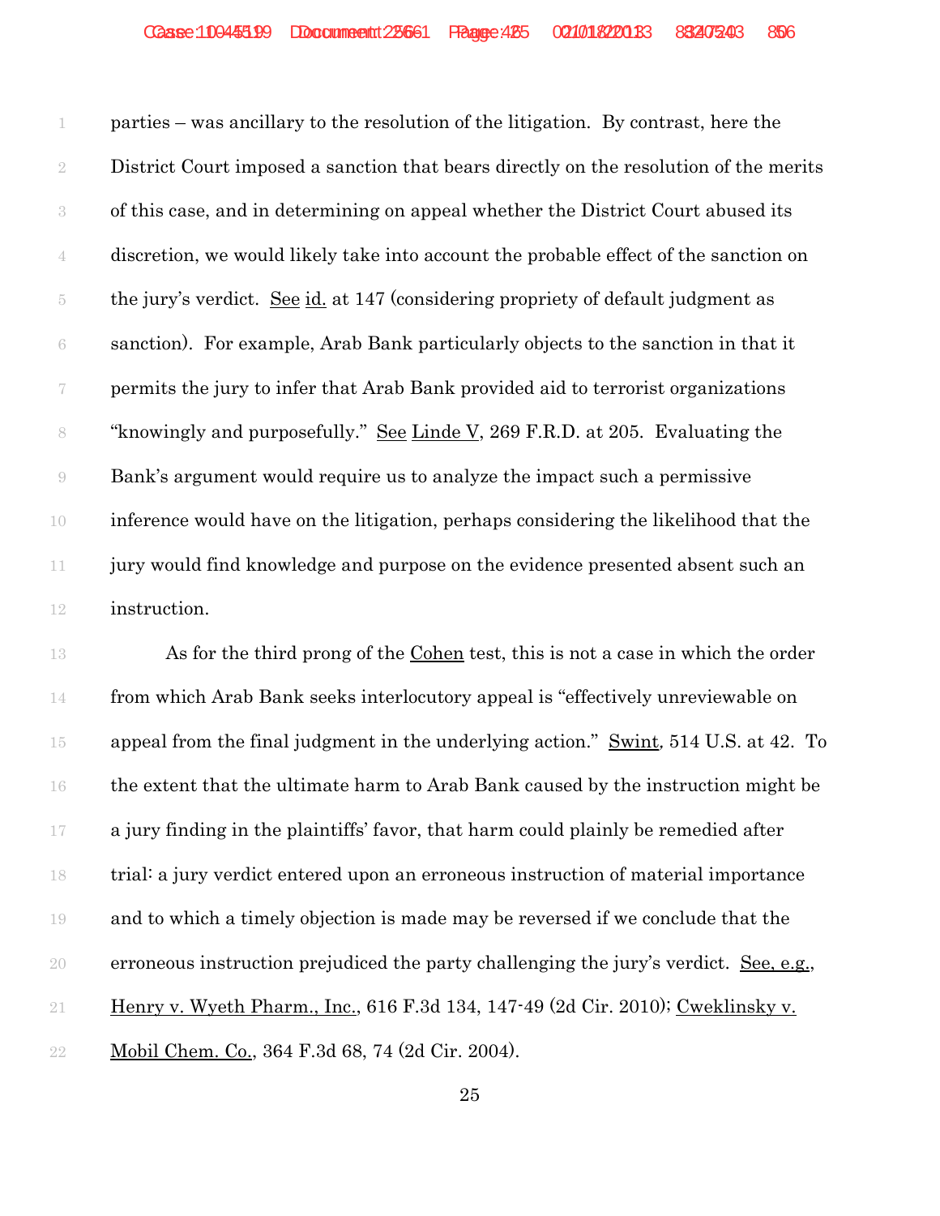parties – was ancillary to the resolution of the litigation. By contrast, here the District Court imposed a sanction that bears directly on the resolution of the merits of this case, and in determining on appeal whether the District Court abused its discretion, we would likely take into account the probable effect of the sanction on the jury's verdict. See id. at 147 (considering propriety of default judgment as sanction). For example, Arab Bank particularly objects to the sanction in that it permits the jury to infer that Arab Bank provided aid to terrorist organizations "knowingly and purposefully." See Linde V, 269 F.R.D. at 205. Evaluating the Bank's argument would require us to analyze the impact such a permissive inference would have on the litigation, perhaps considering the likelihood that the jury would find knowledge and purpose on the evidence presented absent such an instruction.

As for the third prong of the Cohen test, this is not a case in which the order from which Arab Bank seeks interlocutory appeal is "effectively unreviewable on appeal from the final judgment in the underlying action." Swint, 514 U.S. at 42. To the extent that the ultimate harm to Arab Bank caused by the instruction might be a jury finding in the plaintiffs' favor, that harm could plainly be remedied after trial: a jury verdict entered upon an erroneous instruction of material importance and to which a timely objection is made may be reversed if we conclude that the erroneous instruction prejudiced the party challenging the jury's verdict. See, e.g., Henry v. Wyeth Pharm., Inc., 616 F.3d 134, 147-49 (2d Cir. 2010); Cweklinsky v. Mobil Chem. Co., 364 F.3d 68, 74 (2d Cir. 2004).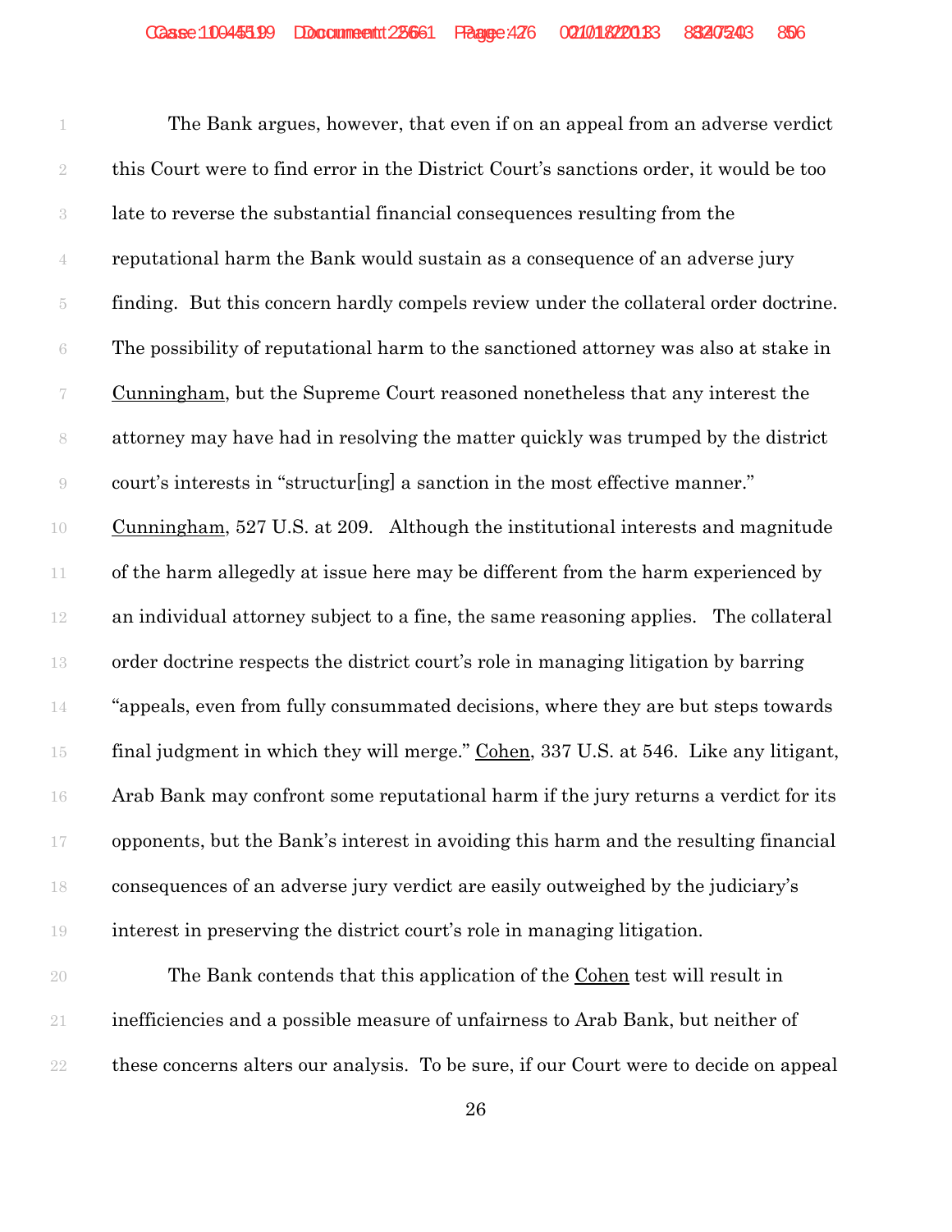The Bank argues, however, that even if on an appeal from an adverse verdict this Court were to find error in the District Court's sanctions order, it would be too late to reverse the substantial financial consequences resulting from the reputational harm the Bank would sustain as a consequence of an adverse jury finding. But this concern hardly compels review under the collateral order doctrine. The possibility of reputational harm to the sanctioned attorney was also at stake in Cunningham, but the Supreme Court reasoned nonetheless that any interest the attorney may have had in resolving the matter quickly was trumped by the district court's interests in "structur[ing] a sanction in the most effective manner." Cunningham, 527 U.S. at 209. Although the institutional interests and magnitude of the harm allegedly at issue here may be different from the harm experienced by an individual attorney subject to a fine, the same reasoning applies. The collateral order doctrine respects the district court's role in managing litigation by barring "appeals, even from fully consummated decisions, where they are but steps towards final judgment in which they will merge." Cohen, 337 U.S. at 546. Like any litigant, Arab Bank may confront some reputational harm if the jury returns a verdict for its opponents, but the Bank's interest in avoiding this harm and the resulting financial consequences of an adverse jury verdict are easily outweighed by the judiciary's interest in preserving the district court's role in managing litigation.

The Bank contends that this application of the Cohen test will result in inefficiencies and a possible measure of unfairness to Arab Bank, but neither of these concerns alters our analysis. To be sure, if our Court were to decide on appeal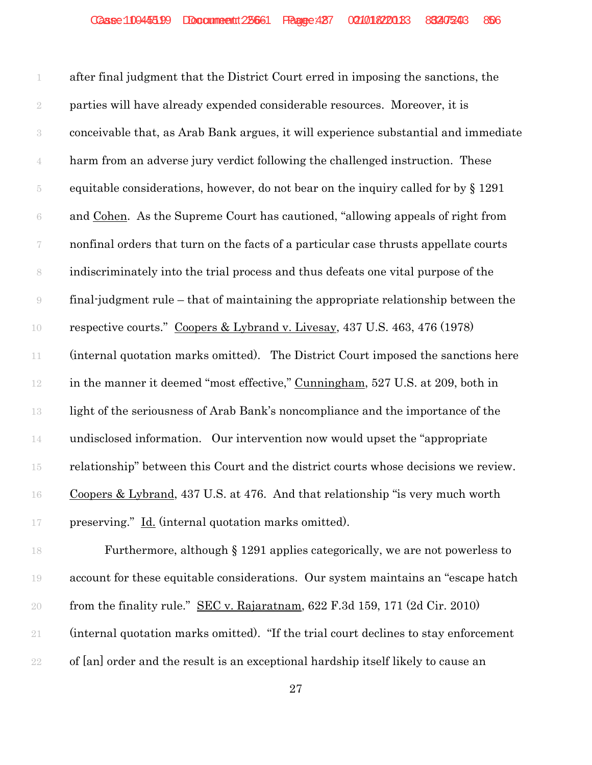after final judgment that the District Court erred in imposing the sanctions, the parties will have already expended considerable resources. Moreover, it is conceivable that, as Arab Bank argues, it will experience substantial and immediate harm from an adverse jury verdict following the challenged instruction. These equitable considerations, however, do not bear on the inquiry called for by § 1291 and Cohen. As the Supreme Court has cautioned, "allowing appeals of right from nonfinal orders that turn on the facts of a particular case thrusts appellate courts indiscriminately into the trial process and thus defeats one vital purpose of the final-judgment rule – that of maintaining the appropriate relationship between the respective courts." Coopers & Lybrand v. Livesay, 437 U.S. 463, 476 (1978) (internal quotation marks omitted). The District Court imposed the sanctions here in the manner it deemed "most effective," Cunningham, 527 U.S. at 209, both in light of the seriousness of Arab Bank's noncompliance and the importance of the undisclosed information. Our intervention now would upset the "appropriate relationship" between this Court and the district courts whose decisions we review. Coopers & Lybrand, 437 U.S. at 476. And that relationship "is very much worth preserving." Id. (internal quotation marks omitted).

Furthermore, although § 1291 applies categorically, we are not powerless to account for these equitable considerations. Our system maintains an "escape hatch from the finality rule." SEC v. Rajaratnam, 622 F.3d 159, 171 (2d Cir. 2010) (internal quotation marks omitted). "If the trial court declines to stay enforcement of [an] order and the result is an exceptional hardship itself likely to cause an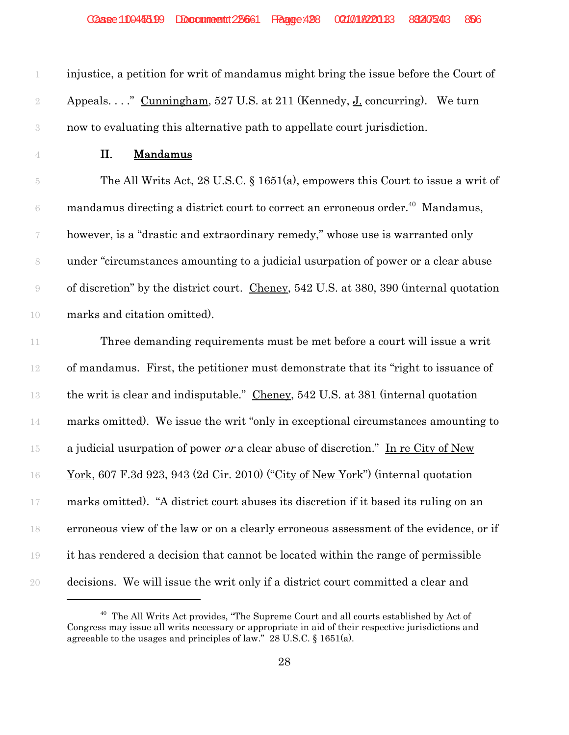injustice, a petition for writ of mandamus might bring the issue before the Court of Appeals. . . ." Cunningham, 527 U.S. at 211 (Kennedy, J. concurring). We turn now to evaluating this alternative path to appellate court jurisdiction.

## II. Mandamus

The All Writs Act, 28 U.S.C. § 1651(a), empowers this Court to issue a writ of mandamus directing a district court to correct an erroneous order.[40] Mandamus, however, is a "drastic and extraordinary remedy," whose use is warranted only under "circumstances amounting to a judicial usurpation of power or a clear abuse of discretion" by the district court. Cheney, 542 U.S. at 380, 390 (internal quotation marks and citation omitted).

Three demanding requirements must be met before a court will issue a writ of mandamus. First, the petitioner must demonstrate that its "right to issuance of the writ is clear and indisputable." Cheney, 542 U.S. at 381 (internal quotation marks omitted). We issue the writ "only in exceptional circumstances amounting to a judicial usurpation of power *or* a clear abuse of discretion." In re City of New York, 607 F.3d 923, 943 (2d Cir. 2010) ("City of New York") (internal quotation marks omitted). "A district court abuses its discretion if it based its ruling on an erroneous view of the law or on a clearly erroneous assessment of the evidence, or if it has rendered a decision that cannot be located within the range of permissible decisions. We will issue the writ only if a district court committed a clear and

---

[40] The All Writs Act provides, "The Supreme Court and all courts established by Act of Congress may issue all writs necessary or appropriate in aid of their respective jurisdictions and agreeable to the usages and principles of law." 28 U.S.C. § 1651(a).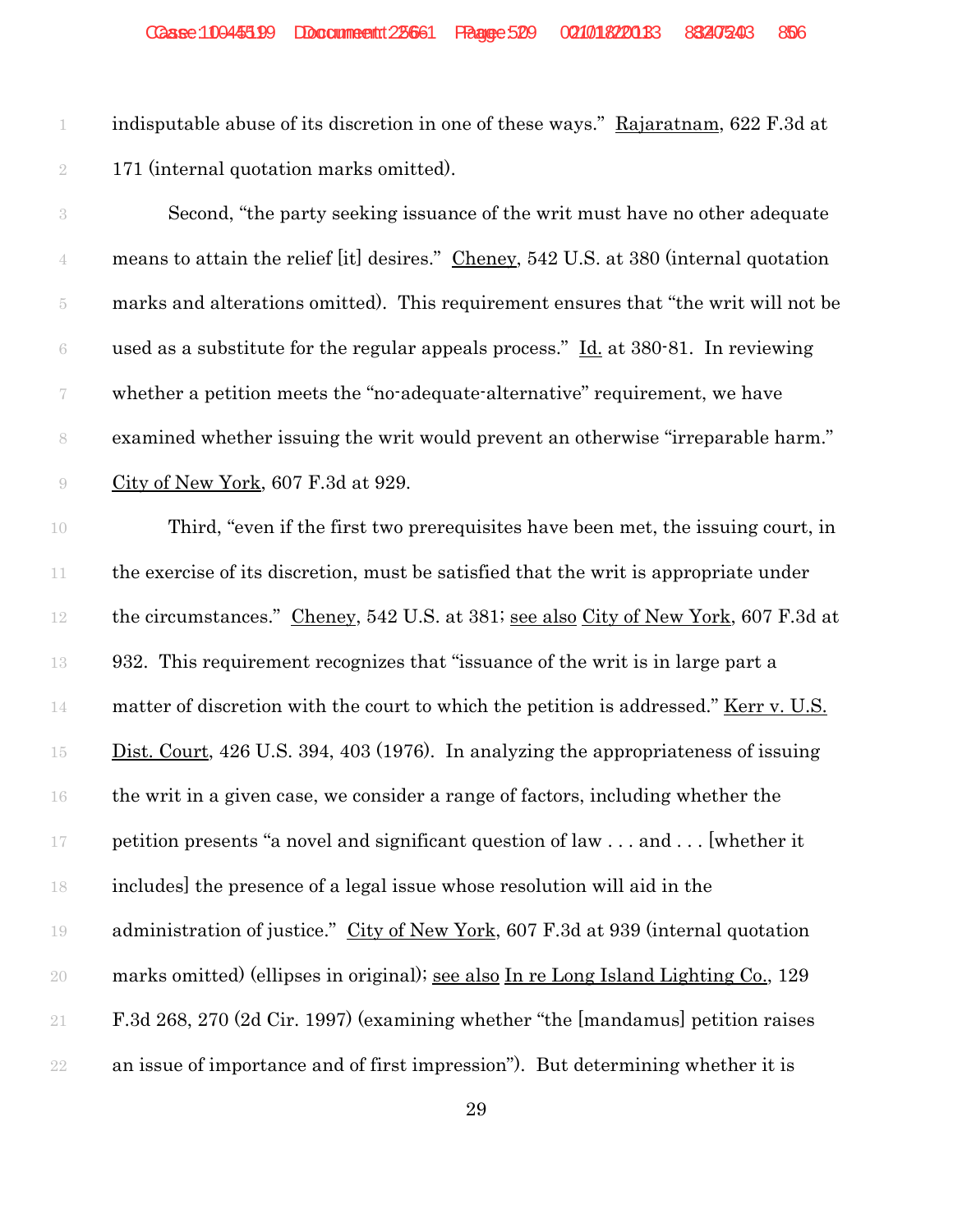indisputable abuse of its discretion in one of these ways." Rajaratnam, 622 F.3d at 171 (internal quotation marks omitted).

Second, "the party seeking issuance of the writ must have no other adequate means to attain the relief [it] desires." Cheney, 542 U.S. at 380 (internal quotation marks and alterations omitted). This requirement ensures that "the writ will not be used as a substitute for the regular appeals process." Id. at 380-81. In reviewing whether a petition meets the "no-adequate-alternative" requirement, we have examined whether issuing the writ would prevent an otherwise "irreparable harm." City of New York, 607 F.3d at 929.

Third, "even if the first two prerequisites have been met, the issuing court, in the exercise of its discretion, must be satisfied that the writ is appropriate under the circumstances." Cheney, 542 U.S. at 381; see also City of New York, 607 F.3d at 932. This requirement recognizes that "issuance of the writ is in large part a matter of discretion with the court to which the petition is addressed." Kerr v. U.S. Dist. Court, 426 U.S. 394, 403 (1976). In analyzing the appropriateness of issuing the writ in a given case, we consider a range of factors, including whether the petition presents "a novel and significant question of law . . . and . . . [whether it includes] the presence of a legal issue whose resolution will aid in the administration of justice." City of New York, 607 F.3d at 939 (internal quotation marks omitted) (ellipses in original); see also In re Long Island Lighting Co., 129 F.3d 268, 270 (2d Cir. 1997) (examining whether "the [mandamus] petition raises an issue of importance and of first impression"). But determining whether it is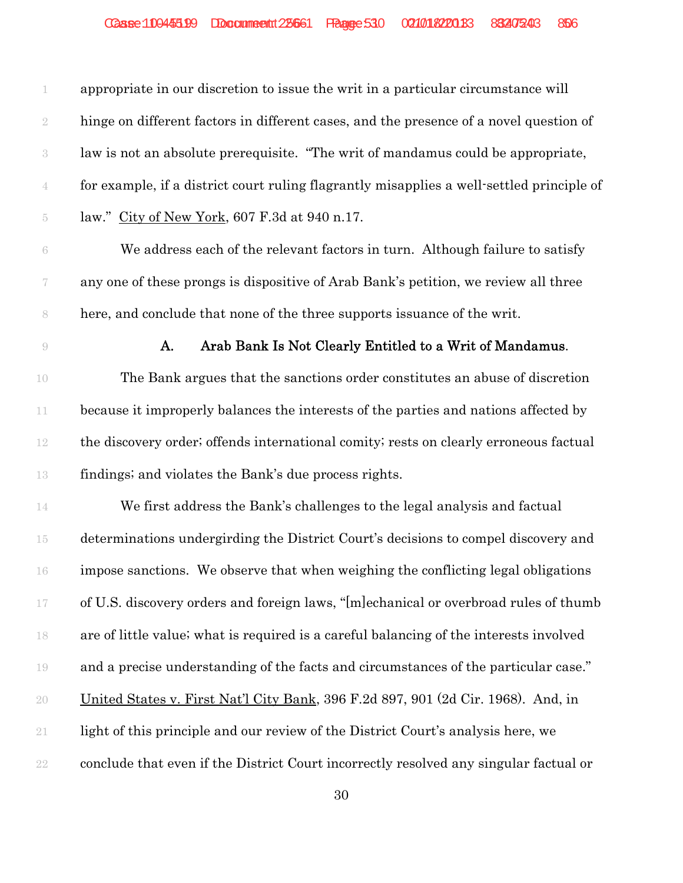appropriate in our discretion to issue the writ in a particular circumstance will hinge on different factors in different cases, and the presence of a novel question of law is not an absolute prerequisite. "The writ of mandamus could be appropriate, for example, if a district court ruling flagrantly misapplies a well-settled principle of law." City of New York, 607 F.3d at 940 n.17.

We address each of the relevant factors in turn. Although failure to satisfy any one of these prongs is dispositive of Arab Bank's petition, we review all three here, and conclude that none of the three supports issuance of the writ.

### A. Arab Bank Is Not Clearly Entitled to a Writ of Mandamus.

The Bank argues that the sanctions order constitutes an abuse of discretion because it improperly balances the interests of the parties and nations affected by the discovery order; offends international comity; rests on clearly erroneous factual findings; and violates the Bank's due process rights.

We first address the Bank's challenges to the legal analysis and factual determinations undergirding the District Court's decisions to compel discovery and impose sanctions. We observe that when weighing the conflicting legal obligations of U.S. discovery orders and foreign laws, "[m]echanical or overbroad rules of thumb are of little value; what is required is a careful balancing of the interests involved and a precise understanding of the facts and circumstances of the particular case." United States v. First Nat'l City Bank, 396 F.2d 897, 901 (2d Cir. 1968). And, in light of this principle and our review of the District Court's analysis here, we conclude that even if the District Court incorrectly resolved any singular factual or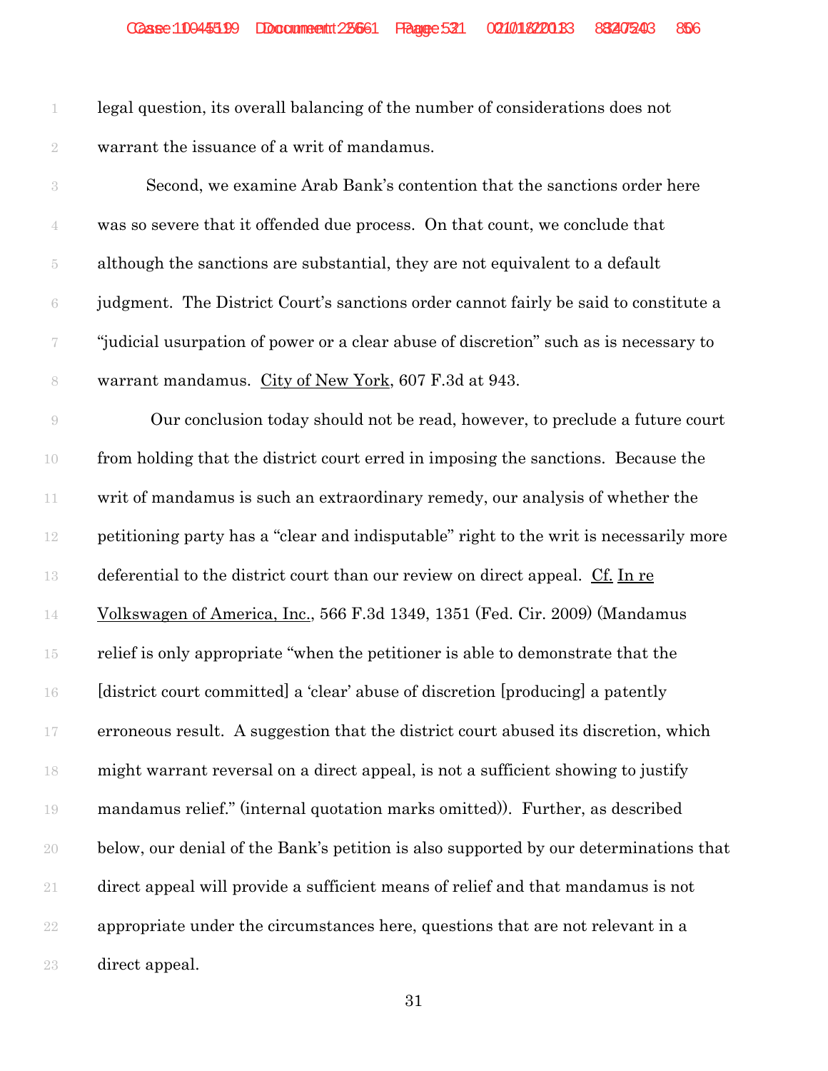legal question, its overall balancing of the number of considerations does not warrant the issuance of a writ of mandamus.

Second, we examine Arab Bank's contention that the sanctions order here was so severe that it offended due process. On that count, we conclude that although the sanctions are substantial, they are not equivalent to a default judgment. The District Court's sanctions order cannot fairly be said to constitute a "judicial usurpation of power or a clear abuse of discretion" such as is necessary to warrant mandamus. City of New York, 607 F.3d at 943.

Our conclusion today should not be read, however, to preclude a future court from holding that the district court erred in imposing the sanctions. Because the writ of mandamus is such an extraordinary remedy, our analysis of whether the petitioning party has a "clear and indisputable" right to the writ is necessarily more deferential to the district court than our review on direct appeal. Cf. In re Volkswagen of America, Inc., 566 F.3d 1349, 1351 (Fed. Cir. 2009) (Mandamus relief is only appropriate "when the petitioner is able to demonstrate that the [district court committed] a 'clear' abuse of discretion [producing] a patently erroneous result. A suggestion that the district court abused its discretion, which might warrant reversal on a direct appeal, is not a sufficient showing to justify mandamus relief." (internal quotation marks omitted)). Further, as described below, our denial of the Bank's petition is also supported by our determinations that direct appeal will provide a sufficient means of relief and that mandamus is not appropriate under the circumstances here, questions that are not relevant in a direct appeal.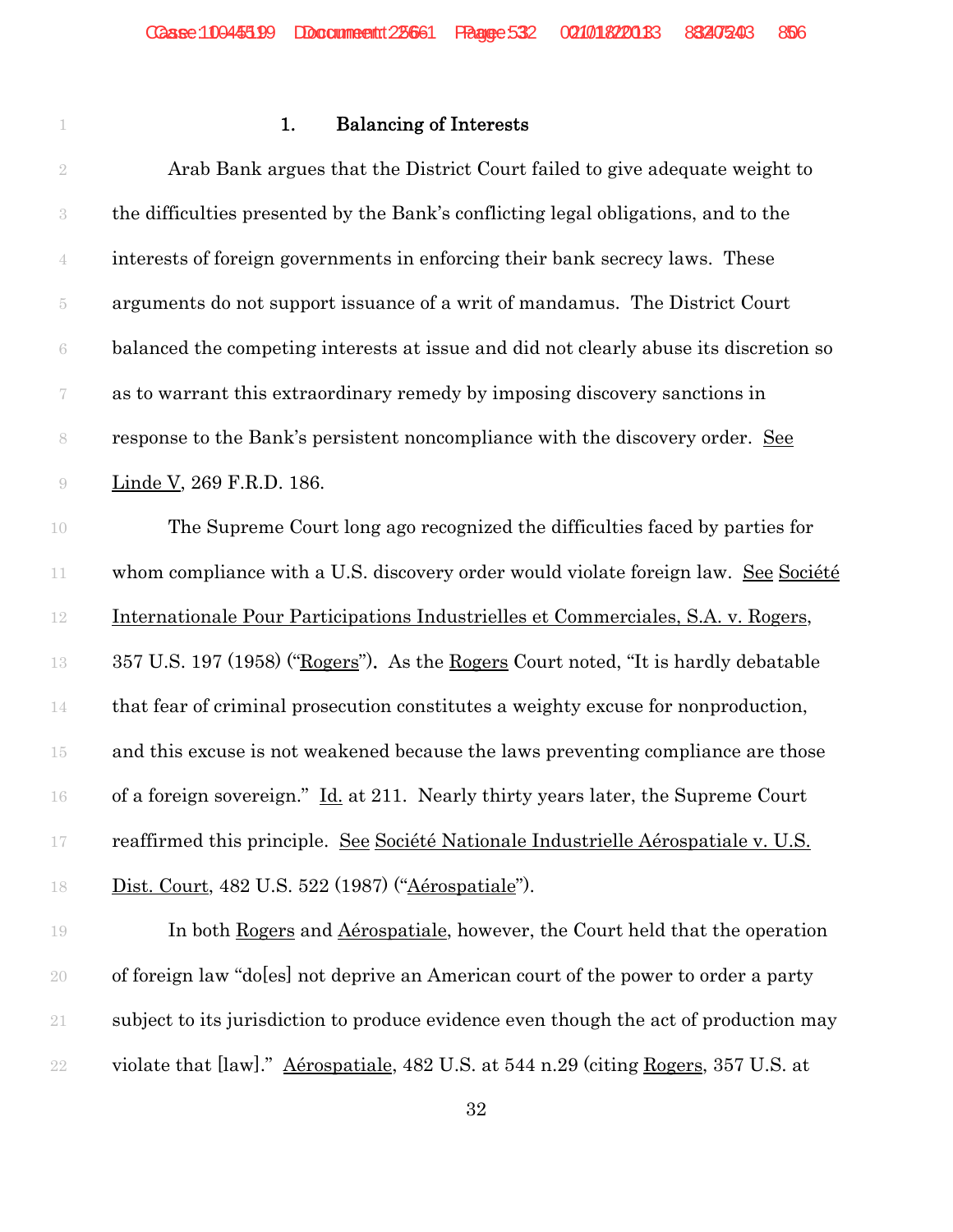### 1. Balancing of Interests

Arab Bank argues that the District Court failed to give adequate weight to the difficulties presented by the Bank's conflicting legal obligations, and to the interests of foreign governments in enforcing their bank secrecy laws. These arguments do not support issuance of a writ of mandamus. The District Court balanced the competing interests at issue and did not clearly abuse its discretion so as to warrant this extraordinary remedy by imposing discovery sanctions in response to the Bank's persistent noncompliance with the discovery order. See Linde V, 269 F.R.D. 186.

The Supreme Court long ago recognized the difficulties faced by parties for whom compliance with a U.S. discovery order would violate foreign law. See Société Internationale Pour Participations Industrielles et Commerciales, S.A. v. Rogers, 357 U.S. 197 (1958) ("Rogers"). As the Rogers Court noted, "It is hardly debatable that fear of criminal prosecution constitutes a weighty excuse for nonproduction, and this excuse is not weakened because the laws preventing compliance are those of a foreign sovereign." Id. at 211. Nearly thirty years later, the Supreme Court reaffirmed this principle. See Société Nationale Industrielle Aérospatiale v. U.S. Dist. Court, 482 U.S. 522 (1987) ("Aérospatiale").

In both Rogers and Aérospatiale, however, the Court held that the operation of foreign law "do[es] not deprive an American court of the power to order a party subject to its jurisdiction to produce evidence even though the act of production may violate that [law]." Aérospatiale, 482 U.S. at 544 n.29 (citing Rogers, 357 U.S. at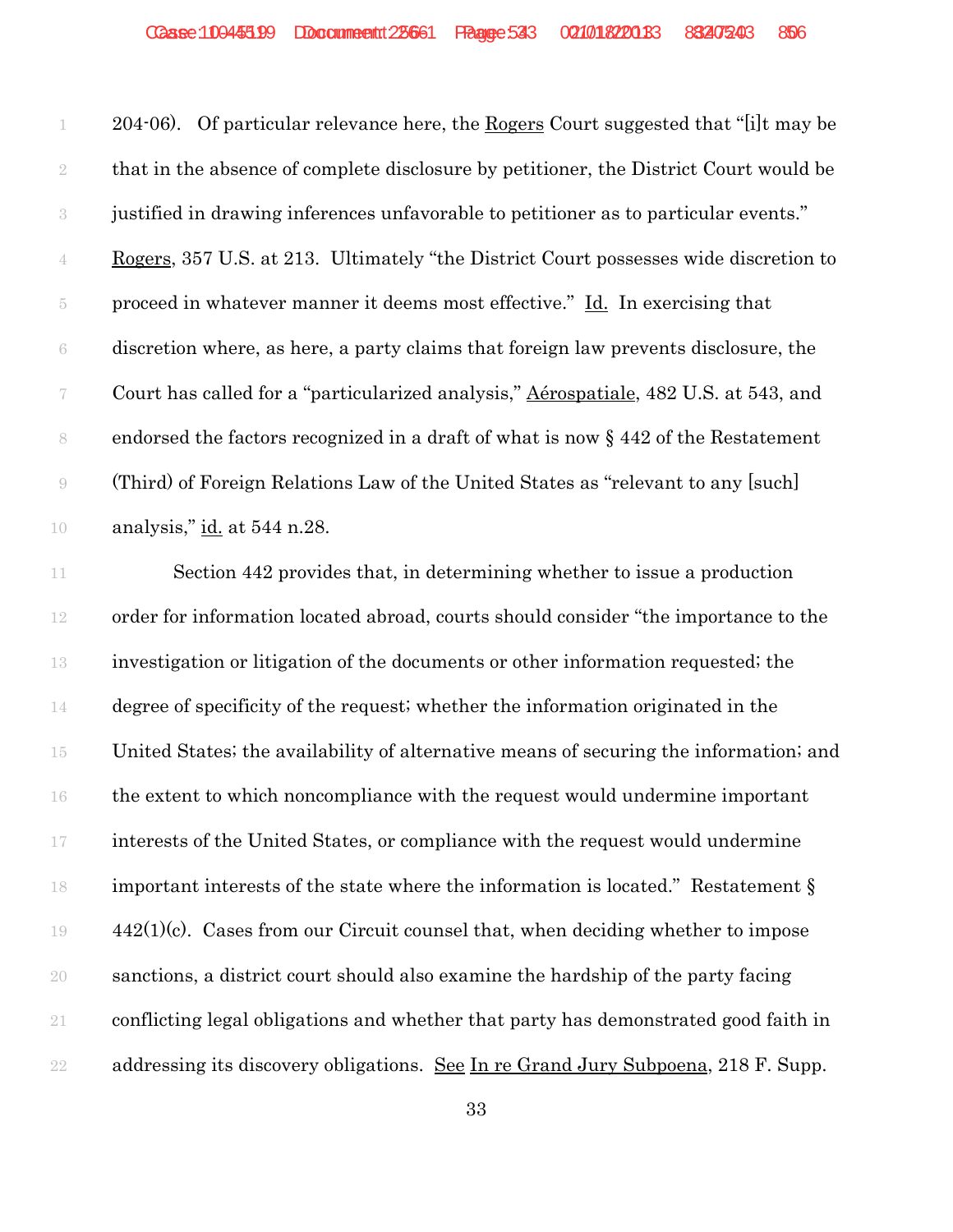204-06). Of particular relevance here, the Rogers Court suggested that "[i]t may be that in the absence of complete disclosure by petitioner, the District Court would be justified in drawing inferences unfavorable to petitioner as to particular events." Rogers, 357 U.S. at 213. Ultimately "the District Court possesses wide discretion to proceed in whatever manner it deems most effective." Id. In exercising that discretion where, as here, a party claims that foreign law prevents disclosure, the Court has called for a "particularized analysis," Aérospatiale, 482 U.S. at 543, and endorsed the factors recognized in a draft of what is now § 442 of the Restatement (Third) of Foreign Relations Law of the United States as "relevant to any [such] analysis," id. at 544 n.28.

Section 442 provides that, in determining whether to issue a production order for information located abroad, courts should consider "the importance to the investigation or litigation of the documents or other information requested; the degree of specificity of the request; whether the information originated in the United States; the availability of alternative means of securing the information; and the extent to which noncompliance with the request would undermine important interests of the United States, or compliance with the request would undermine important interests of the state where the information is located." Restatement § 442(1)(c). Cases from our Circuit counsel that, when deciding whether to impose sanctions, a district court should also examine the hardship of the party facing conflicting legal obligations and whether that party has demonstrated good faith in addressing its discovery obligations. See In re Grand Jury Subpoena, 218 F. Supp.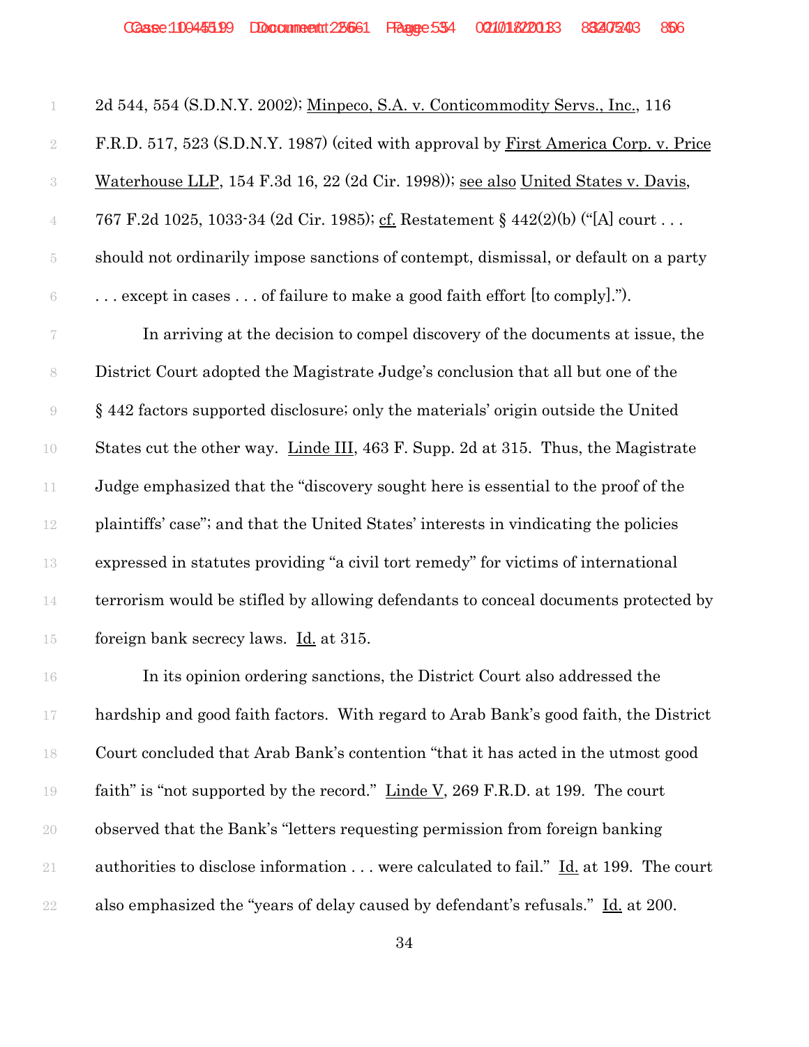2d 544, 554 (S.D.N.Y. 2002); Minpeco, S.A. v. Conticommodity Servs., Inc., 116 F.R.D. 517, 523 (S.D.N.Y. 1987) (cited with approval by First America Corp. v. Price Waterhouse LLP, 154 F.3d 16, 22 (2d Cir. 1998)); see also United States v. Davis, 767 F.2d 1025, 1033-34 (2d Cir. 1985); cf. Restatement § 442(2)(b) ("[A] court . . . should not ordinarily impose sanctions of contempt, dismissal, or default on a party . . . except in cases . . . of failure to make a good faith effort [to comply].").

In arriving at the decision to compel discovery of the documents at issue, the District Court adopted the Magistrate Judge's conclusion that all but one of the § 442 factors supported disclosure; only the materials' origin outside the United States cut the other way. Linde III, 463 F. Supp. 2d at 315. Thus, the Magistrate Judge emphasized that the "discovery sought here is essential to the proof of the plaintiffs' case"; and that the United States' interests in vindicating the policies expressed in statutes providing "a civil tort remedy" for victims of international terrorism would be stifled by allowing defendants to conceal documents protected by foreign bank secrecy laws. Id. at 315.

In its opinion ordering sanctions, the District Court also addressed the hardship and good faith factors. With regard to Arab Bank's good faith, the District Court concluded that Arab Bank's contention "that it has acted in the utmost good faith" is "not supported by the record." Linde V, 269 F.R.D. at 199. The court observed that the Bank's "letters requesting permission from foreign banking authorities to disclose information . . . were calculated to fail." Id. at 199. The court also emphasized the "years of delay caused by defendant's refusals." Id. at 200.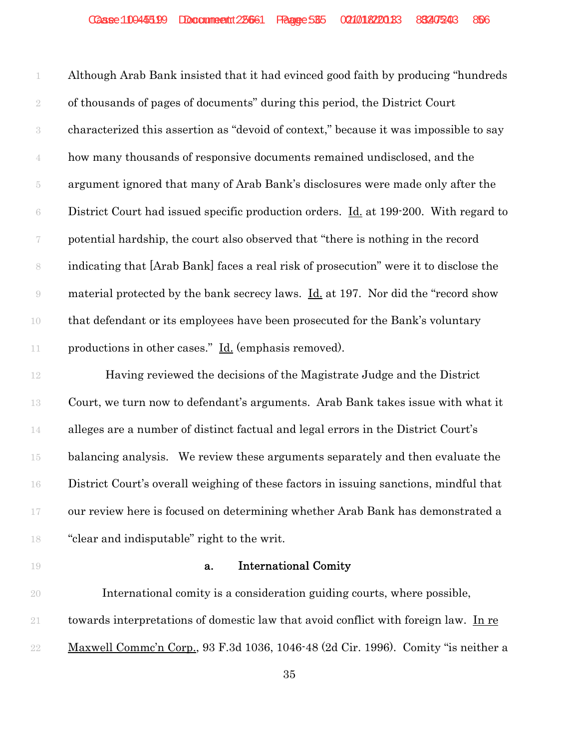Although Arab Bank insisted that it had evinced good faith by producing "hundreds of thousands of pages of documents" during this period, the District Court characterized this assertion as "devoid of context," because it was impossible to say how many thousands of responsive documents remained undisclosed, and the argument ignored that many of Arab Bank's disclosures were made only after the District Court had issued specific production orders. Id. at 199-200. With regard to potential hardship, the court also observed that "there is nothing in the record indicating that [Arab Bank] faces a real risk of prosecution" were it to disclose the material protected by the bank secrecy laws. Id. at 197. Nor did the "record show that defendant or its employees have been prosecuted for the Bank's voluntary productions in other cases." Id. (emphasis removed).

Having reviewed the decisions of the Magistrate Judge and the District Court, we turn now to defendant's arguments. Arab Bank takes issue with what it alleges are a number of distinct factual and legal errors in the District Court's balancing analysis. We review these arguments separately and then evaluate the District Court's overall weighing of these factors in issuing sanctions, mindful that our review here is focused on determining whether Arab Bank has demonstrated a "clear and indisputable" right to the writ.

**a. International Comity**

International comity is a consideration guiding courts, where possible, towards interpretations of domestic law that avoid conflict with foreign law. In re Maxwell Commc'n Corp., 93 F.3d 1036, 1046-48 (2d Cir. 1996). Comity "is neither a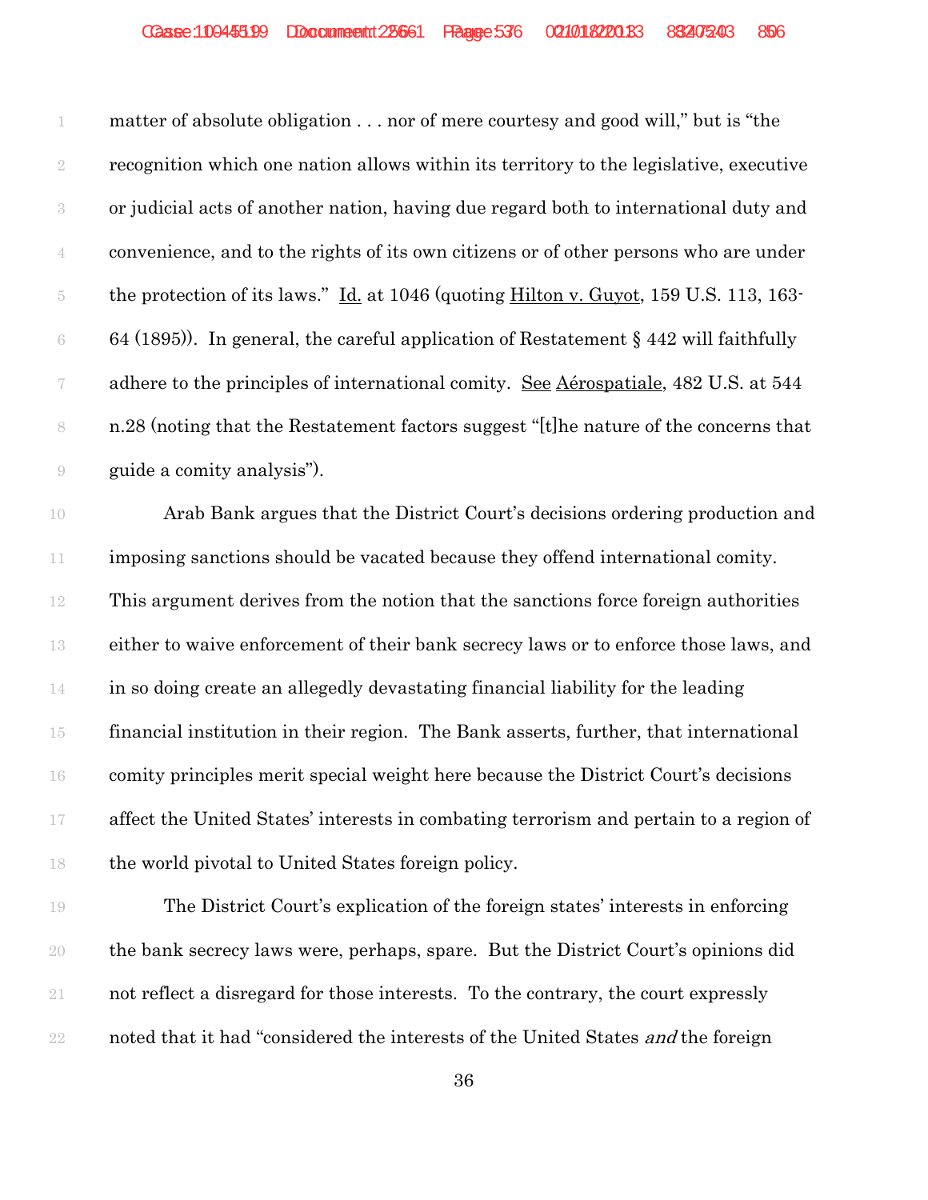matter of absolute obligation . . . nor of mere courtesy and good will," but is "the recognition which one nation allows within its territory to the legislative, executive or judicial acts of another nation, having due regard both to international duty and convenience, and to the rights of its own citizens or of other persons who are under the protection of its laws." Id. at 1046 (quoting Hilton v. Guyot, 159 U.S. 113, 163-64 (1895)). In general, the careful application of Restatement § 442 will faithfully adhere to the principles of international comity. See Aérospatiale, 482 U.S. at 544 n.28 (noting that the Restatement factors suggest "[t]he nature of the concerns that guide a comity analysis").

Arab Bank argues that the District Court's decisions ordering production and imposing sanctions should be vacated because they offend international comity. This argument derives from the notion that the sanctions force foreign authorities either to waive enforcement of their bank secrecy laws or to enforce those laws, and in so doing create an allegedly devastating financial liability for the leading financial institution in their region. The Bank asserts, further, that international comity principles merit special weight here because the District Court's decisions affect the United States' interests in combating terrorism and pertain to a region of the world pivotal to United States foreign policy.

The District Court's explication of the foreign states' interests in enforcing the bank secrecy laws were, perhaps, spare. But the District Court's opinions did not reflect a disregard for those interests. To the contrary, the court expressly noted that it had "considered the interests of the United States *and* the foreign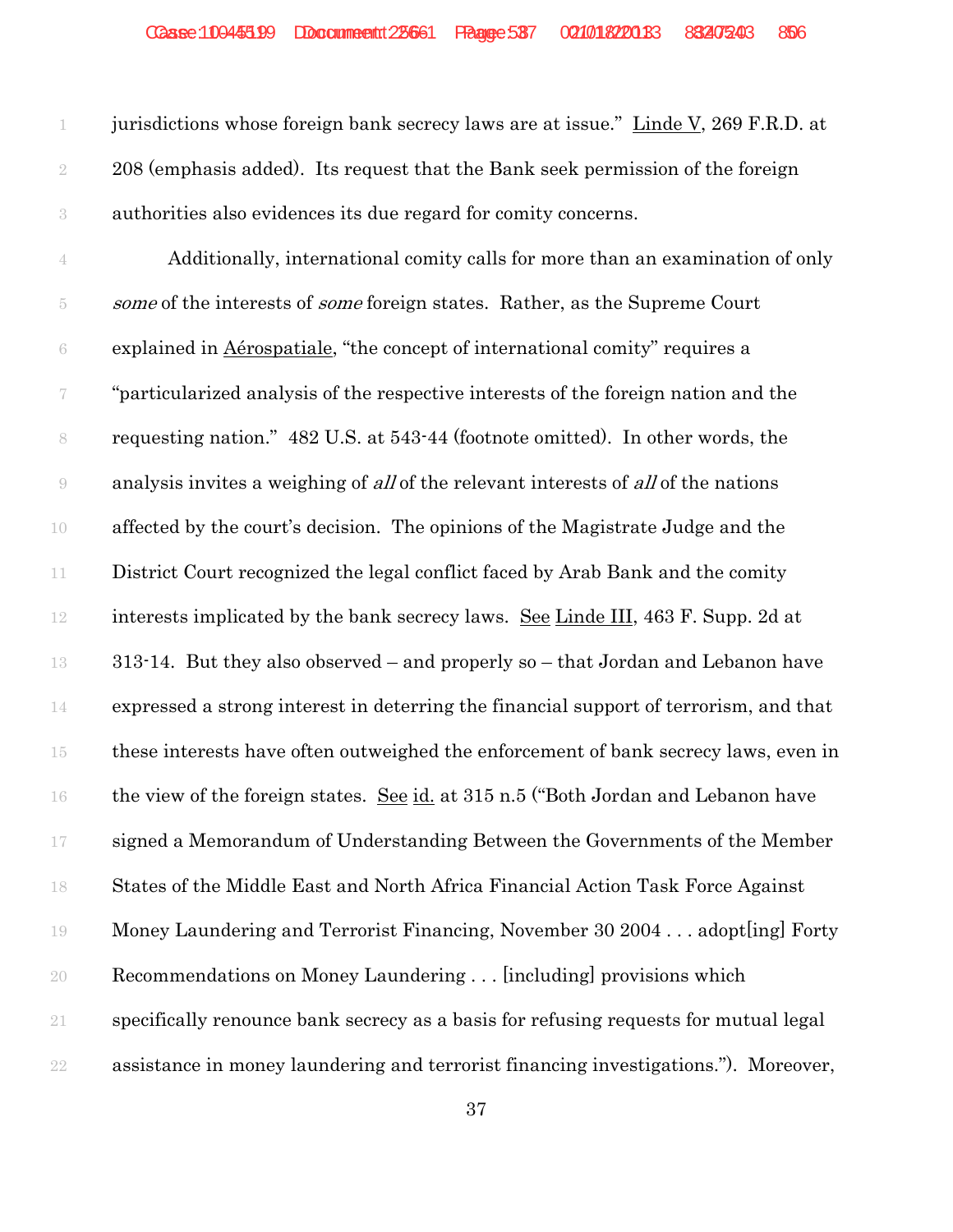jurisdictions whose foreign bank secrecy laws are at issue." Linde V, 269 F.R.D. at 208 (emphasis added). Its request that the Bank seek permission of the foreign authorities also evidences its due regard for comity concerns.

Additionally, international comity calls for more than an examination of only *some* of the interests of *some* foreign states. Rather, as the Supreme Court explained in Aérospatiale, "the concept of international comity" requires a "particularized analysis of the respective interests of the foreign nation and the requesting nation." 482 U.S. at 543-44 (footnote omitted). In other words, the analysis invites a weighing of *all* of the relevant interests of *all* of the nations affected by the court's decision. The opinions of the Magistrate Judge and the District Court recognized the legal conflict faced by Arab Bank and the comity interests implicated by the bank secrecy laws. See Linde III, 463 F. Supp. 2d at 313-14. But they also observed – and properly so – that Jordan and Lebanon have expressed a strong interest in deterring the financial support of terrorism, and that these interests have often outweighed the enforcement of bank secrecy laws, even in the view of the foreign states. See id. at 315 n.5 ("Both Jordan and Lebanon have signed a Memorandum of Understanding Between the Governments of the Member States of the Middle East and North Africa Financial Action Task Force Against Money Laundering and Terrorist Financing, November 30 2004 . . . adopt[ing] Forty Recommendations on Money Laundering . . . [including] provisions which specifically renounce bank secrecy as a basis for refusing requests for mutual legal assistance in money laundering and terrorist financing investigations."). Moreover,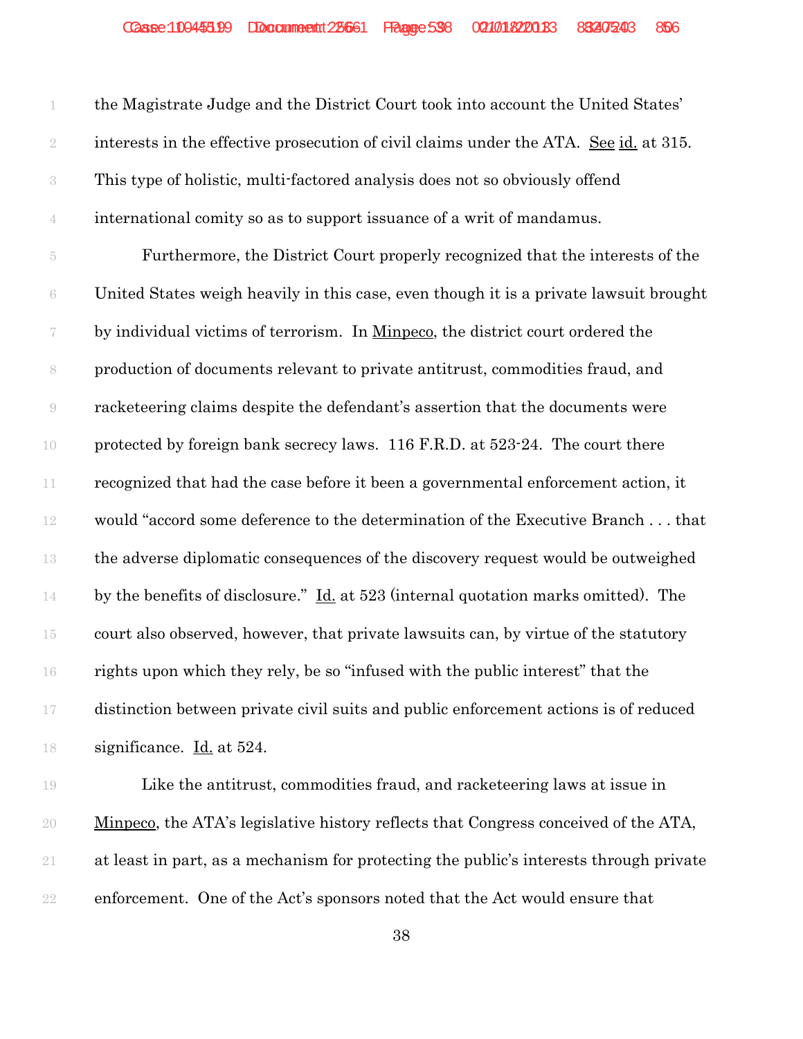the Magistrate Judge and the District Court took into account the United States' interests in the effective prosecution of civil claims under the ATA. See id. at 315. This type of holistic, multi-factored analysis does not so obviously offend international comity so as to support issuance of a writ of mandamus.

Furthermore, the District Court properly recognized that the interests of the United States weigh heavily in this case, even though it is a private lawsuit brought by individual victims of terrorism. In Minpeco, the district court ordered the production of documents relevant to private antitrust, commodities fraud, and racketeering claims despite the defendant's assertion that the documents were protected by foreign bank secrecy laws. 116 F.R.D. at 523-24. The court there recognized that had the case before it been a governmental enforcement action, it would "accord some deference to the determination of the Executive Branch . . . that the adverse diplomatic consequences of the discovery request would be outweighed by the benefits of disclosure." Id. at 523 (internal quotation marks omitted). The court also observed, however, that private lawsuits can, by virtue of the statutory rights upon which they rely, be so "infused with the public interest" that the distinction between private civil suits and public enforcement actions is of reduced significance. Id. at 524.

Like the antitrust, commodities fraud, and racketeering laws at issue in Minpeco, the ATA's legislative history reflects that Congress conceived of the ATA, at least in part, as a mechanism for protecting the public's interests through private enforcement. One of the Act's sponsors noted that the Act would ensure that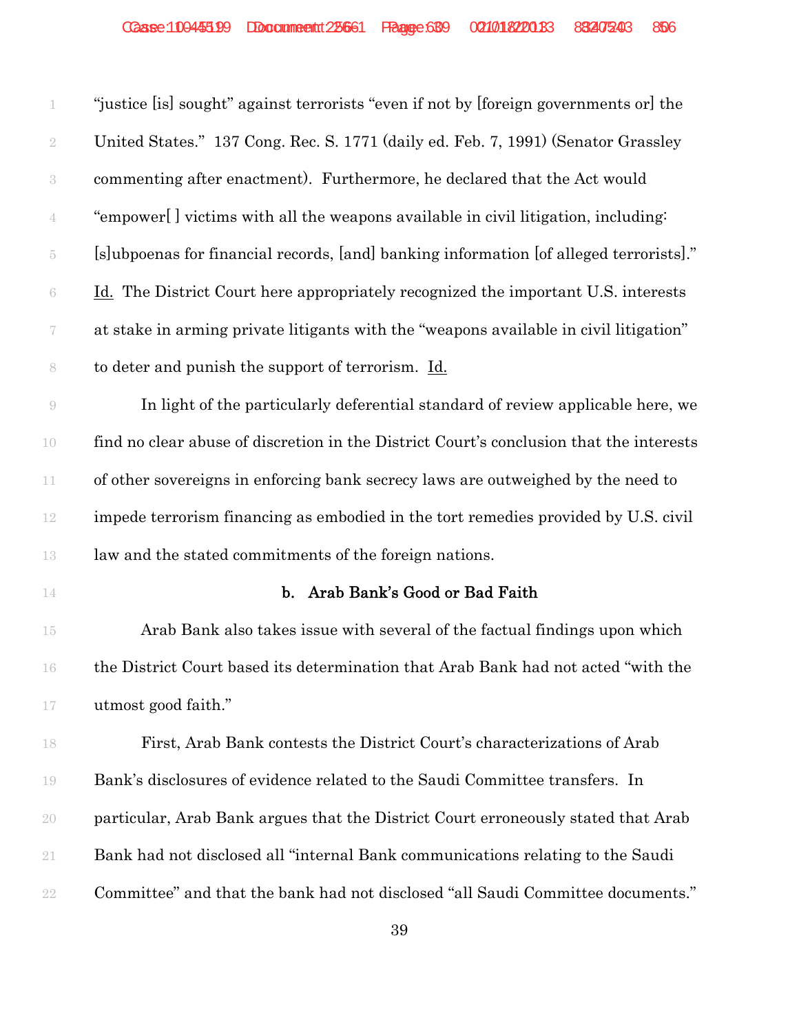"justice [is] sought" against terrorists "even if not by [foreign governments or] the United States." 137 Cong. Rec. S. 1771 (daily ed. Feb. 7, 1991) (Senator Grassley commenting after enactment). Furthermore, he declared that the Act would "empower[ ] victims with all the weapons available in civil litigation, including: [s]ubpoenas for financial records, [and] banking information [of alleged terrorists]." Id. The District Court here appropriately recognized the important U.S. interests at stake in arming private litigants with the "weapons available in civil litigation" to deter and punish the support of terrorism. Id.

In light of the particularly deferential standard of review applicable here, we find no clear abuse of discretion in the District Court's conclusion that the interests of other sovereigns in enforcing bank secrecy laws are outweighed by the need to impede terrorism financing as embodied in the tort remedies provided by U.S. civil law and the stated commitments of the foreign nations.

**b. Arab Bank's Good or Bad Faith**

Arab Bank also takes issue with several of the factual findings upon which the District Court based its determination that Arab Bank had not acted "with the utmost good faith."

First, Arab Bank contests the District Court's characterizations of Arab Bank's disclosures of evidence related to the Saudi Committee transfers. In particular, Arab Bank argues that the District Court erroneously stated that Arab Bank had not disclosed all "internal Bank communications relating to the Saudi Committee" and that the bank had not disclosed "all Saudi Committee documents."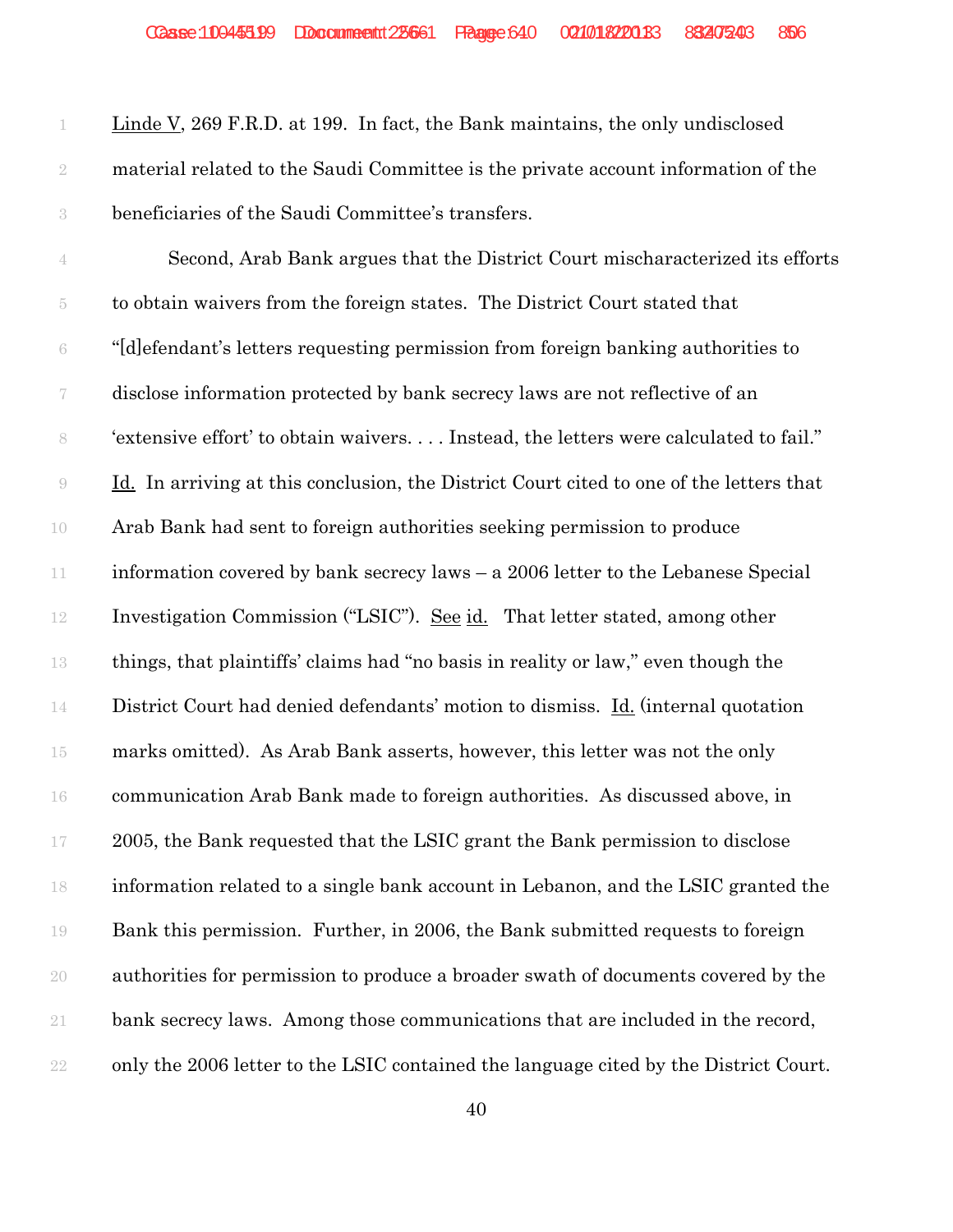Linde V, 269 F.R.D. at 199. In fact, the Bank maintains, the only undisclosed material related to the Saudi Committee is the private account information of the beneficiaries of the Saudi Committee's transfers.

Second, Arab Bank argues that the District Court mischaracterized its efforts to obtain waivers from the foreign states. The District Court stated that "[d]efendant's letters requesting permission from foreign banking authorities to disclose information protected by bank secrecy laws are not reflective of an 'extensive effort' to obtain waivers. . . . Instead, the letters were calculated to fail." Id. In arriving at this conclusion, the District Court cited to one of the letters that Arab Bank had sent to foreign authorities seeking permission to produce information covered by bank secrecy laws – a 2006 letter to the Lebanese Special Investigation Commission ("LSIC"). See id. That letter stated, among other things, that plaintiffs' claims had "no basis in reality or law," even though the District Court had denied defendants' motion to dismiss. Id. (internal quotation marks omitted). As Arab Bank asserts, however, this letter was not the only communication Arab Bank made to foreign authorities. As discussed above, in 2005, the Bank requested that the LSIC grant the Bank permission to disclose information related to a single bank account in Lebanon, and the LSIC granted the Bank this permission. Further, in 2006, the Bank submitted requests to foreign authorities for permission to produce a broader swath of documents covered by the bank secrecy laws. Among those communications that are included in the record, only the 2006 letter to the LSIC contained the language cited by the District Court.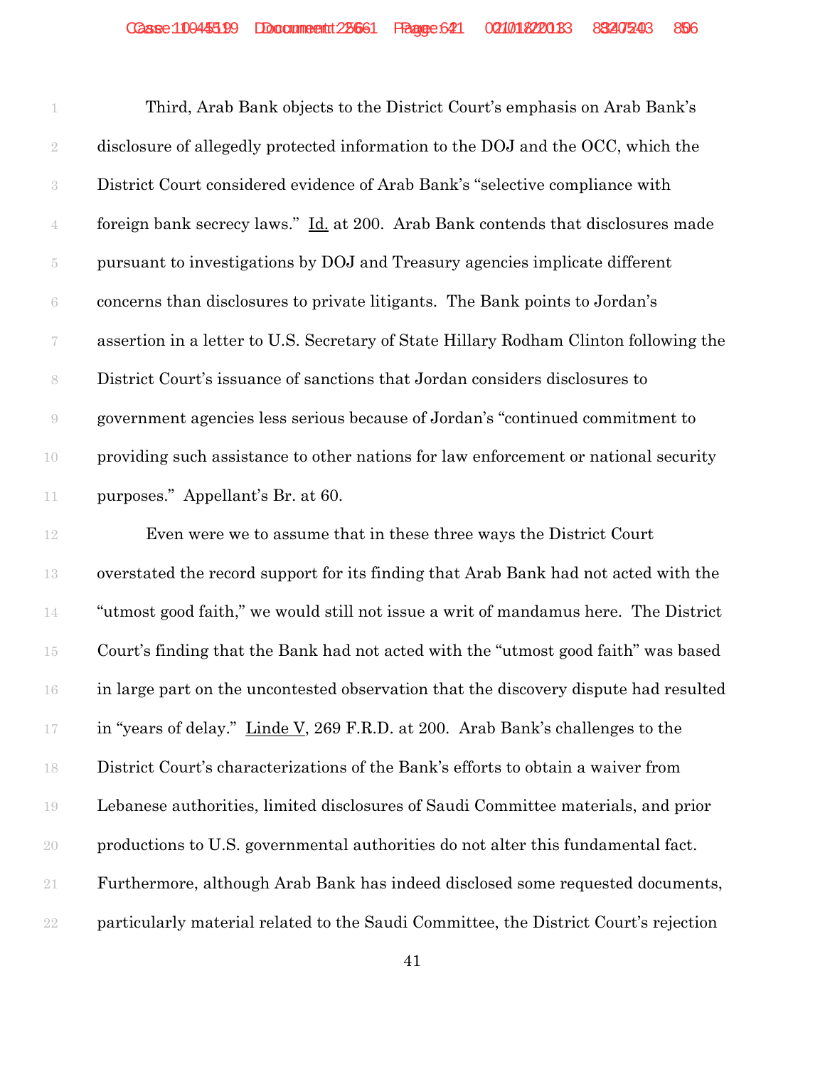Third, Arab Bank objects to the District Court's emphasis on Arab Bank's disclosure of allegedly protected information to the DOJ and the OCC, which the District Court considered evidence of Arab Bank's "selective compliance with foreign bank secrecy laws." Id. at 200. Arab Bank contends that disclosures made pursuant to investigations by DOJ and Treasury agencies implicate different concerns than disclosures to private litigants. The Bank points to Jordan's assertion in a letter to U.S. Secretary of State Hillary Rodham Clinton following the District Court's issuance of sanctions that Jordan considers disclosures to government agencies less serious because of Jordan's "continued commitment to providing such assistance to other nations for law enforcement or national security purposes." Appellant's Br. at 60.

Even were we to assume that in these three ways the District Court overstated the record support for its finding that Arab Bank had not acted with the "utmost good faith," we would still not issue a writ of mandamus here. The District Court's finding that the Bank had not acted with the "utmost good faith" was based in large part on the uncontested observation that the discovery dispute had resulted in "years of delay." Linde V, 269 F.R.D. at 200. Arab Bank's challenges to the District Court's characterizations of the Bank's efforts to obtain a waiver from Lebanese authorities, limited disclosures of Saudi Committee materials, and prior productions to U.S. governmental authorities do not alter this fundamental fact. Furthermore, although Arab Bank has indeed disclosed some requested documents, particularly material related to the Saudi Committee, the District Court's rejection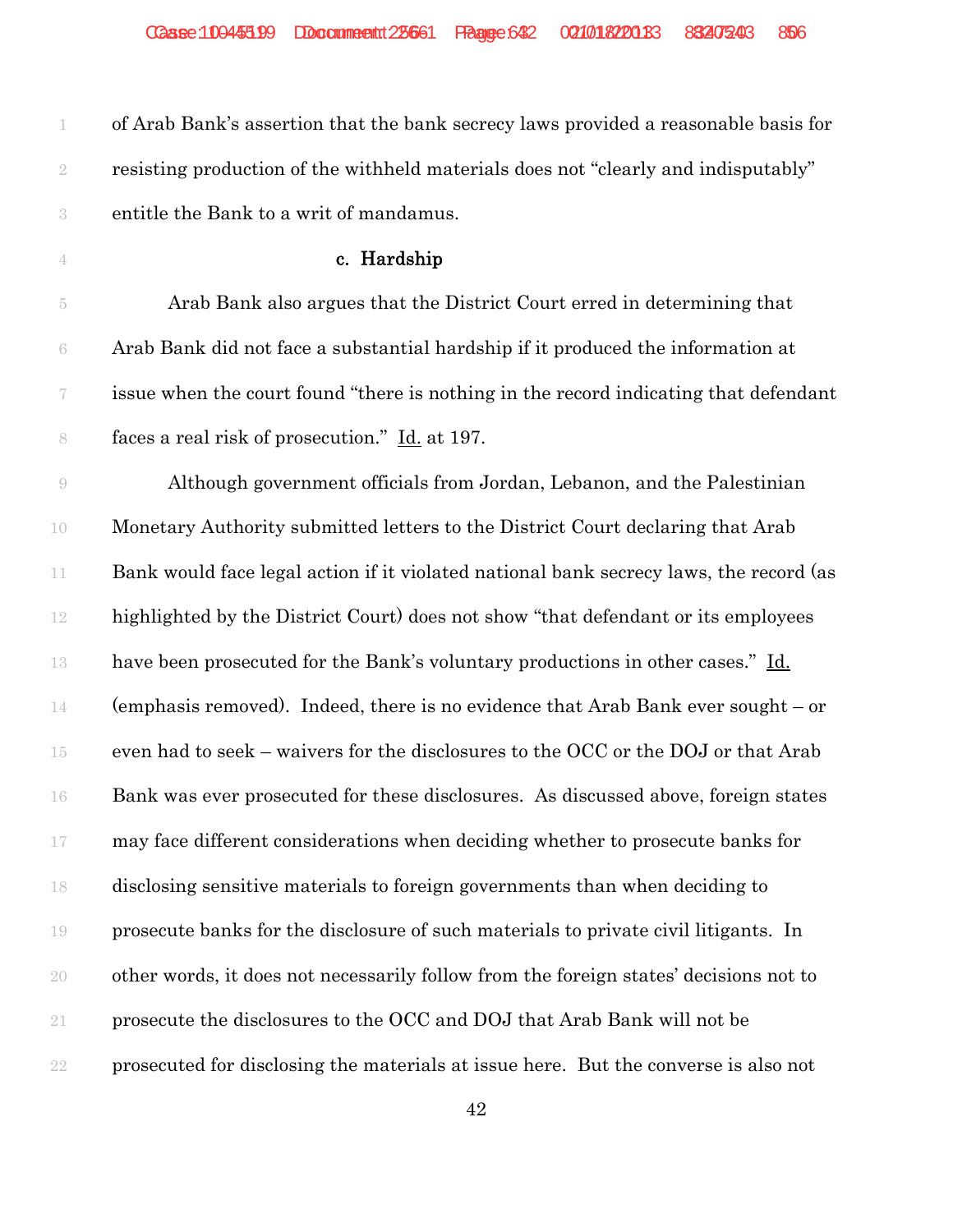of Arab Bank's assertion that the bank secrecy laws provided a reasonable basis for resisting production of the withheld materials does not "clearly and indisputably" entitle the Bank to a writ of mandamus.

### c. Hardship

Arab Bank also argues that the District Court erred in determining that Arab Bank did not face a substantial hardship if it produced the information at issue when the court found "there is nothing in the record indicating that defendant faces a real risk of prosecution." Id. at 197.

Although government officials from Jordan, Lebanon, and the Palestinian Monetary Authority submitted letters to the District Court declaring that Arab Bank would face legal action if it violated national bank secrecy laws, the record (as highlighted by the District Court) does not show "that defendant or its employees have been prosecuted for the Bank's voluntary productions in other cases." Id. (emphasis removed). Indeed, there is no evidence that Arab Bank ever sought – or even had to seek – waivers for the disclosures to the OCC or the DOJ or that Arab Bank was ever prosecuted for these disclosures. As discussed above, foreign states may face different considerations when deciding whether to prosecute banks for disclosing sensitive materials to foreign governments than when deciding to prosecute banks for the disclosure of such materials to private civil litigants. In other words, it does not necessarily follow from the foreign states' decisions not to prosecute the disclosures to the OCC and DOJ that Arab Bank will not be prosecuted for disclosing the materials at issue here. But the converse is also not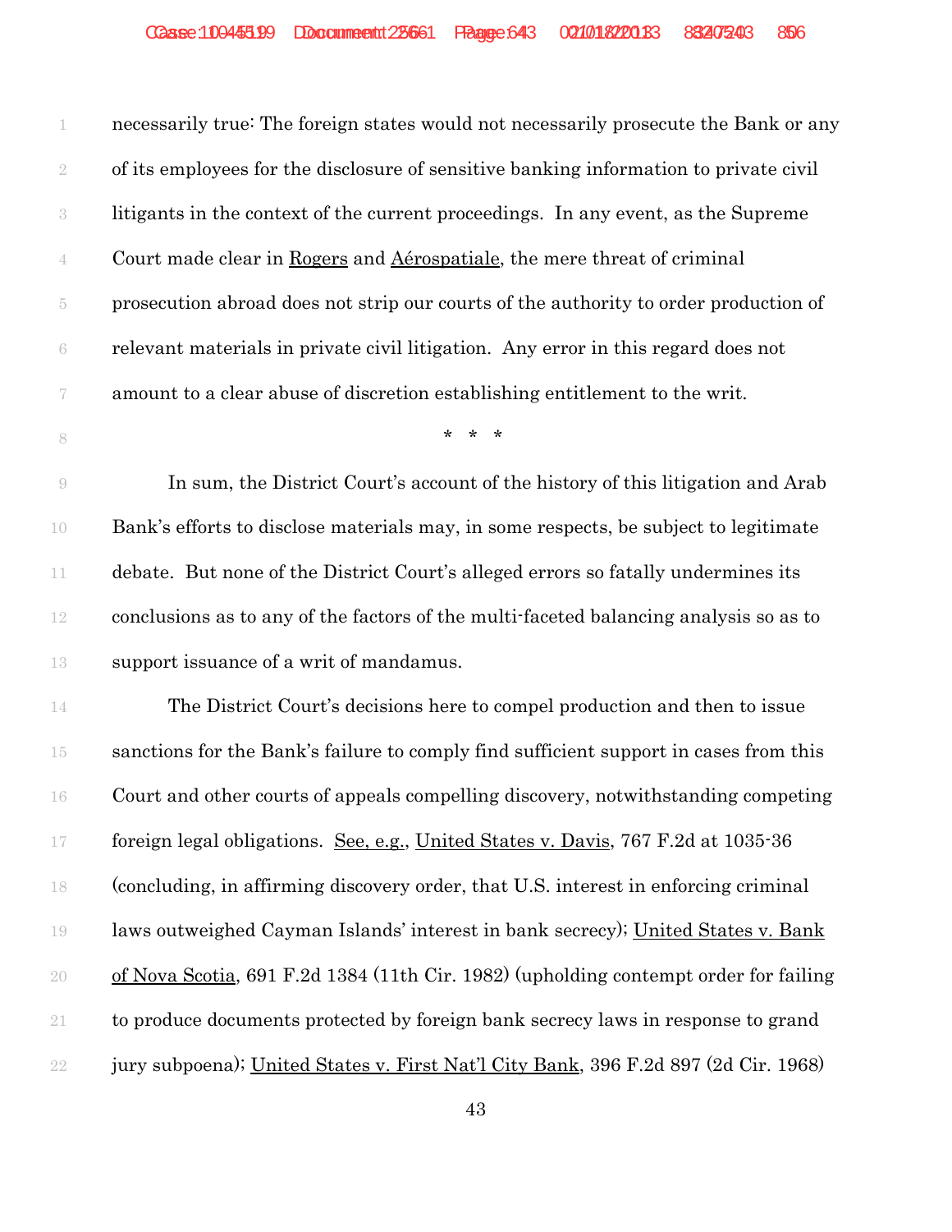necessarily true: The foreign states would not necessarily prosecute the Bank or any of its employees for the disclosure of sensitive banking information to private civil litigants in the context of the current proceedings. In any event, as the Supreme Court made clear in Rogers and Aérospatiale, the mere threat of criminal prosecution abroad does not strip our courts of the authority to order production of relevant materials in private civil litigation. Any error in this regard does not amount to a clear abuse of discretion establishing entitlement to the writ.

\* \* \*

In sum, the District Court's account of the history of this litigation and Arab Bank's efforts to disclose materials may, in some respects, be subject to legitimate debate. But none of the District Court's alleged errors so fatally undermines its conclusions as to any of the factors of the multi-faceted balancing analysis so as to support issuance of a writ of mandamus.

The District Court's decisions here to compel production and then to issue sanctions for the Bank's failure to comply find sufficient support in cases from this Court and other courts of appeals compelling discovery, notwithstanding competing foreign legal obligations. See, e.g., United States v. Davis, 767 F.2d at 1035-36 (concluding, in affirming discovery order, that U.S. interest in enforcing criminal laws outweighed Cayman Islands' interest in bank secrecy); United States v. Bank of Nova Scotia, 691 F.2d 1384 (11th Cir. 1982) (upholding contempt order for failing to produce documents protected by foreign bank secrecy laws in response to grand jury subpoena); United States v. First Nat'l City Bank, 396 F.2d 897 (2d Cir. 1968)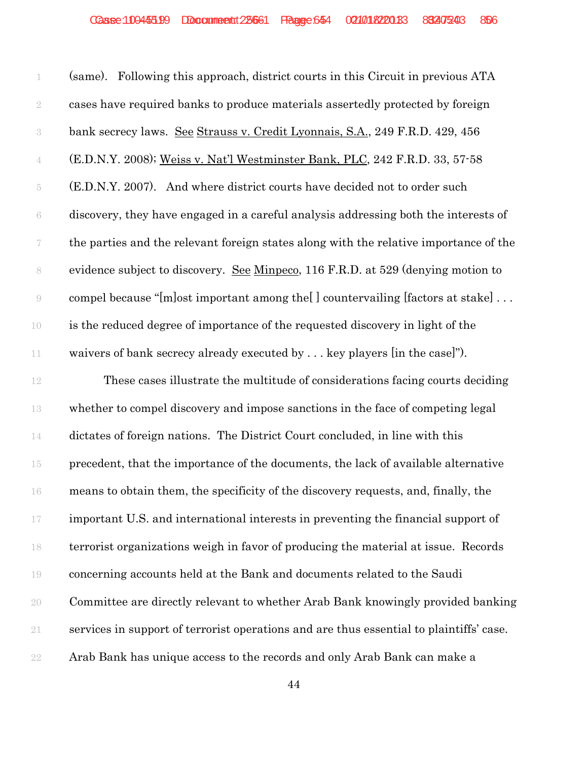(same). Following this approach, district courts in this Circuit in previous ATA cases have required banks to produce materials assertedly protected by foreign bank secrecy laws. See Strauss v. Credit Lyonnais, S.A., 249 F.R.D. 429, 456 (E.D.N.Y. 2008); Weiss v. Nat'l Westminster Bank, PLC, 242 F.R.D. 33, 57-58 (E.D.N.Y. 2007). And where district courts have decided not to order such discovery, they have engaged in a careful analysis addressing both the interests of the parties and the relevant foreign states along with the relative importance of the evidence subject to discovery. See Minpeco, 116 F.R.D. at 529 (denying motion to compel because "[m]ost important among the[ ] countervailing [factors at stake] . . . is the reduced degree of importance of the requested discovery in light of the waivers of bank secrecy already executed by . . . key players [in the case]").

These cases illustrate the multitude of considerations facing courts deciding whether to compel discovery and impose sanctions in the face of competing legal dictates of foreign nations. The District Court concluded, in line with this precedent, that the importance of the documents, the lack of available alternative means to obtain them, the specificity of the discovery requests, and, finally, the important U.S. and international interests in preventing the financial support of terrorist organizations weigh in favor of producing the material at issue. Records concerning accounts held at the Bank and documents related to the Saudi Committee are directly relevant to whether Arab Bank knowingly provided banking services in support of terrorist operations and are thus essential to plaintiffs' case. Arab Bank has unique access to the records and only Arab Bank can make a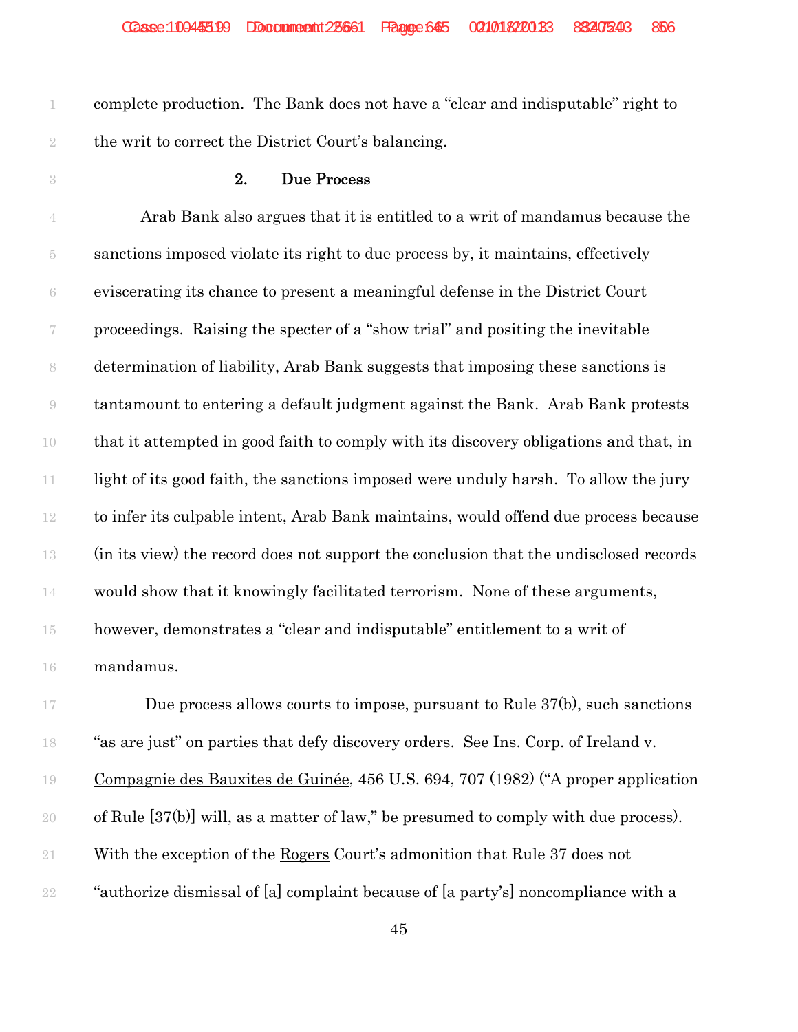complete production. The Bank does not have a "clear and indisputable" right to the writ to correct the District Court's balancing.

### 2. Due Process

Arab Bank also argues that it is entitled to a writ of mandamus because the sanctions imposed violate its right to due process by, it maintains, effectively eviscerating its chance to present a meaningful defense in the District Court proceedings. Raising the specter of a "show trial" and positing the inevitable determination of liability, Arab Bank suggests that imposing these sanctions is tantamount to entering a default judgment against the Bank. Arab Bank protests that it attempted in good faith to comply with its discovery obligations and that, in light of its good faith, the sanctions imposed were unduly harsh. To allow the jury to infer its culpable intent, Arab Bank maintains, would offend due process because (in its view) the record does not support the conclusion that the undisclosed records would show that it knowingly facilitated terrorism. None of these arguments, however, demonstrates a "clear and indisputable" entitlement to a writ of mandamus.

Due process allows courts to impose, pursuant to Rule 37(b), such sanctions "as are just" on parties that defy discovery orders. See Ins. Corp. of Ireland v. Compagnie des Bauxites de Guinée, 456 U.S. 694, 707 (1982) ("A proper application of Rule [37(b)] will, as a matter of law," be presumed to comply with due process). With the exception of the Rogers Court's admonition that Rule 37 does not "authorize dismissal of [a] complaint because of [a party's] noncompliance with a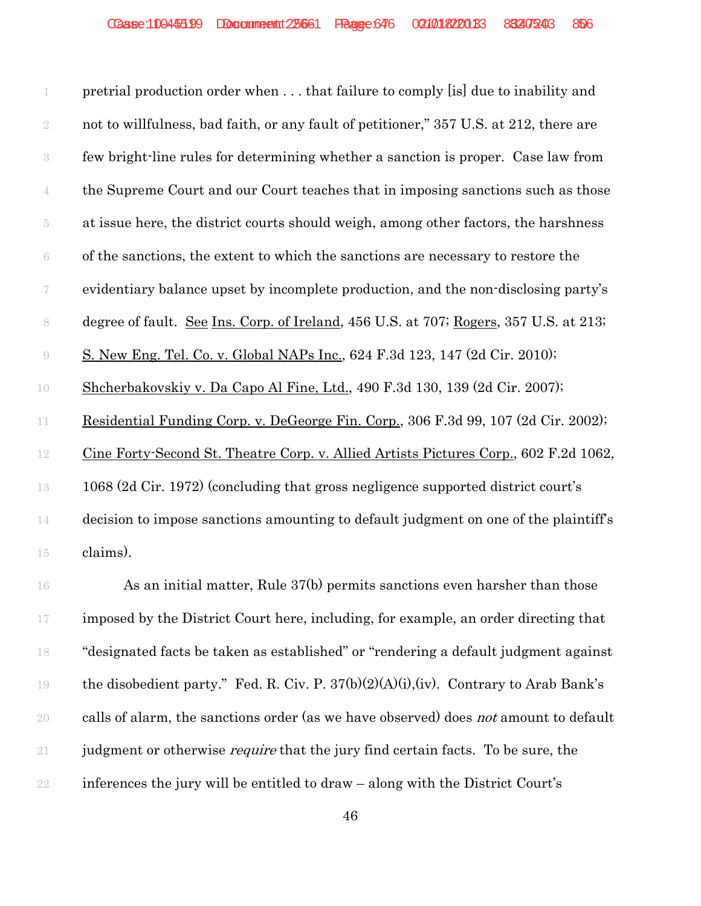pretrial production order when . . . that failure to comply [is] due to inability and not to willfulness, bad faith, or any fault of petitioner," 357 U.S. at 212, there are few bright-line rules for determining whether a sanction is proper. Case law from the Supreme Court and our Court teaches that in imposing sanctions such as those at issue here, the district courts should weigh, among other factors, the harshness of the sanctions, the extent to which the sanctions are necessary to restore the evidentiary balance upset by incomplete production, and the non-disclosing party's degree of fault. See Ins. Corp. of Ireland, 456 U.S. at 707; Rogers, 357 U.S. at 213; S. New Eng. Tel. Co. v. Global NAPs Inc., 624 F.3d 123, 147 (2d Cir. 2010); Shcherbakovskiy v. Da Capo Al Fine, Ltd., 490 F.3d 130, 139 (2d Cir. 2007); Residential Funding Corp. v. DeGeorge Fin. Corp., 306 F.3d 99, 107 (2d Cir. 2002); Cine Forty-Second St. Theatre Corp. v. Allied Artists Pictures Corp., 602 F.2d 1062, 1068 (2d Cir. 1972) (concluding that gross negligence supported district court's decision to impose sanctions amounting to default judgment on one of the plaintiff's claims).

As an initial matter, Rule 37(b) permits sanctions even harsher than those imposed by the District Court here, including, for example, an order directing that "designated facts be taken as established" or "rendering a default judgment against the disobedient party." Fed. R. Civ. P. 37(b)(2)(A)(i),(iv). Contrary to Arab Bank's calls of alarm, the sanctions order (as we have observed) does *not* amount to default judgment or otherwise *require* that the jury find certain facts. To be sure, the inferences the jury will be entitled to draw – along with the District Court's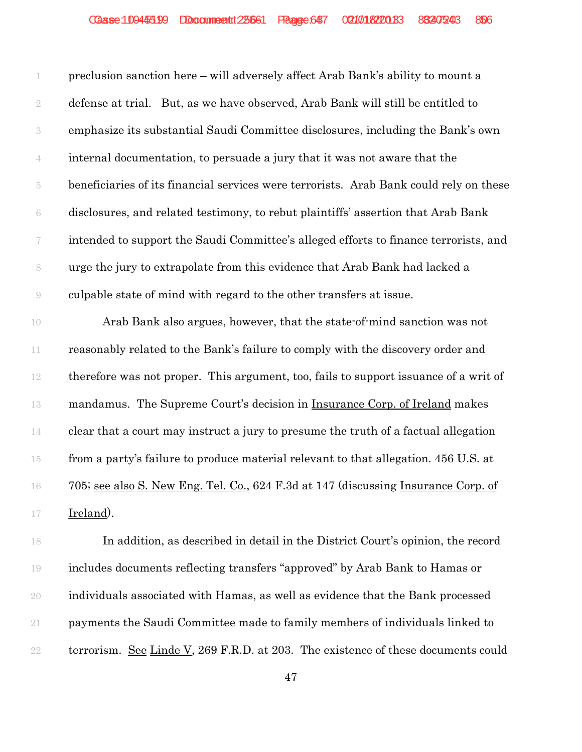preclusion sanction here – will adversely affect Arab Bank's ability to mount a defense at trial. But, as we have observed, Arab Bank will still be entitled to emphasize its substantial Saudi Committee disclosures, including the Bank's own internal documentation, to persuade a jury that it was not aware that the beneficiaries of its financial services were terrorists. Arab Bank could rely on these disclosures, and related testimony, to rebut plaintiffs' assertion that Arab Bank intended to support the Saudi Committee's alleged efforts to finance terrorists, and urge the jury to extrapolate from this evidence that Arab Bank had lacked a culpable state of mind with regard to the other transfers at issue.

Arab Bank also argues, however, that the state-of-mind sanction was not reasonably related to the Bank's failure to comply with the discovery order and therefore was not proper. This argument, too, fails to support issuance of a writ of mandamus. The Supreme Court's decision in Insurance Corp. of Ireland makes clear that a court may instruct a jury to presume the truth of a factual allegation from a party's failure to produce material relevant to that allegation. 456 U.S. at 705; see also S. New Eng. Tel. Co., 624 F.3d at 147 (discussing Insurance Corp. of Ireland).

In addition, as described in detail in the District Court's opinion, the record includes documents reflecting transfers "approved" by Arab Bank to Hamas or individuals associated with Hamas, as well as evidence that the Bank processed payments the Saudi Committee made to family members of individuals linked to terrorism. See Linde V, 269 F.R.D. at 203. The existence of these documents could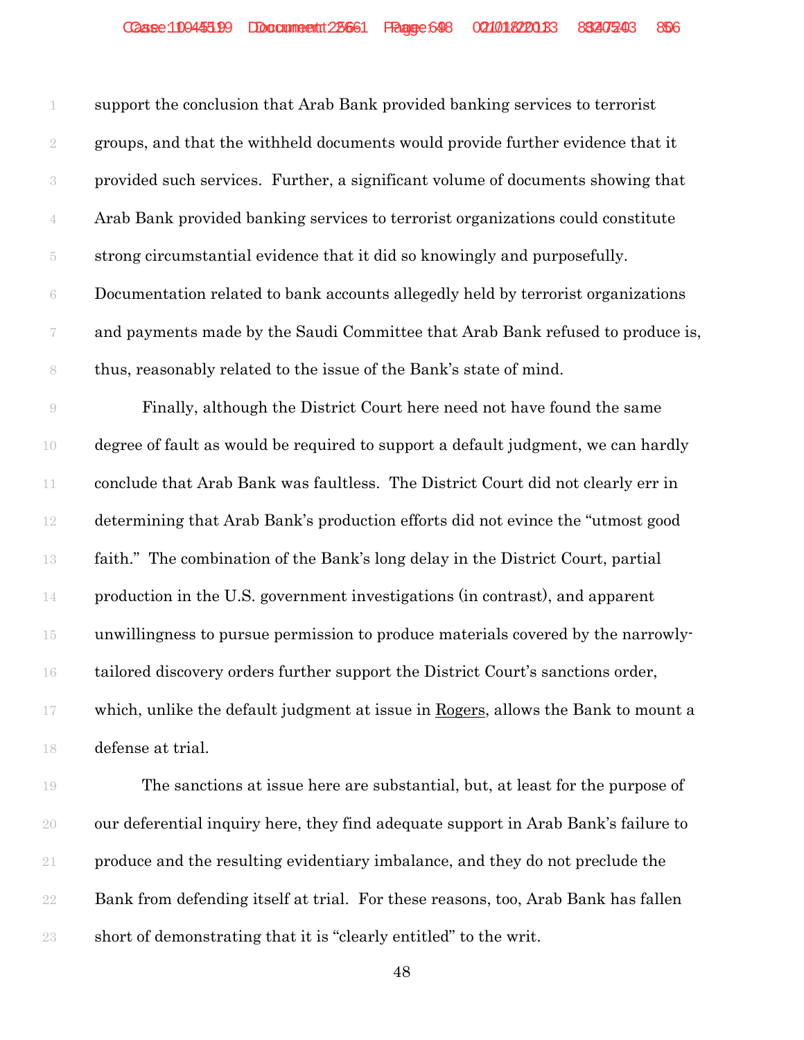support the conclusion that Arab Bank provided banking services to terrorist groups, and that the withheld documents would provide further evidence that it provided such services. Further, a significant volume of documents showing that Arab Bank provided banking services to terrorist organizations could constitute strong circumstantial evidence that it did so knowingly and purposefully. Documentation related to bank accounts allegedly held by terrorist organizations and payments made by the Saudi Committee that Arab Bank refused to produce is, thus, reasonably related to the issue of the Bank's state of mind.

Finally, although the District Court here need not have found the same degree of fault as would be required to support a default judgment, we can hardly conclude that Arab Bank was faultless. The District Court did not clearly err in determining that Arab Bank's production efforts did not evince the "utmost good faith." The combination of the Bank's long delay in the District Court, partial production in the U.S. government investigations (in contrast), and apparent unwillingness to pursue permission to produce materials covered by the narrowly-tailored discovery orders further support the District Court's sanctions order, which, unlike the default judgment at issue in Rogers, allows the Bank to mount a defense at trial.

The sanctions at issue here are substantial, but, at least for the purpose of our deferential inquiry here, they find adequate support in Arab Bank's failure to produce and the resulting evidentiary imbalance, and they do not preclude the Bank from defending itself at trial. For these reasons, too, Arab Bank has fallen short of demonstrating that it is "clearly entitled" to the writ.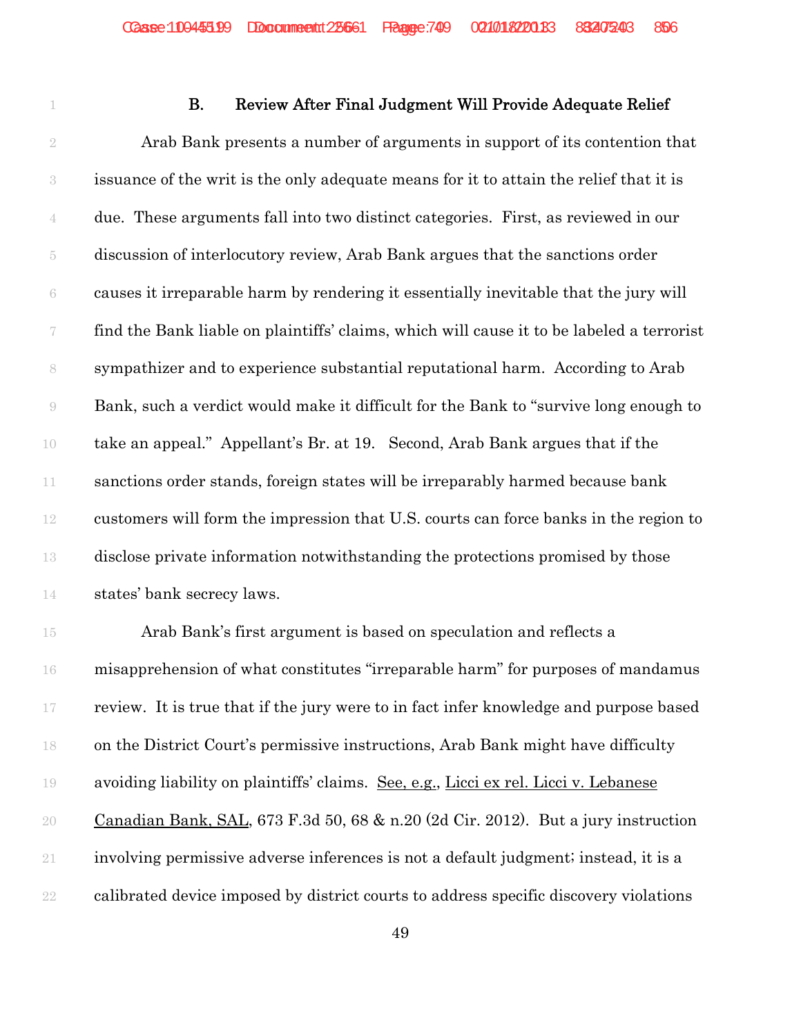### B. Review After Final Judgment Will Provide Adequate Relief

Arab Bank presents a number of arguments in support of its contention that issuance of the writ is the only adequate means for it to attain the relief that it is due. These arguments fall into two distinct categories. First, as reviewed in our discussion of interlocutory review, Arab Bank argues that the sanctions order causes it irreparable harm by rendering it essentially inevitable that the jury will find the Bank liable on plaintiffs' claims, which will cause it to be labeled a terrorist sympathizer and to experience substantial reputational harm. According to Arab Bank, such a verdict would make it difficult for the Bank to "survive long enough to take an appeal." Appellant's Br. at 19. Second, Arab Bank argues that if the sanctions order stands, foreign states will be irreparably harmed because bank customers will form the impression that U.S. courts can force banks in the region to disclose private information notwithstanding the protections promised by those states' bank secrecy laws.

Arab Bank's first argument is based on speculation and reflects a misapprehension of what constitutes "irreparable harm" for purposes of mandamus review. It is true that if the jury were to in fact infer knowledge and purpose based on the District Court's permissive instructions, Arab Bank might have difficulty avoiding liability on plaintiffs' claims. See, e.g., Licci ex rel. Licci v. Lebanese Canadian Bank, SAL, 673 F.3d 50, 68 & n.20 (2d Cir. 2012). But a jury instruction involving permissive adverse inferences is not a default judgment; instead, it is a calibrated device imposed by district courts to address specific discovery violations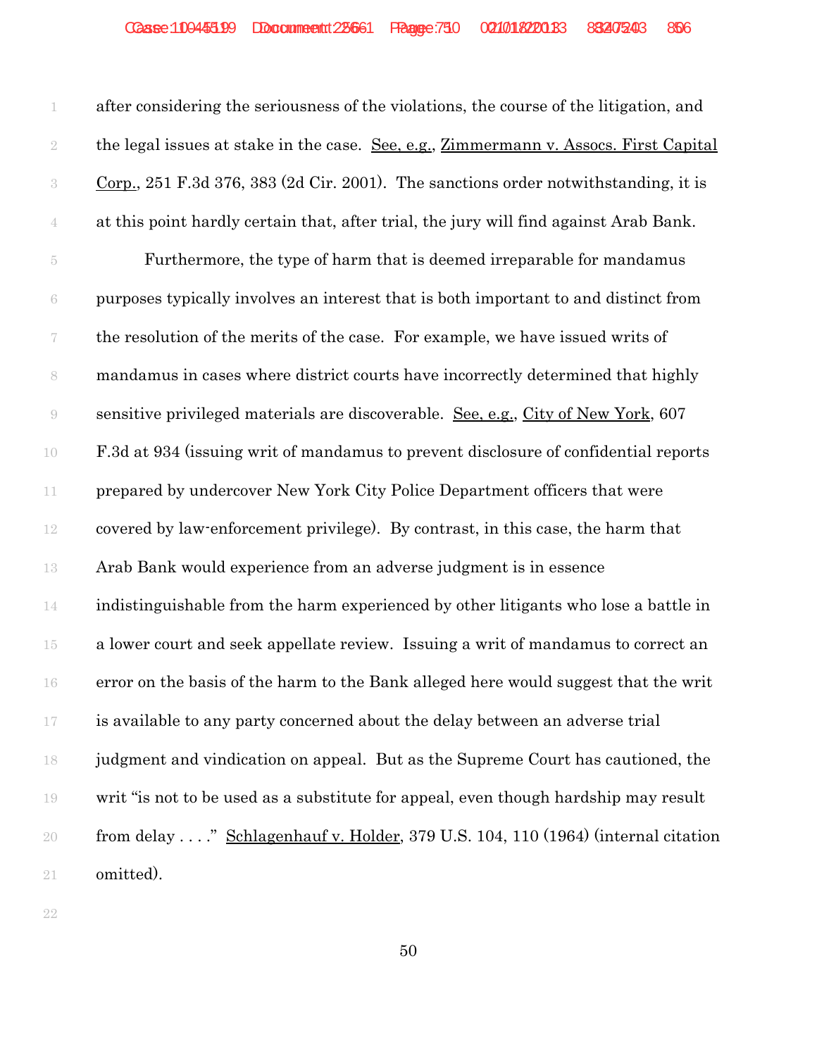after considering the seriousness of the violations, the course of the litigation, and the legal issues at stake in the case. See, e.g., Zimmermann v. Assocs. First Capital Corp., 251 F.3d 376, 383 (2d Cir. 2001). The sanctions order notwithstanding, it is at this point hardly certain that, after trial, the jury will find against Arab Bank.

Furthermore, the type of harm that is deemed irreparable for mandamus purposes typically involves an interest that is both important to and distinct from the resolution of the merits of the case. For example, we have issued writs of mandamus in cases where district courts have incorrectly determined that highly sensitive privileged materials are discoverable. See, e.g., City of New York, 607 F.3d at 934 (issuing writ of mandamus to prevent disclosure of confidential reports prepared by undercover New York City Police Department officers that were covered by law-enforcement privilege). By contrast, in this case, the harm that Arab Bank would experience from an adverse judgment is in essence indistinguishable from the harm experienced by other litigants who lose a battle in a lower court and seek appellate review. Issuing a writ of mandamus to correct an error on the basis of the harm to the Bank alleged here would suggest that the writ is available to any party concerned about the delay between an adverse trial judgment and vindication on appeal. But as the Supreme Court has cautioned, the writ "is not to be used as a substitute for appeal, even though hardship may result from delay . . . ." Schlagenhauf v. Holder, 379 U.S. 104, 110 (1964) (internal citation omitted).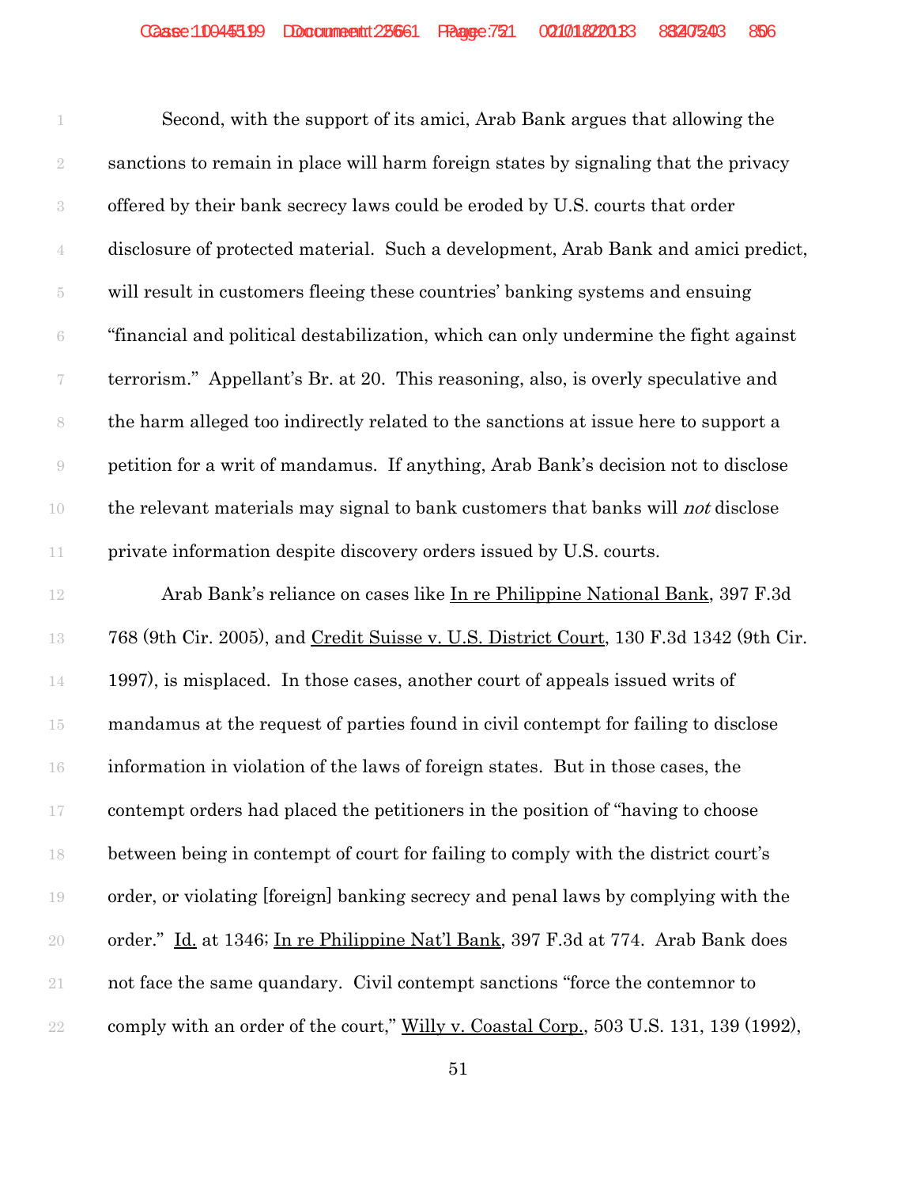Second, with the support of its amici, Arab Bank argues that allowing the sanctions to remain in place will harm foreign states by signaling that the privacy offered by their bank secrecy laws could be eroded by U.S. courts that order disclosure of protected material. Such a development, Arab Bank and amici predict, will result in customers fleeing these countries' banking systems and ensuing "financial and political destabilization, which can only undermine the fight against terrorism." Appellant's Br. at 20. This reasoning, also, is overly speculative and the harm alleged too indirectly related to the sanctions at issue here to support a petition for a writ of mandamus. If anything, Arab Bank's decision not to disclose the relevant materials may signal to bank customers that banks will *not* disclose private information despite discovery orders issued by U.S. courts.

Arab Bank's reliance on cases like In re Philippine National Bank, 397 F.3d 768 (9th Cir. 2005), and Credit Suisse v. U.S. District Court, 130 F.3d 1342 (9th Cir. 1997), is misplaced. In those cases, another court of appeals issued writs of mandamus at the request of parties found in civil contempt for failing to disclose information in violation of the laws of foreign states. But in those cases, the contempt orders had placed the petitioners in the position of "having to choose between being in contempt of court for failing to comply with the district court's order, or violating [foreign] banking secrecy and penal laws by complying with the order." Id. at 1346; In re Philippine Nat'l Bank, 397 F.3d at 774. Arab Bank does not face the same quandary. Civil contempt sanctions "force the contemnor to comply with an order of the court," Willy v. Coastal Corp., 503 U.S. 131, 139 (1992),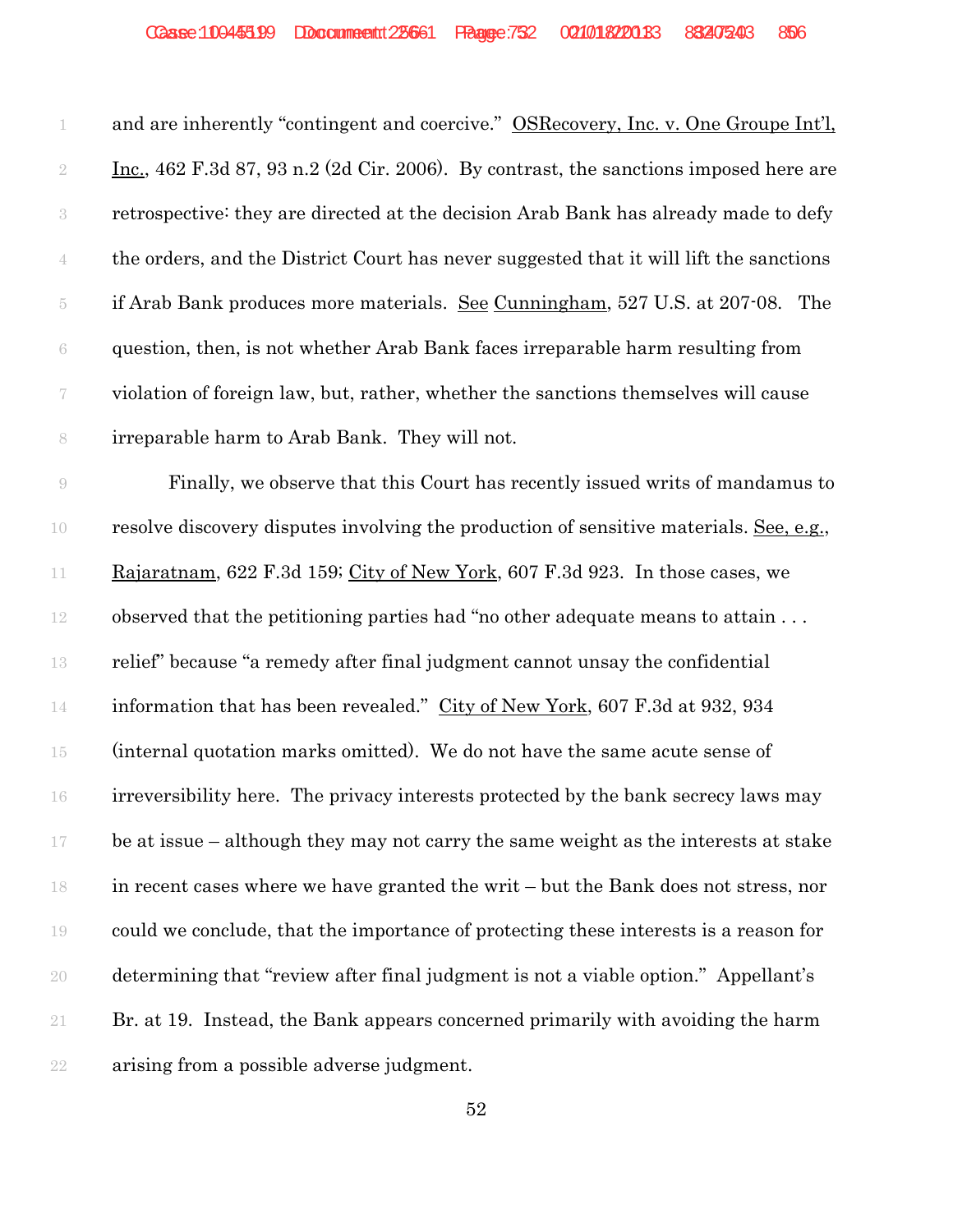and are inherently "contingent and coercive." OSRecovery, Inc. v. One Groupe Int'l, Inc., 462 F.3d 87, 93 n.2 (2d Cir. 2006). By contrast, the sanctions imposed here are retrospective: they are directed at the decision Arab Bank has already made to defy the orders, and the District Court has never suggested that it will lift the sanctions if Arab Bank produces more materials. See Cunningham, 527 U.S. at 207-08. The question, then, is not whether Arab Bank faces irreparable harm resulting from violation of foreign law, but, rather, whether the sanctions themselves will cause irreparable harm to Arab Bank. They will not.

Finally, we observe that this Court has recently issued writs of mandamus to resolve discovery disputes involving the production of sensitive materials. See, e.g., Rajaratnam, 622 F.3d 159; City of New York, 607 F.3d 923. In those cases, we observed that the petitioning parties had "no other adequate means to attain . . . relief" because "a remedy after final judgment cannot unsay the confidential information that has been revealed." City of New York, 607 F.3d at 932, 934 (internal quotation marks omitted). We do not have the same acute sense of irreversibility here. The privacy interests protected by the bank secrecy laws may be at issue – although they may not carry the same weight as the interests at stake in recent cases where we have granted the writ – but the Bank does not stress, nor could we conclude, that the importance of protecting these interests is a reason for determining that "review after final judgment is not a viable option." Appellant's Br. at 19. Instead, the Bank appears concerned primarily with avoiding the harm arising from a possible adverse judgment.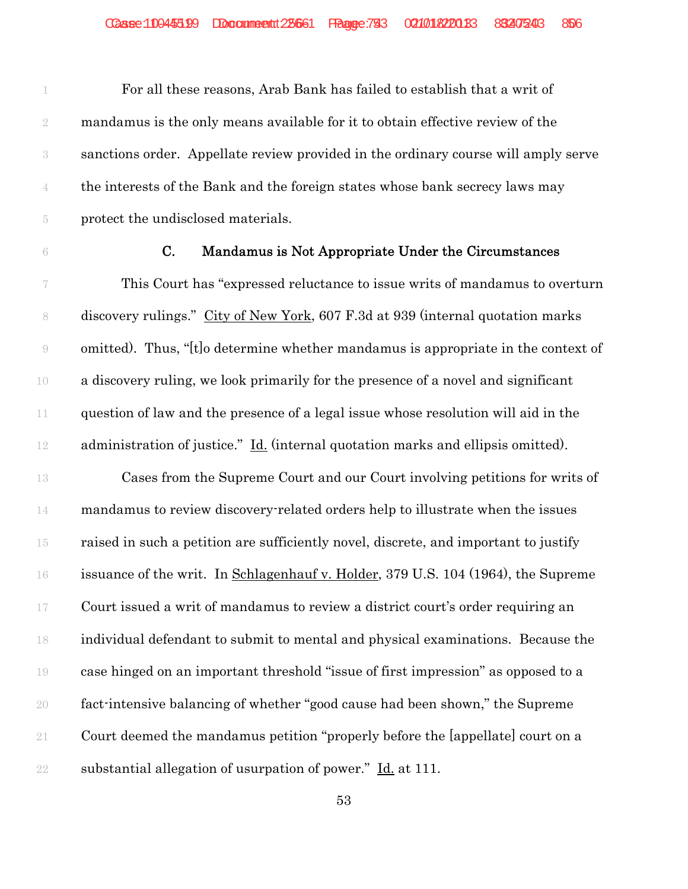For all these reasons, Arab Bank has failed to establish that a writ of mandamus is the only means available for it to obtain effective review of the sanctions order. Appellate review provided in the ordinary course will amply serve the interests of the Bank and the foreign states whose bank secrecy laws may protect the undisclosed materials.

### C. Mandamus is Not Appropriate Under the Circumstances

This Court has "expressed reluctance to issue writs of mandamus to overturn discovery rulings." City of New York, 607 F.3d at 939 (internal quotation marks omitted). Thus, "[t]o determine whether mandamus is appropriate in the context of a discovery ruling, we look primarily for the presence of a novel and significant question of law and the presence of a legal issue whose resolution will aid in the administration of justice." Id. (internal quotation marks and ellipsis omitted).

Cases from the Supreme Court and our Court involving petitions for writs of mandamus to review discovery-related orders help to illustrate when the issues raised in such a petition are sufficiently novel, discrete, and important to justify issuance of the writ. In Schlagenhauf v. Holder, 379 U.S. 104 (1964), the Supreme Court issued a writ of mandamus to review a district court's order requiring an individual defendant to submit to mental and physical examinations. Because the case hinged on an important threshold "issue of first impression" as opposed to a fact-intensive balancing of whether "good cause had been shown," the Supreme Court deemed the mandamus petition "properly before the [appellate] court on a substantial allegation of usurpation of power." Id. at 111.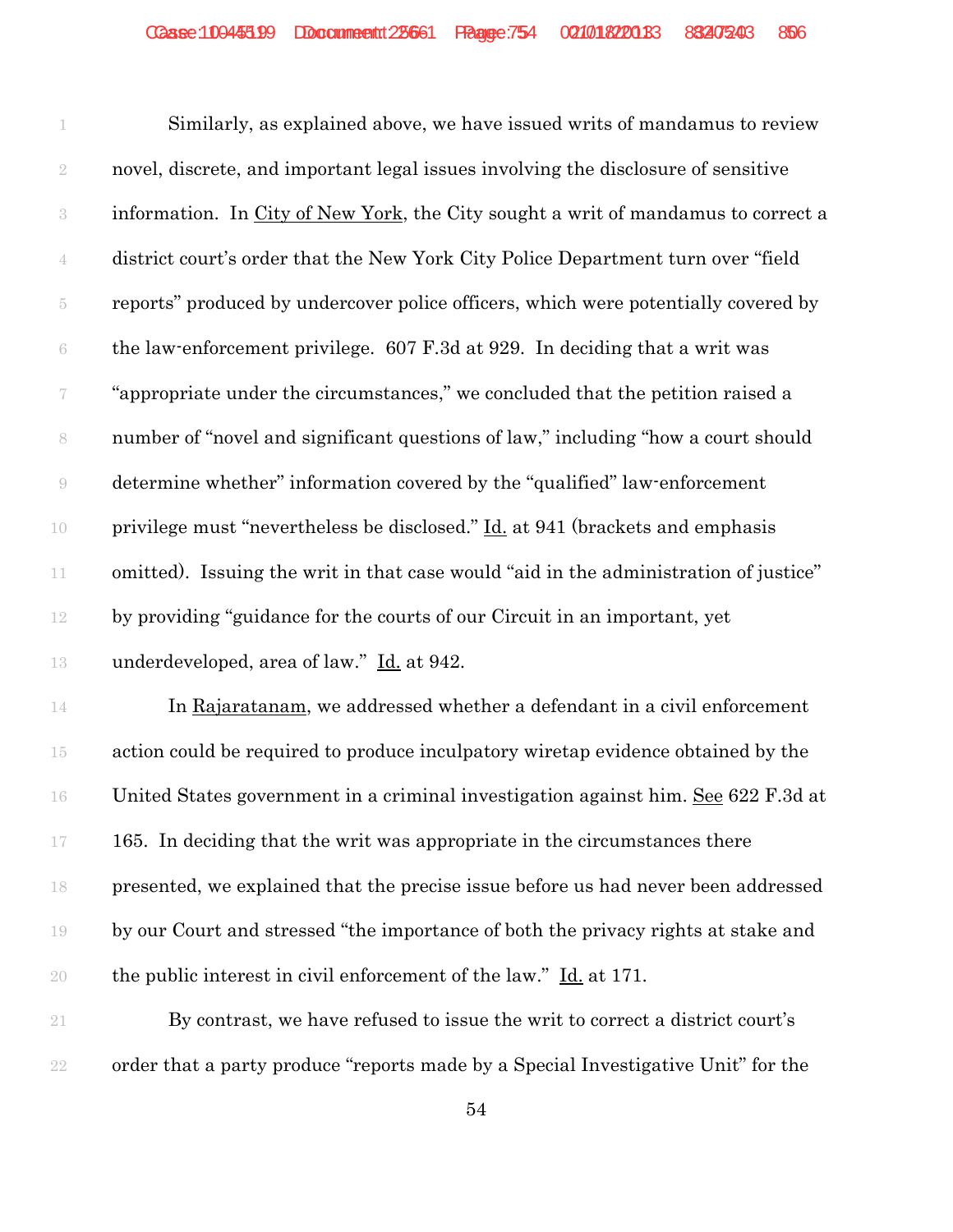Similarly, as explained above, we have issued writs of mandamus to review novel, discrete, and important legal issues involving the disclosure of sensitive information. In City of New York, the City sought a writ of mandamus to correct a district court's order that the New York City Police Department turn over "field reports" produced by undercover police officers, which were potentially covered by the law-enforcement privilege. 607 F.3d at 929. In deciding that a writ was "appropriate under the circumstances," we concluded that the petition raised a number of "novel and significant questions of law," including "how a court should determine whether" information covered by the "qualified" law-enforcement privilege must "nevertheless be disclosed." Id. at 941 (brackets and emphasis omitted). Issuing the writ in that case would "aid in the administration of justice" by providing "guidance for the courts of our Circuit in an important, yet underdeveloped, area of law." Id. at 942.

In Rajaratanam, we addressed whether a defendant in a civil enforcement action could be required to produce inculpatory wiretap evidence obtained by the United States government in a criminal investigation against him. See 622 F.3d at 165. In deciding that the writ was appropriate in the circumstances there presented, we explained that the precise issue before us had never been addressed by our Court and stressed "the importance of both the privacy rights at stake and the public interest in civil enforcement of the law." Id. at 171.

By contrast, we have refused to issue the writ to correct a district court's order that a party produce "reports made by a Special Investigative Unit" for the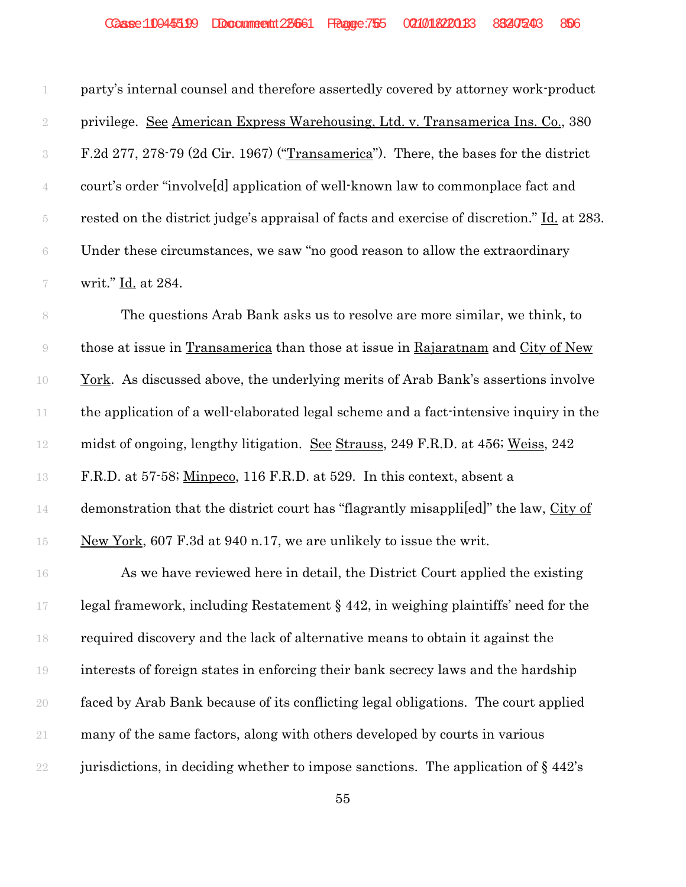party's internal counsel and therefore assertedly covered by attorney work-product privilege. See American Express Warehousing, Ltd. v. Transamerica Ins. Co., 380 F.2d 277, 278-79 (2d Cir. 1967) ("Transamerica"). There, the bases for the district court's order "involve[d] application of well-known law to commonplace fact and rested on the district judge's appraisal of facts and exercise of discretion." Id. at 283. Under these circumstances, we saw "no good reason to allow the extraordinary writ." Id. at 284.

The questions Arab Bank asks us to resolve are more similar, we think, to those at issue in Transamerica than those at issue in Rajaratnam and City of New York. As discussed above, the underlying merits of Arab Bank's assertions involve the application of a well-elaborated legal scheme and a fact-intensive inquiry in the midst of ongoing, lengthy litigation. See Strauss, 249 F.R.D. at 456; Weiss, 242 F.R.D. at 57-58; Minpeco, 116 F.R.D. at 529. In this context, absent a demonstration that the district court has "flagrantly misappli[ed]" the law, City of New York, 607 F.3d at 940 n.17, we are unlikely to issue the writ.

As we have reviewed here in detail, the District Court applied the existing legal framework, including Restatement § 442, in weighing plaintiffs' need for the required discovery and the lack of alternative means to obtain it against the interests of foreign states in enforcing their bank secrecy laws and the hardship faced by Arab Bank because of its conflicting legal obligations. The court applied many of the same factors, along with others developed by courts in various jurisdictions, in deciding whether to impose sanctions. The application of § 442's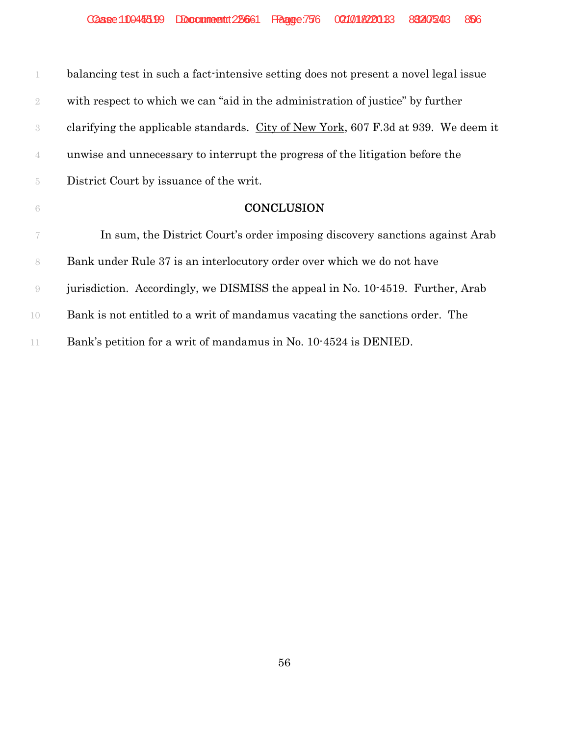balancing test in such a fact-intensive setting does not present a novel legal issue with respect to which we can "aid in the administration of justice" by further clarifying the applicable standards. City of New York, 607 F.3d at 939. We deem it unwise and unnecessary to interrupt the progress of the litigation before the District Court by issuance of the writ.

## CONCLUSION

In sum, the District Court's order imposing discovery sanctions against Arab Bank under Rule 37 is an interlocutory order over which we do not have jurisdiction. Accordingly, we DISMISS the appeal in No. 10-4519. Further, Arab Bank is not entitled to a writ of mandamus vacating the sanctions order. The Bank's petition for a writ of mandamus in No. 10-4524 is DENIED.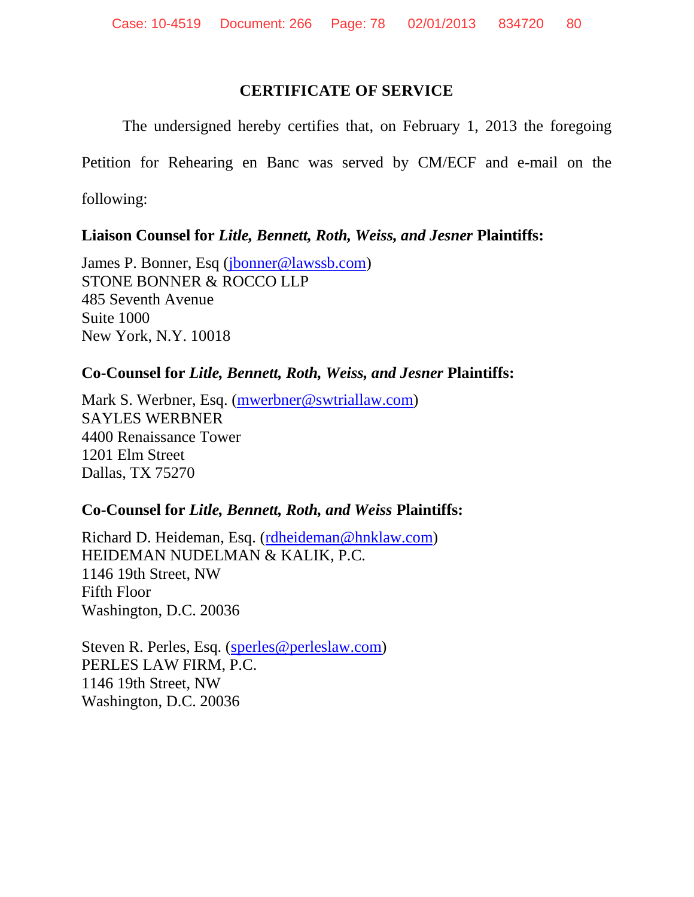## CERTIFICATE OF SERVICE

The undersigned hereby certifies that, on February 1, 2013 the foregoing Petition for Rehearing en Banc was served by CM/ECF and e-mail on the following:

**Liaison Counsel for *Litle, Bennett, Roth, Weiss, and Jesner* Plaintiffs:**

James P. Bonner, Esq (jbonner@lawssb.com)
STONE BONNER & ROCCO LLP
485 Seventh Avenue
Suite 1000
New York, N.Y. 10018

**Co-Counsel for *Litle, Bennett, Roth, Weiss, and Jesner* Plaintiffs:**

Mark S. Werbner, Esq. (mwerbner@swtriallaw.com)
SAYLES WERBNER
4400 Renaissance Tower
1201 Elm Street
Dallas, TX 75270

**Co-Counsel for *Litle, Bennett, Roth, and Weiss* Plaintiffs:**

Richard D. Heideman, Esq. (rdheideman@hnklaw.com)
HEIDEMAN NUDELMAN & KALIK, P.C.
1146 19th Street, NW
Fifth Floor
Washington, D.C. 20036

Steven R. Perles, Esq. (sperles@perleslaw.com)
PERLES LAW FIRM, P.C.
1146 19th Street, NW
Washington, D.C. 20036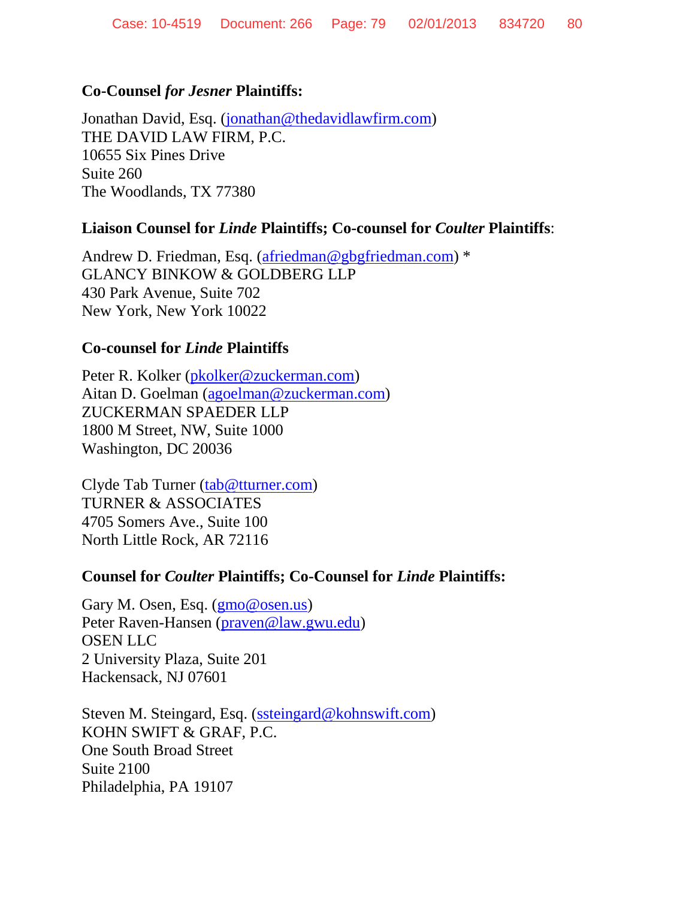**Co-Counsel *for Jesner* Plaintiffs:**

Jonathan David, Esq. (jonathan@thedavidlawfirm.com)
THE DAVID LAW FIRM, P.C.
10655 Six Pines Drive
Suite 260
The Woodlands, TX 77380

**Liaison Counsel for *Linde* Plaintiffs; Co-counsel for *Coulter* Plaintiffs**:

Andrew D. Friedman, Esq. (afriedman@gbgfriedman.com) *
GLANCY BINKOW & GOLDBERG LLP
430 Park Avenue, Suite 702
New York, New York 10022

**Co-counsel for *Linde* Plaintiffs**

Peter R. Kolker (pkolker@zuckerman.com)
Aitan D. Goelman (agoelman@zuckerman.com)
ZUCKERMAN SPAEDER LLP
1800 M Street, NW, Suite 1000
Washington, DC 20036

Clyde Tab Turner (tab@tturner.com)
TURNER & ASSOCIATES
4705 Somers Ave., Suite 100
North Little Rock, AR 72116

**Counsel for *Coulter* Plaintiffs; Co-Counsel for *Linde* Plaintiffs:**

Gary M. Osen, Esq. (gmo@osen.us)
Peter Raven-Hansen (praven@law.gwu.edu)
OSEN LLC
2 University Plaza, Suite 201
Hackensack, NJ 07601

Steven M. Steingard, Esq. (ssteingard@kohnswift.com)
KOHN SWIFT & GRAF, P.C.
One South Broad Street
Suite 2100
Philadelphia, PA 19107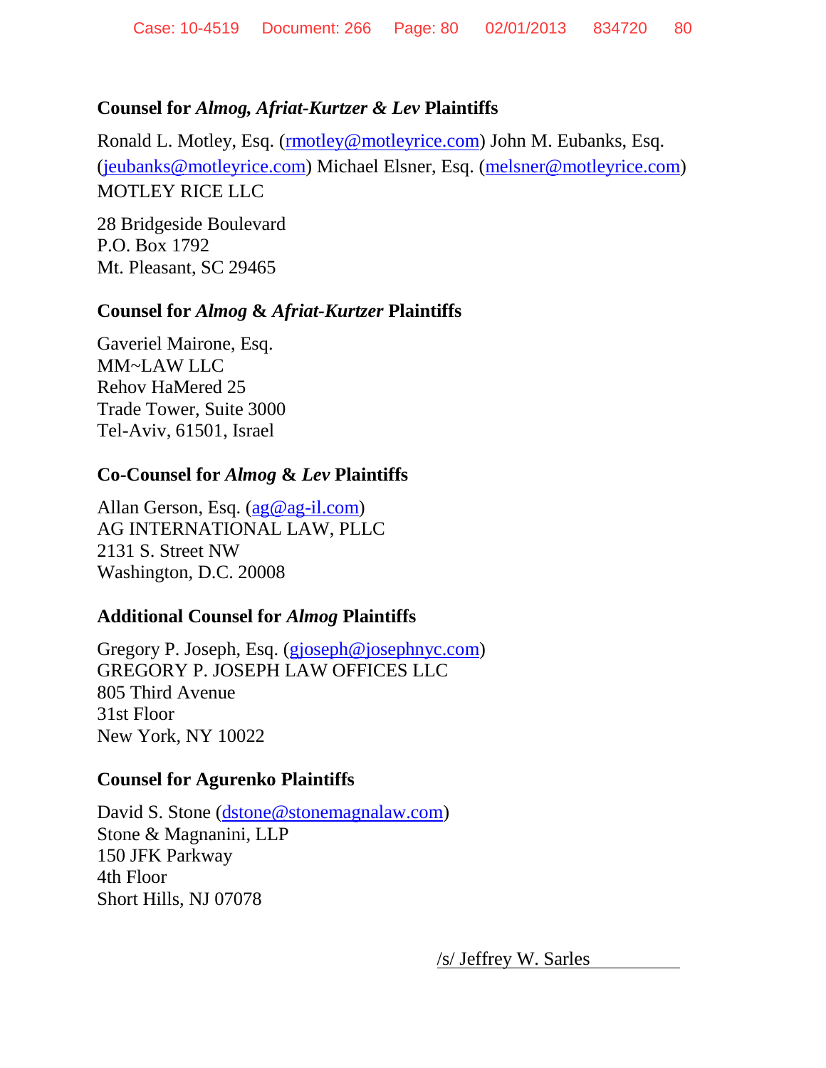**Counsel for *Almog, Afriat-Kurtzer & Lev* Plaintiffs**

Ronald L. Motley, Esq. (rmotley@motleyrice.com) John M. Eubanks, Esq. (jeubanks@motleyrice.com) Michael Elsner, Esq. (melsner@motleyrice.com)
MOTLEY RICE LLC

28 Bridgeside Boulevard
P.O. Box 1792
Mt. Pleasant, SC 29465

**Counsel for *Almog* & *Afriat-Kurtzer* Plaintiffs**

Gaveriel Mairone, Esq.
MM~LAW LLC
Rehov HaMered 25
Trade Tower, Suite 3000
Tel-Aviv, 61501, Israel

**Co-Counsel for *Almog* & *Lev* Plaintiffs**

Allan Gerson, Esq. (ag@ag-il.com)
AG INTERNATIONAL LAW, PLLC
2131 S. Street NW
Washington, D.C. 20008

**Additional Counsel for *Almog* Plaintiffs**

Gregory P. Joseph, Esq. (gjoseph@josephnyc.com)
GREGORY P. JOSEPH LAW OFFICES LLC
805 Third Avenue
31st Floor
New York, NY 10022

**Counsel for Agurenko Plaintiffs**

David S. Stone (dstone@stonemagnalaw.com)
Stone & Magnanini, LLP
150 JFK Parkway
4th Floor
Short Hills, NJ 07078

/s/ Jeffrey W. Sarles